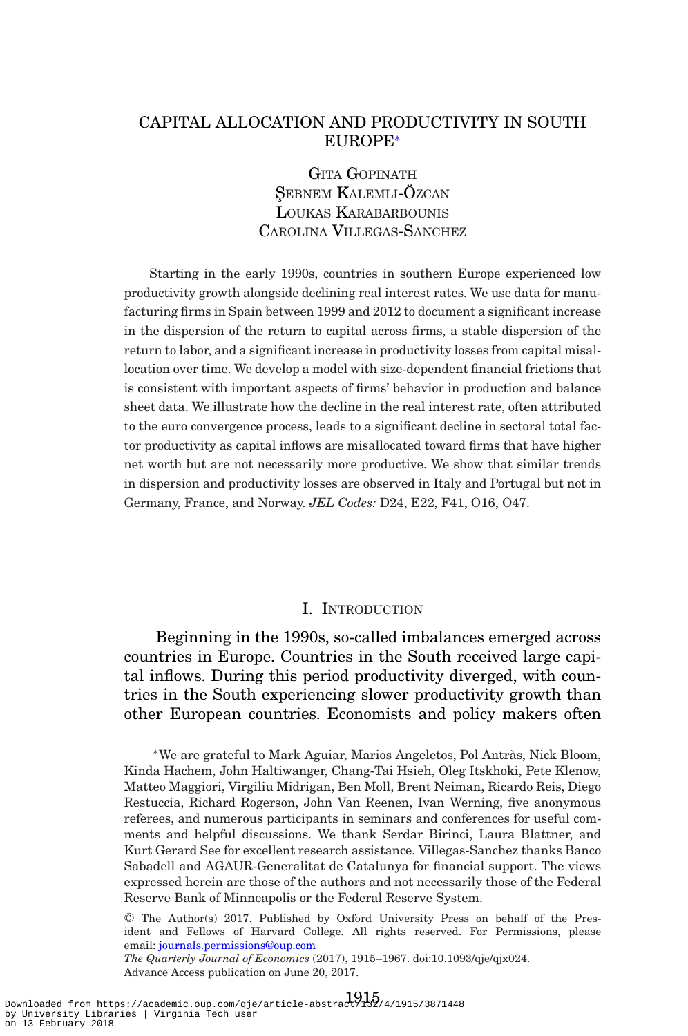# CAPITAL ALLOCATION AND PRODUCTIVITY IN SOUTH EUROPE*

GITA GOPINATH
ŞEBNEM KALEMLI-ÖZCAN
LOUKAS KARABARBOUNIS
CAROLINA VILLEGAS-SANCHEZ

Starting in the early 1990s, countries in southern Europe experienced low productivity growth alongside declining real interest rates. We use data for manufacturing firms in Spain between 1999 and 2012 to document a significant increase in the dispersion of the return to capital across firms, a stable dispersion of the return to labor, and a significant increase in productivity losses from capital misallocation over time. We develop a model with size-dependent financial frictions that is consistent with important aspects of firms' behavior in production and balance sheet data. We illustrate how the decline in the real interest rate, often attributed to the euro convergence process, leads to a significant decline in sectoral total factor productivity as capital inflows are misallocated toward firms that have higher net worth but are not necessarily more productive. We show that similar trends in dispersion and productivity losses are observed in Italy and Portugal but not in Germany, France, and Norway. *JEL Codes:* D24, E22, F41, O16, O47.

## I. INTRODUCTION

Beginning in the 1990s, so-called imbalances emerged across countries in Europe. Countries in the South received large capital inflows. During this period productivity diverged, with countries in the South experiencing slower productivity growth than other European countries. Economists and policy makers often

*We are grateful to Mark Aguiar, Marios Angeletos, Pol Antràs, Nick Bloom, Kinda Hachem, John Haltiwanger, Chang-Tai Hsieh, Oleg Itskhoki, Pete Klenow, Matteo Maggiori, Virgiliu Midrigan, Ben Moll, Brent Neiman, Ricardo Reis, Diego Restuccia, Richard Rogerson, John Van Reenen, Ivan Werning, five anonymous referees, and numerous participants in seminars and conferences for useful comments and helpful discussions. We thank Serdar Birinci, Laura Blattner, and Kurt Gerard See for excellent research assistance. Villegas-Sanchez thanks Banco Sabadell and AGAUR-Generalitat de Catalunya for financial support. The views expressed herein are those of the authors and not necessarily those of the Federal Reserve Bank of Minneapolis or the Federal Reserve System.

© The Author(s) 2017. Published by Oxford University Press on behalf of the President and Fellows of Harvard College. All rights reserved. For Permissions, please email: journals.permissions@oup.com

*The Quarterly Journal of Economics* (2017), 1915–1967. doi:10.1093/qje/qjx024.
Advance Access publication on June 20, 2017.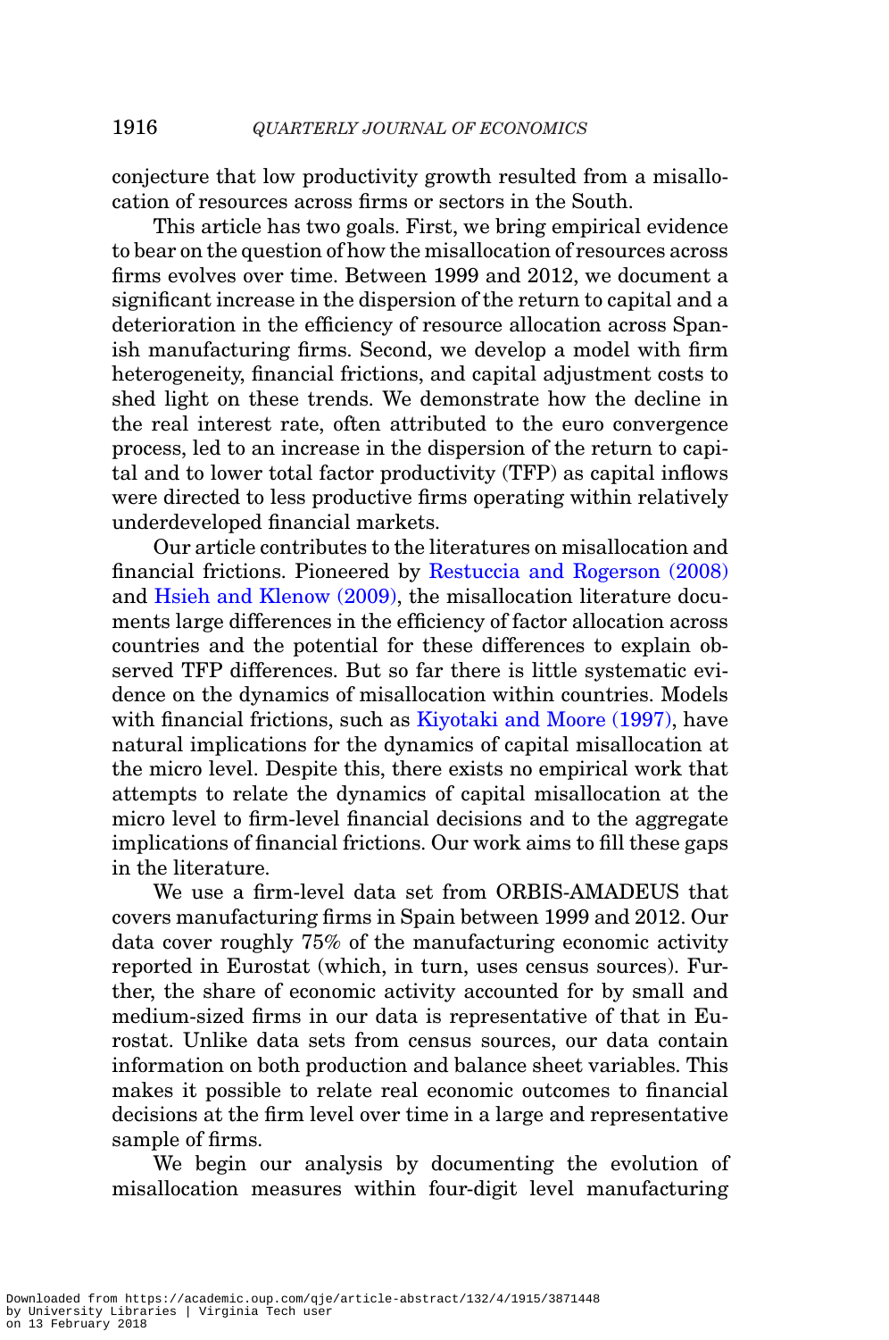conjecture that low productivity growth resulted from a misallocation of resources across firms or sectors in the South.

This article has two goals. First, we bring empirical evidence to bear on the question of how the misallocation of resources across firms evolves over time. Between 1999 and 2012, we document a significant increase in the dispersion of the return to capital and a deterioration in the efficiency of resource allocation across Spanish manufacturing firms. Second, we develop a model with firm heterogeneity, financial frictions, and capital adjustment costs to shed light on these trends. We demonstrate how the decline in the real interest rate, often attributed to the euro convergence process, led to an increase in the dispersion of the return to capital and to lower total factor productivity (TFP) as capital inflows were directed to less productive firms operating within relatively underdeveloped financial markets.

Our article contributes to the literatures on misallocation and financial frictions. Pioneered by Restuccia and Rogerson (2008) and Hsieh and Klenow (2009), the misallocation literature documents large differences in the efficiency of factor allocation across countries and the potential for these differences to explain observed TFP differences. But so far there is little systematic evidence on the dynamics of misallocation within countries. Models with financial frictions, such as Kiyotaki and Moore (1997), have natural implications for the dynamics of capital misallocation at the micro level. Despite this, there exists no empirical work that attempts to relate the dynamics of capital misallocation at the micro level to firm-level financial decisions and to the aggregate implications of financial frictions. Our work aims to fill these gaps in the literature.

We use a firm-level data set from ORBIS-AMADEUS that covers manufacturing firms in Spain between 1999 and 2012. Our data cover roughly 75% of the manufacturing economic activity reported in Eurostat (which, in turn, uses census sources). Further, the share of economic activity accounted for by small and medium-sized firms in our data is representative of that in Eurostat. Unlike data sets from census sources, our data contain information on both production and balance sheet variables. This makes it possible to relate real economic outcomes to financial decisions at the firm level over time in a large and representative sample of firms.

We begin our analysis by documenting the evolution of misallocation measures within four-digit level manufacturing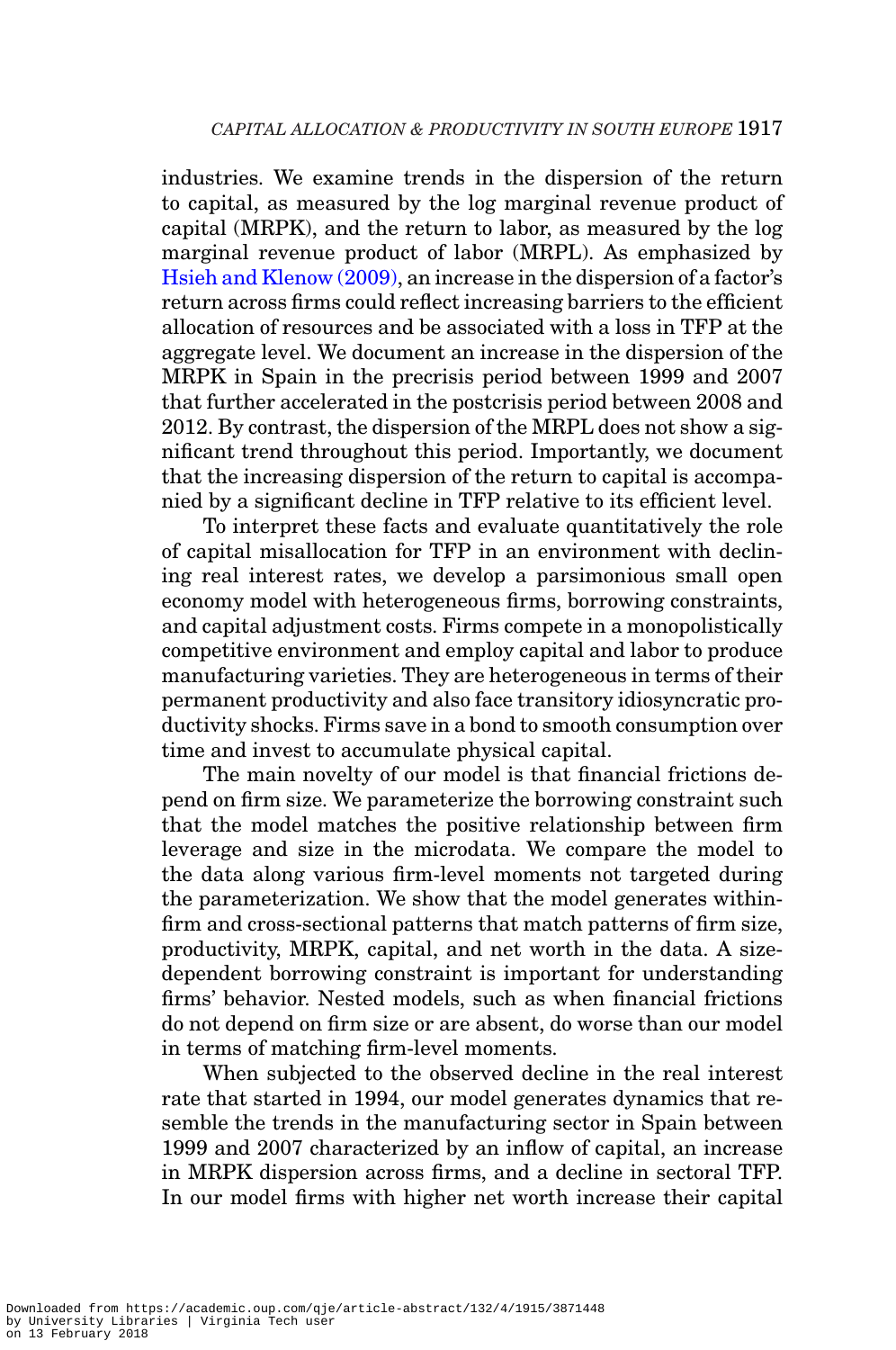industries. We examine trends in the dispersion of the return to capital, as measured by the log marginal revenue product of capital (MRPK), and the return to labor, as measured by the log marginal revenue product of labor (MRPL). As emphasized by Hsieh and Klenow (2009), an increase in the dispersion of a factor's return across firms could reflect increasing barriers to the efficient allocation of resources and be associated with a loss in TFP at the aggregate level. We document an increase in the dispersion of the MRPK in Spain in the precrisis period between 1999 and 2007 that further accelerated in the postcrisis period between 2008 and 2012. By contrast, the dispersion of the MRPL does not show a significant trend throughout this period. Importantly, we document that the increasing dispersion of the return to capital is accompanied by a significant decline in TFP relative to its efficient level.

To interpret these facts and evaluate quantitatively the role of capital misallocation for TFP in an environment with declining real interest rates, we develop a parsimonious small open economy model with heterogeneous firms, borrowing constraints, and capital adjustment costs. Firms compete in a monopolistically competitive environment and employ capital and labor to produce manufacturing varieties. They are heterogeneous in terms of their permanent productivity and also face transitory idiosyncratic productivity shocks. Firms save in a bond to smooth consumption over time and invest to accumulate physical capital.

The main novelty of our model is that financial frictions depend on firm size. We parameterize the borrowing constraint such that the model matches the positive relationship between firm leverage and size in the microdata. We compare the model to the data along various firm-level moments not targeted during the parameterization. We show that the model generates within-firm and cross-sectional patterns that match patterns of firm size, productivity, MRPK, capital, and net worth in the data. A size-dependent borrowing constraint is important for understanding firms' behavior. Nested models, such as when financial frictions do not depend on firm size or are absent, do worse than our model in terms of matching firm-level moments.

When subjected to the observed decline in the real interest rate that started in 1994, our model generates dynamics that resemble the trends in the manufacturing sector in Spain between 1999 and 2007 characterized by an inflow of capital, an increase in MRPK dispersion across firms, and a decline in sectoral TFP. In our model firms with higher net worth increase their capital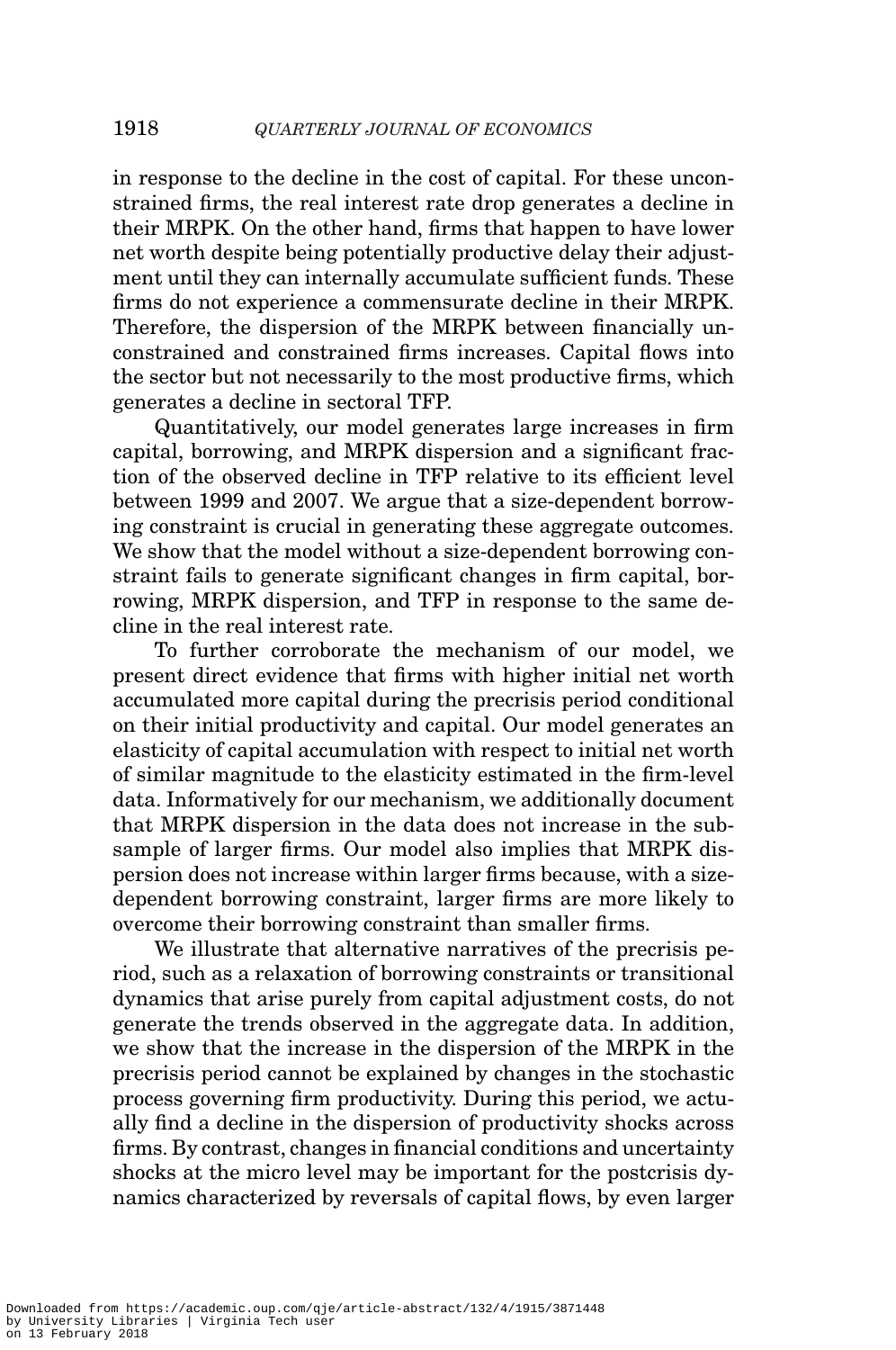in response to the decline in the cost of capital. For these unconstrained firms, the real interest rate drop generates a decline in their MRPK. On the other hand, firms that happen to have lower net worth despite being potentially productive delay their adjustment until they can internally accumulate sufficient funds. These firms do not experience a commensurate decline in their MRPK. Therefore, the dispersion of the MRPK between financially unconstrained and constrained firms increases. Capital flows into the sector but not necessarily to the most productive firms, which generates a decline in sectoral TFP.

Quantitatively, our model generates large increases in firm capital, borrowing, and MRPK dispersion and a significant fraction of the observed decline in TFP relative to its efficient level between 1999 and 2007. We argue that a size-dependent borrowing constraint is crucial in generating these aggregate outcomes. We show that the model without a size-dependent borrowing constraint fails to generate significant changes in firm capital, borrowing, MRPK dispersion, and TFP in response to the same decline in the real interest rate.

To further corroborate the mechanism of our model, we present direct evidence that firms with higher initial net worth accumulated more capital during the precrisis period conditional on their initial productivity and capital. Our model generates an elasticity of capital accumulation with respect to initial net worth of similar magnitude to the elasticity estimated in the firm-level data. Informatively for our mechanism, we additionally document that MRPK dispersion in the data does not increase in the subsample of larger firms. Our model also implies that MRPK dispersion does not increase within larger firms because, with a size-dependent borrowing constraint, larger firms are more likely to overcome their borrowing constraint than smaller firms.

We illustrate that alternative narratives of the precrisis period, such as a relaxation of borrowing constraints or transitional dynamics that arise purely from capital adjustment costs, do not generate the trends observed in the aggregate data. In addition, we show that the increase in the dispersion of the MRPK in the precrisis period cannot be explained by changes in the stochastic process governing firm productivity. During this period, we actually find a decline in the dispersion of productivity shocks across firms. By contrast, changes in financial conditions and uncertainty shocks at the micro level may be important for the postcrisis dynamics characterized by reversals of capital flows, by even larger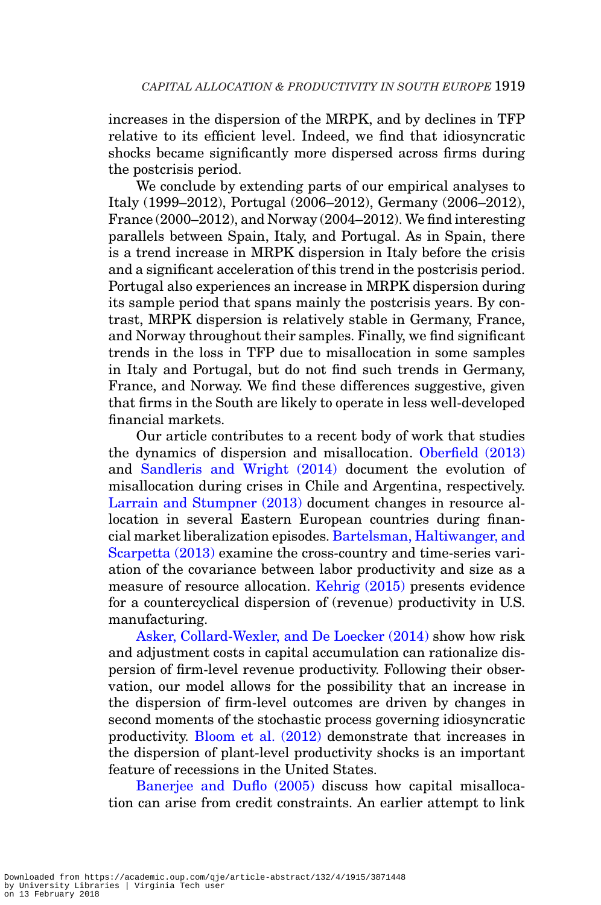increases in the dispersion of the MRPK, and by declines in TFP relative to its efficient level. Indeed, we find that idiosyncratic shocks became significantly more dispersed across firms during the postcrisis period.

We conclude by extending parts of our empirical analyses to Italy (1999–2012), Portugal (2006–2012), Germany (2006–2012), France (2000–2012), and Norway (2004–2012). We find interesting parallels between Spain, Italy, and Portugal. As in Spain, there is a trend increase in MRPK dispersion in Italy before the crisis and a significant acceleration of this trend in the postcrisis period. Portugal also experiences an increase in MRPK dispersion during its sample period that spans mainly the postcrisis years. By contrast, MRPK dispersion is relatively stable in Germany, France, and Norway throughout their samples. Finally, we find significant trends in the loss in TFP due to misallocation in some samples in Italy and Portugal, but do not find such trends in Germany, France, and Norway. We find these differences suggestive, given that firms in the South are likely to operate in less well-developed financial markets.

Our article contributes to a recent body of work that studies the dynamics of dispersion and misallocation. Oberfield (2013) and Sandleris and Wright (2014) document the evolution of misallocation during crises in Chile and Argentina, respectively. Larrain and Stumpner (2013) document changes in resource allocation in several Eastern European countries during financial market liberalization episodes. Bartelsman, Haltiwanger, and Scarpetta (2013) examine the cross-country and time-series variation of the covariance between labor productivity and size as a measure of resource allocation. Kehrig (2015) presents evidence for a countercyclical dispersion of (revenue) productivity in U.S. manufacturing.

Asker, Collard-Wexler, and De Loecker (2014) show how risk and adjustment costs in capital accumulation can rationalize dispersion of firm-level revenue productivity. Following their observation, our model allows for the possibility that an increase in the dispersion of firm-level outcomes are driven by changes in second moments of the stochastic process governing idiosyncratic productivity. Bloom et al. (2012) demonstrate that increases in the dispersion of plant-level productivity shocks is an important feature of recessions in the United States.

Banerjee and Duflo (2005) discuss how capital misallocation can arise from credit constraints. An earlier attempt to link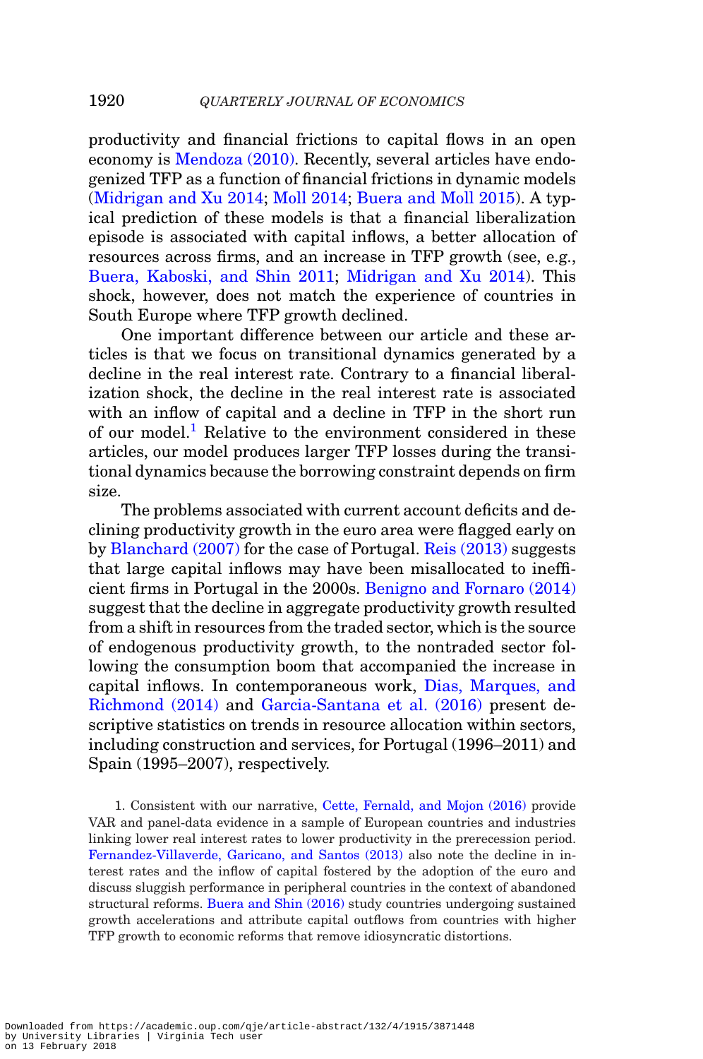productivity and financial frictions to capital flows in an open economy is Mendoza (2010). Recently, several articles have endogenized TFP as a function of financial frictions in dynamic models (Midrigan and Xu 2014; Moll 2014; Buera and Moll 2015). A typical prediction of these models is that a financial liberalization episode is associated with capital inflows, a better allocation of resources across firms, and an increase in TFP growth (see, e.g., Buera, Kaboski, and Shin 2011; Midrigan and Xu 2014). This shock, however, does not match the experience of countries in South Europe where TFP growth declined.

One important difference between our article and these articles is that we focus on transitional dynamics generated by a decline in the real interest rate. Contrary to a financial liberalization shock, the decline in the real interest rate is associated with an inflow of capital and a decline in TFP in the short run of our model.[1] Relative to the environment considered in these articles, our model produces larger TFP losses during the transitional dynamics because the borrowing constraint depends on firm size.

The problems associated with current account deficits and declining productivity growth in the euro area were flagged early on by Blanchard (2007) for the case of Portugal. Reis (2013) suggests that large capital inflows may have been misallocated to inefficient firms in Portugal in the 2000s. Benigno and Fornaro (2014) suggest that the decline in aggregate productivity growth resulted from a shift in resources from the traded sector, which is the source of endogenous productivity growth, to the nontraded sector following the consumption boom that accompanied the increase in capital inflows. In contemporaneous work, Dias, Marques, and Richmond (2014) and Garcia-Santana et al. (2016) present descriptive statistics on trends in resource allocation within sectors, including construction and services, for Portugal (1996–2011) and Spain (1995–2007), respectively.

1. Consistent with our narrative, Cette, Fernald, and Mojon (2016) provide VAR and panel-data evidence in a sample of European countries and industries linking lower real interest rates to lower productivity in the prerecession period. Fernandez-Villaverde, Garicano, and Santos (2013) also note the decline in interest rates and the inflow of capital fostered by the adoption of the euro and discuss sluggish performance in peripheral countries in the context of abandoned structural reforms. Buera and Shin (2016) study countries undergoing sustained growth accelerations and attribute capital outflows from countries with higher TFP growth to economic reforms that remove idiosyncratic distortions.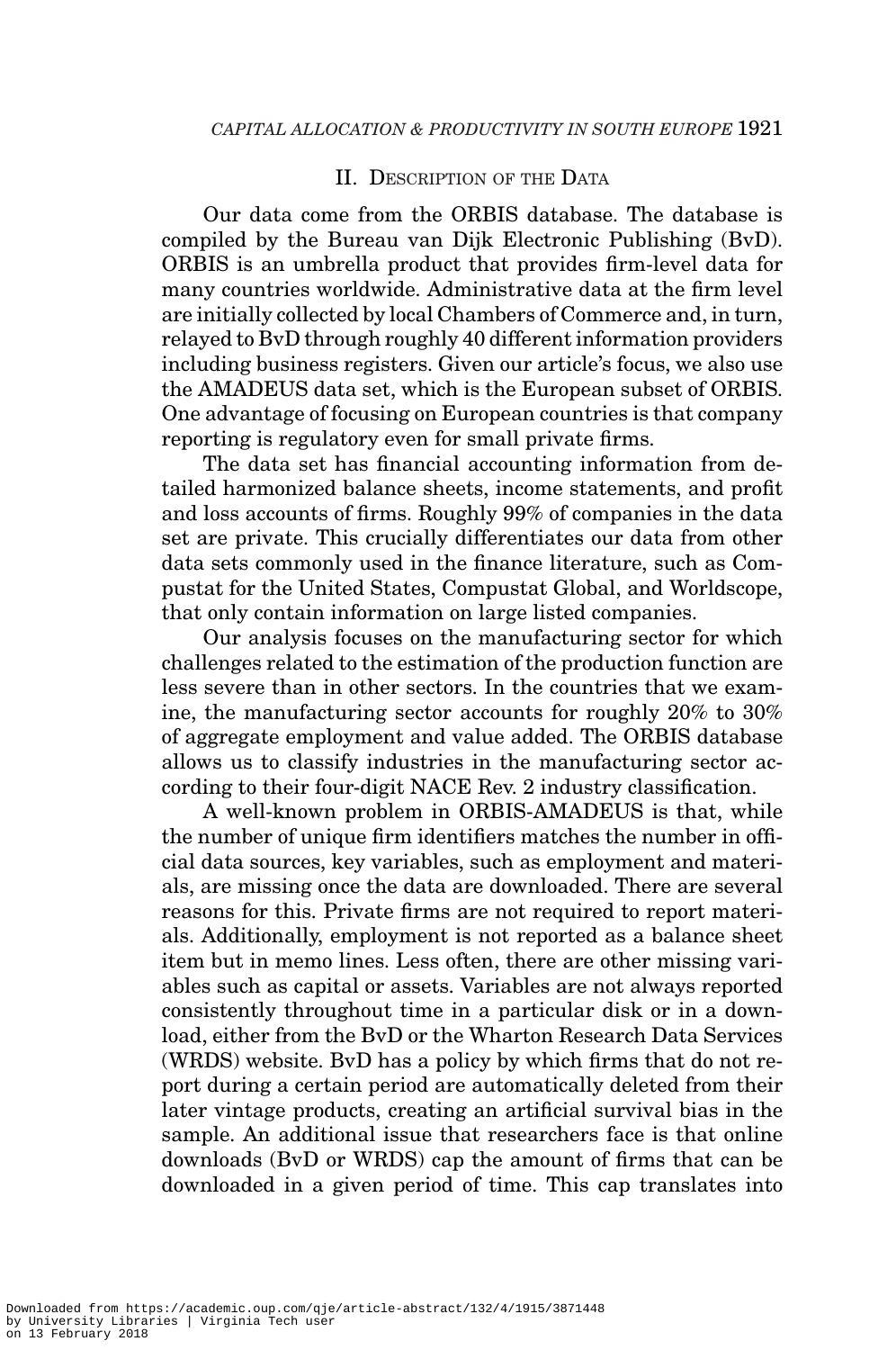## II. Description of the Data

Our data come from the ORBIS database. The database is compiled by the Bureau van Dijk Electronic Publishing (BvD). ORBIS is an umbrella product that provides firm-level data for many countries worldwide. Administrative data at the firm level are initially collected by local Chambers of Commerce and, in turn, relayed to BvD through roughly 40 different information providers including business registers. Given our article's focus, we also use the AMADEUS data set, which is the European subset of ORBIS. One advantage of focusing on European countries is that company reporting is regulatory even for small private firms.

The data set has financial accounting information from detailed harmonized balance sheets, income statements, and profit and loss accounts of firms. Roughly 99% of companies in the data set are private. This crucially differentiates our data from other data sets commonly used in the finance literature, such as Compustat for the United States, Compustat Global, and Worldscope, that only contain information on large listed companies.

Our analysis focuses on the manufacturing sector for which challenges related to the estimation of the production function are less severe than in other sectors. In the countries that we examine, the manufacturing sector accounts for roughly 20% to 30% of aggregate employment and value added. The ORBIS database allows us to classify industries in the manufacturing sector according to their four-digit NACE Rev. 2 industry classification.

A well-known problem in ORBIS-AMADEUS is that, while the number of unique firm identifiers matches the number in official data sources, key variables, such as employment and materials, are missing once the data are downloaded. There are several reasons for this. Private firms are not required to report materials. Additionally, employment is not reported as a balance sheet item but in memo lines. Less often, there are other missing variables such as capital or assets. Variables are not always reported consistently throughout time in a particular disk or in a download, either from the BvD or the Wharton Research Data Services (WRDS) website. BvD has a policy by which firms that do not report during a certain period are automatically deleted from their later vintage products, creating an artificial survival bias in the sample. An additional issue that researchers face is that online downloads (BvD or WRDS) cap the amount of firms that can be downloaded in a given period of time. This cap translates into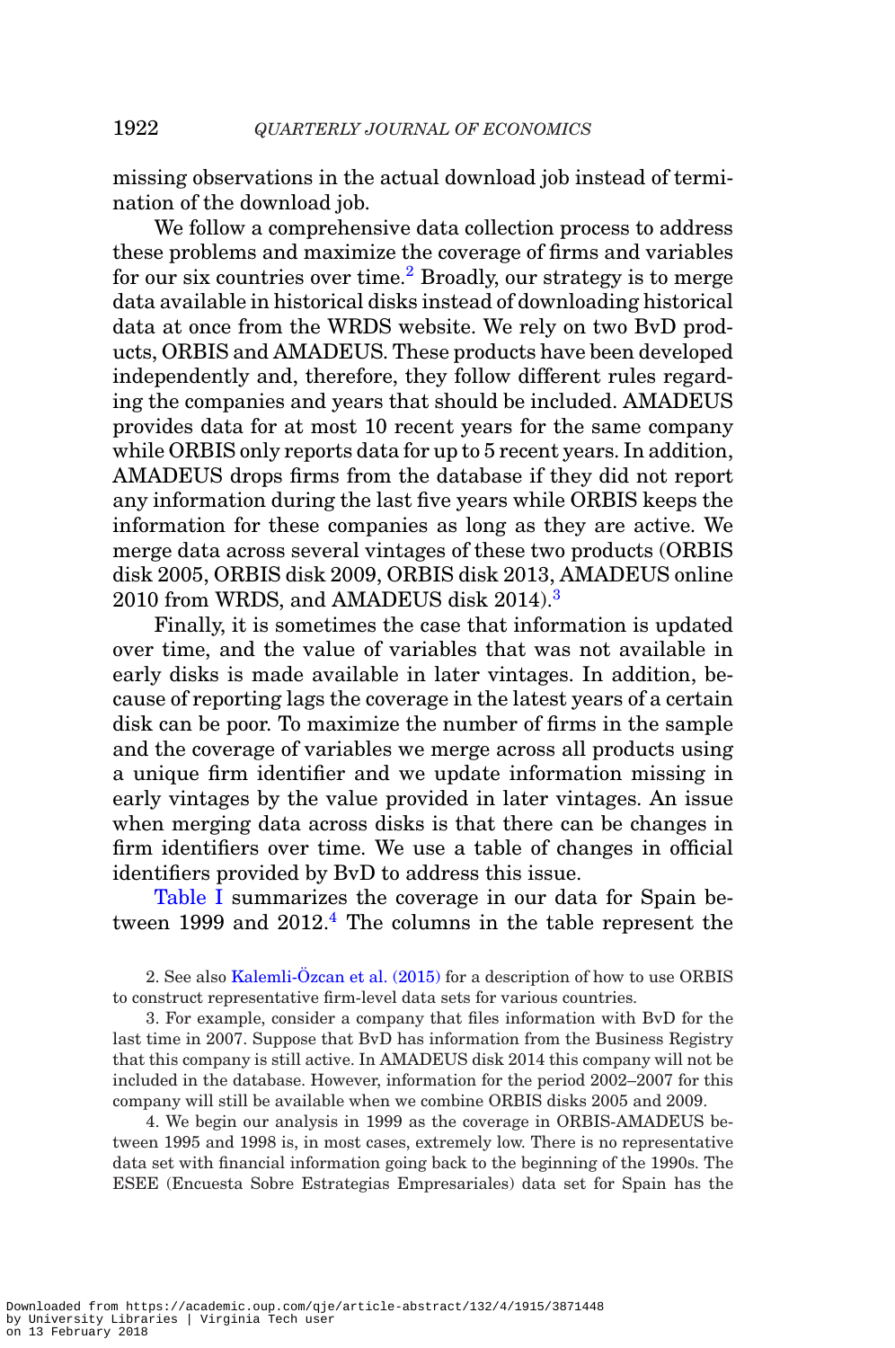missing observations in the actual download job instead of termination of the download job.

We follow a comprehensive data collection process to address these problems and maximize the coverage of firms and variables for our six countries over time.[2] Broadly, our strategy is to merge data available in historical disks instead of downloading historical data at once from the WRDS website. We rely on two BvD products, ORBIS and AMADEUS. These products have been developed independently and, therefore, they follow different rules regarding the companies and years that should be included. AMADEUS provides data for at most 10 recent years for the same company while ORBIS only reports data for up to 5 recent years. In addition, AMADEUS drops firms from the database if they did not report any information during the last five years while ORBIS keeps the information for these companies as long as they are active. We merge data across several vintages of these two products (ORBIS disk 2005, ORBIS disk 2009, ORBIS disk 2013, AMADEUS online 2010 from WRDS, and AMADEUS disk 2014).[3]

Finally, it is sometimes the case that information is updated over time, and the value of variables that was not available in early disks is made available in later vintages. In addition, because of reporting lags the coverage in the latest years of a certain disk can be poor. To maximize the number of firms in the sample and the coverage of variables we merge across all products using a unique firm identifier and we update information missing in early vintages by the value provided in later vintages. An issue when merging data across disks is that there can be changes in firm identifiers over time. We use a table of changes in official identifiers provided by BvD to address this issue.

Table I summarizes the coverage in our data for Spain between 1999 and 2012.[4] The columns in the table represent the

2. See also Kalemli-Özcan et al. (2015) for a description of how to use ORBIS to construct representative firm-level data sets for various countries.

3. For example, consider a company that files information with BvD for the last time in 2007. Suppose that BvD has information from the Business Registry that this company is still active. In AMADEUS disk 2014 this company will not be included in the database. However, information for the period 2002–2007 for this company will still be available when we combine ORBIS disks 2005 and 2009.

4. We begin our analysis in 1999 as the coverage in ORBIS-AMADEUS between 1995 and 1998 is, in most cases, extremely low. There is no representative data set with financial information going back to the beginning of the 1990s. The ESEE (Encuesta Sobre Estrategias Empresariales) data set for Spain has the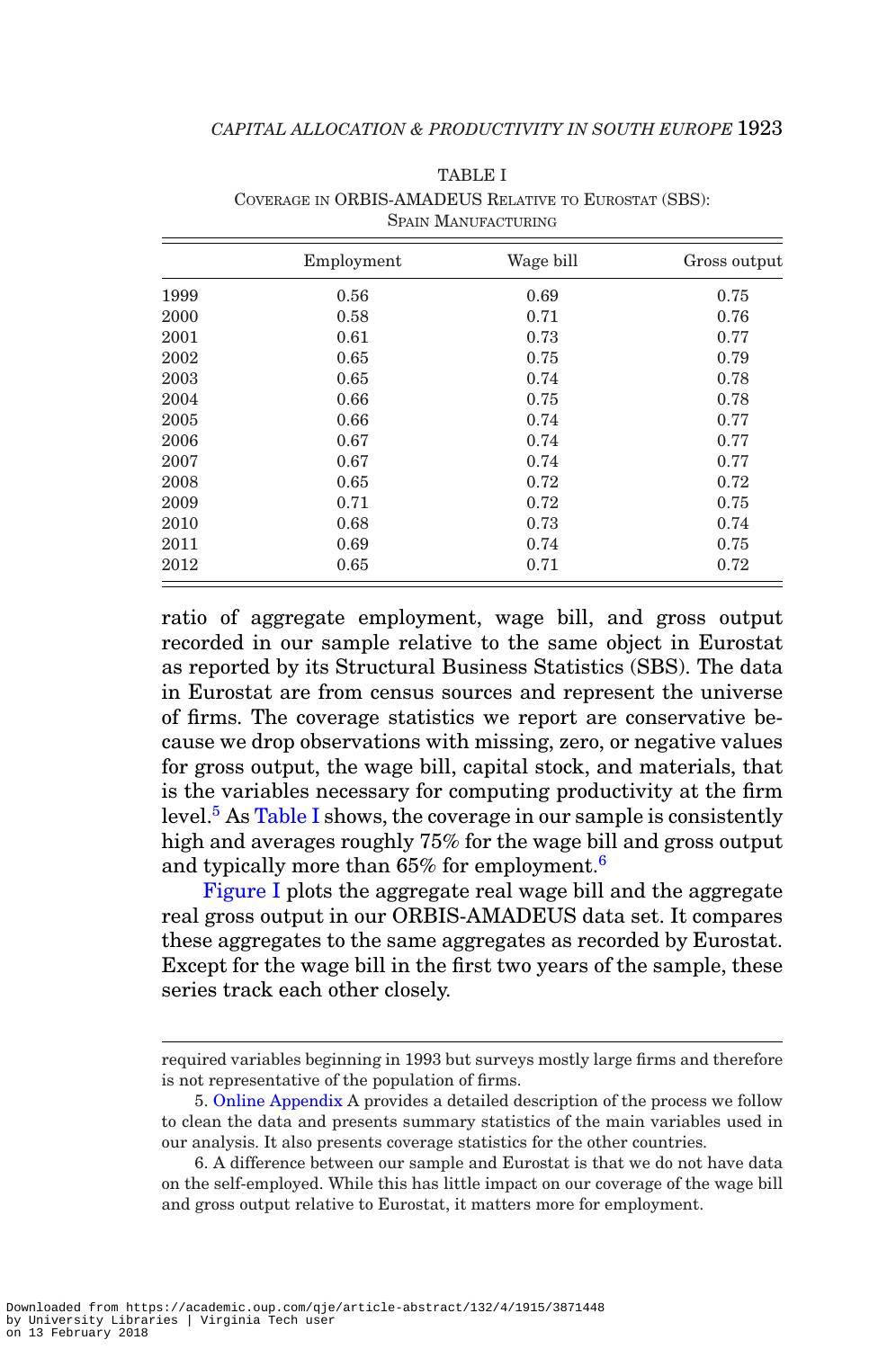TABLE I

COVERAGE IN ORBIS-AMADEUS RELATIVE TO EUROSTAT (SBS): SPAIN MANUFACTURING

| | Employment | Wage bill | Gross output |
|---|---|---|---|
| 1999 | 0.56 | 0.69 | 0.75 |
| 2000 | 0.58 | 0.71 | 0.76 |
| 2001 | 0.61 | 0.73 | 0.77 |
| 2002 | 0.65 | 0.75 | 0.79 |
| 2003 | 0.65 | 0.74 | 0.78 |
| 2004 | 0.66 | 0.75 | 0.78 |
| 2005 | 0.66 | 0.74 | 0.77 |
| 2006 | 0.67 | 0.74 | 0.77 |
| 2007 | 0.67 | 0.74 | 0.77 |
| 2008 | 0.65 | 0.72 | 0.72 |
| 2009 | 0.71 | 0.72 | 0.75 |
| 2010 | 0.68 | 0.73 | 0.74 |
| 2011 | 0.69 | 0.74 | 0.75 |
| 2012 | 0.65 | 0.71 | 0.72 |

ratio of aggregate employment, wage bill, and gross output recorded in our sample relative to the same object in Eurostat as reported by its Structural Business Statistics (SBS). The data in Eurostat are from census sources and represent the universe of firms. The coverage statistics we report are conservative because we drop observations with missing, zero, or negative values for gross output, the wage bill, capital stock, and materials, that is the variables necessary for computing productivity at the firm level.[5] As Table I shows, the coverage in our sample is consistently high and averages roughly 75% for the wage bill and gross output and typically more than 65% for employment.[6]

Figure I plots the aggregate real wage bill and the aggregate real gross output in our ORBIS-AMADEUS data set. It compares these aggregates to the same aggregates as recorded by Eurostat. Except for the wage bill in the first two years of the sample, these series track each other closely.

---

required variables beginning in 1993 but surveys mostly large firms and therefore is not representative of the population of firms.

5. Online Appendix A provides a detailed description of the process we follow to clean the data and presents summary statistics of the main variables used in our analysis. It also presents coverage statistics for the other countries.

6. A difference between our sample and Eurostat is that we do not have data on the self-employed. While this has little impact on our coverage of the wage bill and gross output relative to Eurostat, it matters more for employment.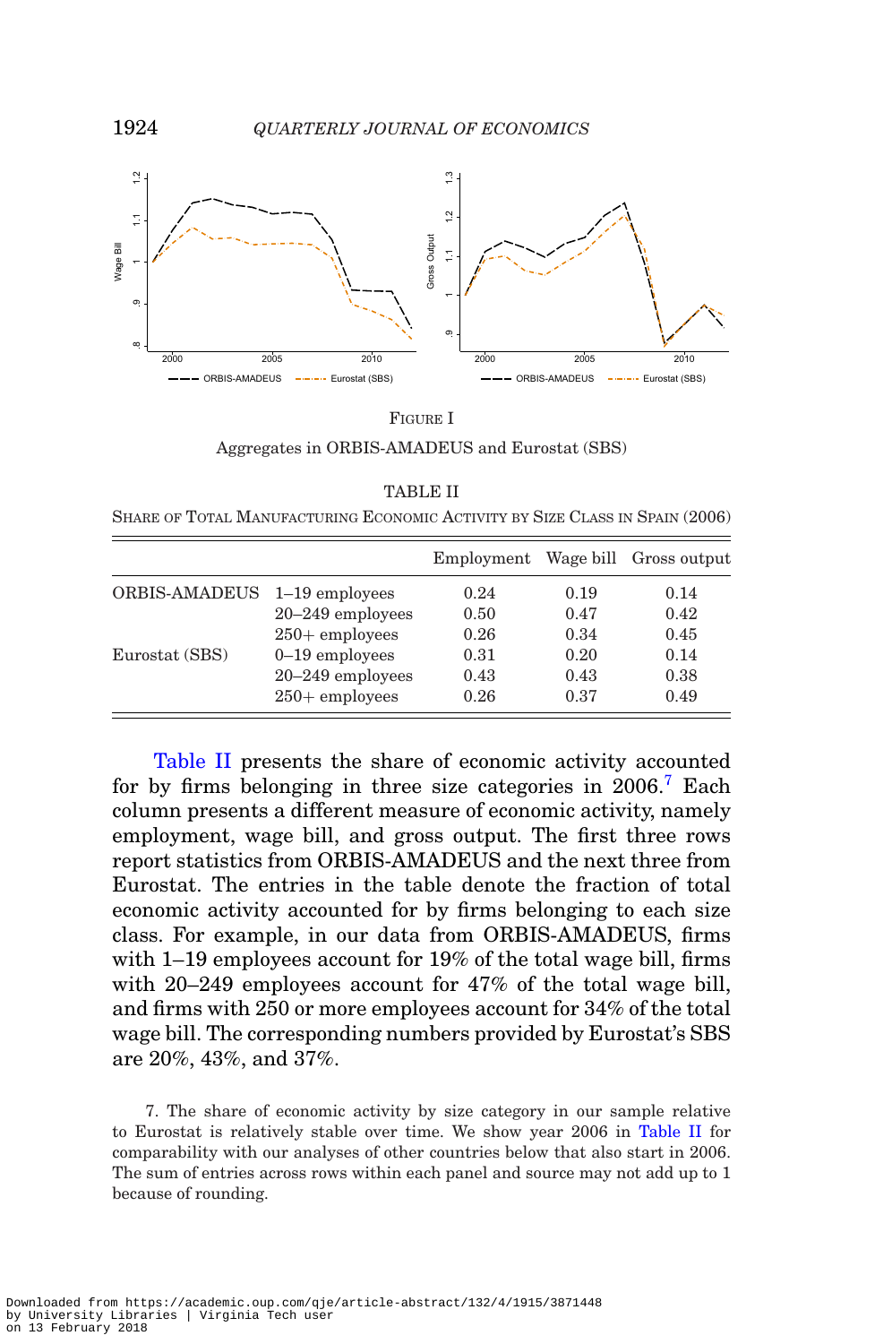FIGURE I

Aggregates in ORBIS-AMADEUS and Eurostat (SBS)

TABLE II

SHARE OF TOTAL MANUFACTURING ECONOMIC ACTIVITY BY SIZE CLASS IN SPAIN (2006)

| | | Employment | Wage bill | Gross output |
|---|---|---|---|---|
| ORBIS-AMADEUS | 1–19 employees | 0.24 | 0.19 | 0.14 |
| | 20–249 employees | 0.50 | 0.47 | 0.42 |
| | 250+ employees | 0.26 | 0.34 | 0.45 |
| Eurostat (SBS) | 0–19 employees | 0.31 | 0.20 | 0.14 |
| | 20–249 employees | 0.43 | 0.43 | 0.38 |
| | 250+ employees | 0.26 | 0.37 | 0.49 |

Table II presents the share of economic activity accounted for by firms belonging in three size categories in 2006.[7] Each column presents a different measure of economic activity, namely employment, wage bill, and gross output. The first three rows report statistics from ORBIS-AMADEUS and the next three from Eurostat. The entries in the table denote the fraction of total economic activity accounted for by firms belonging to each size class. For example, in our data from ORBIS-AMADEUS, firms with 1–19 employees account for 19% of the total wage bill, firms with 20–249 employees account for 47% of the total wage bill, and firms with 250 or more employees account for 34% of the total wage bill. The corresponding numbers provided by Eurostat's SBS are 20%, 43%, and 37%.

7. The share of economic activity by size category in our sample relative to Eurostat is relatively stable over time. We show year 2006 in Table II for comparability with our analyses of other countries below that also start in 2006. The sum of entries across rows within each panel and source may not add up to 1 because of rounding.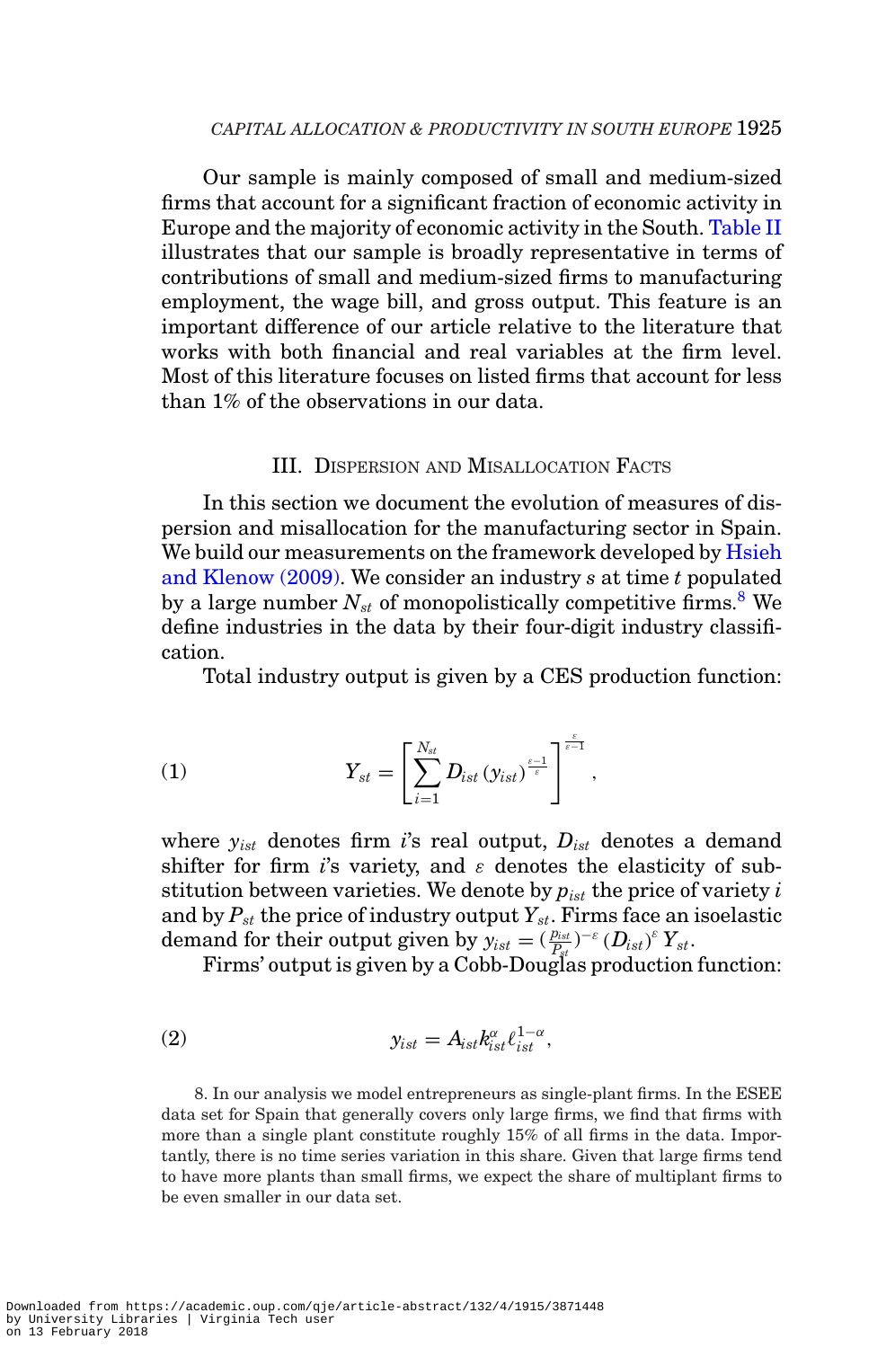Our sample is mainly composed of small and medium-sized firms that account for a significant fraction of economic activity in Europe and the majority of economic activity in the South. Table II illustrates that our sample is broadly representative in terms of contributions of small and medium-sized firms to manufacturing employment, the wage bill, and gross output. This feature is an important difference of our article relative to the literature that works with both financial and real variables at the firm level. Most of this literature focuses on listed firms that account for less than 1% of the observations in our data.

## III. Dispersion and Misallocation Facts

In this section we document the evolution of measures of dispersion and misallocation for the manufacturing sector in Spain. We build our measurements on the framework developed by Hsieh and Klenow (2009). We consider an industry $s$ at time $t$ populated by a large number $N_{st}$ of monopolistically competitive firms.[8] We define industries in the data by their four-digit industry classification.

Total industry output is given by a CES production function:

$$Y_{st} = \left[ \sum_{i=1}^{N_{st}} D_{ist} \left( y_{ist} \right)^{\frac{\varepsilon - 1}{\varepsilon}} \right]^{\frac{\varepsilon}{\varepsilon - 1}}, \tag{1}$$

where $y_{ist}$ denotes firm $i$'s real output, $D_{ist}$ denotes a demand shifter for firm $i$'s variety, and $\varepsilon$ denotes the elasticity of substitution between varieties. We denote by $p_{ist}$ the price of variety $i$ and by $P_{st}$ the price of industry output $Y_{st}$. Firms face an isoelastic demand for their output given by $y_{ist} = (\frac{p_{ist}}{P_{st}})^{-\varepsilon} (D_{ist})^{\varepsilon} Y_{st}$.

Firms' output is given by a Cobb-Douglas production function:

$$y_{ist} = A_{ist} k_{ist}^{\alpha} \ell_{ist}^{1-\alpha}, \tag{2}$$

8. In our analysis we model entrepreneurs as single-plant firms. In the ESEE data set for Spain that generally covers only large firms, we find that firms with more than a single plant constitute roughly 15% of all firms in the data. Importantly, there is no time series variation in this share. Given that large firms tend to have more plants than small firms, we expect the share of multiplant firms to be even smaller in our data set.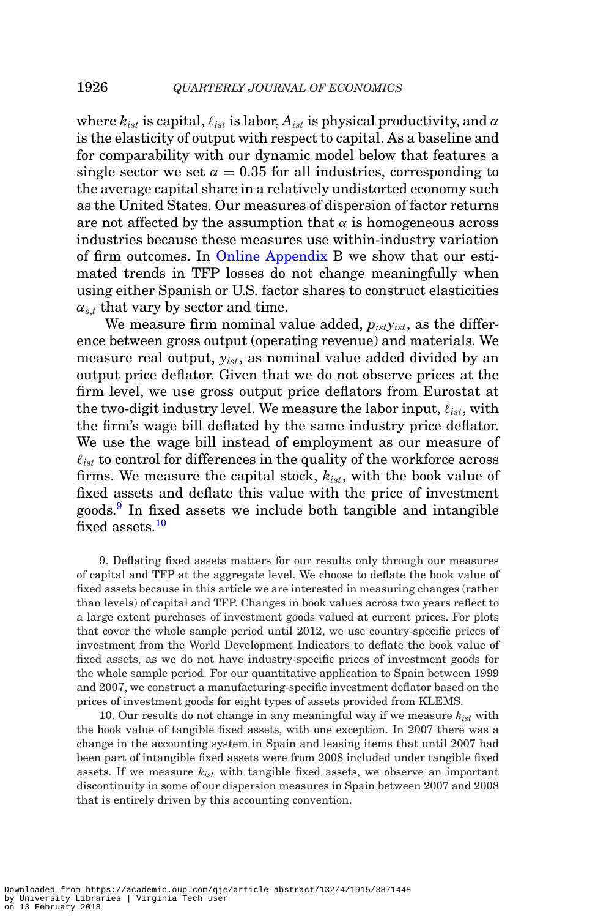where $k_{ist}$ is capital, $\ell_{ist}$ is labor, $A_{ist}$ is physical productivity, and $\alpha$ is the elasticity of output with respect to capital. As a baseline and for comparability with our dynamic model below that features a single sector we set $\alpha = 0.35$ for all industries, corresponding to the average capital share in a relatively undistorted economy such as the United States. Our measures of dispersion of factor returns are not affected by the assumption that $\alpha$ is homogeneous across industries because these measures use within-industry variation of firm outcomes. In Online Appendix B we show that our estimated trends in TFP losses do not change meaningfully when using either Spanish or U.S. factor shares to construct elasticities $\alpha_{s,t}$ that vary by sector and time.

We measure firm nominal value added, $p_{ist}y_{ist}$, as the difference between gross output (operating revenue) and materials. We measure real output, $y_{ist}$, as nominal value added divided by an output price deflator. Given that we do not observe prices at the firm level, we use gross output price deflators from Eurostat at the two-digit industry level. We measure the labor input, $\ell_{ist}$, with the firm's wage bill deflated by the same industry price deflator. We use the wage bill instead of employment as our measure of $\ell_{ist}$ to control for differences in the quality of the workforce across firms. We measure the capital stock, $k_{ist}$, with the book value of fixed assets and deflate this value with the price of investment goods.[9] In fixed assets we include both tangible and intangible fixed assets.[10]

9. Deflating fixed assets matters for our results only through our measures of capital and TFP at the aggregate level. We choose to deflate the book value of fixed assets because in this article we are interested in measuring changes (rather than levels) of capital and TFP. Changes in book values across two years reflect to a large extent purchases of investment goods valued at current prices. For plots that cover the whole sample period until 2012, we use country-specific prices of investment from the World Development Indicators to deflate the book value of fixed assets, as we do not have industry-specific prices of investment goods for the whole sample period. For our quantitative application to Spain between 1999 and 2007, we construct a manufacturing-specific investment deflator based on the prices of investment goods for eight types of assets provided from KLEMS.

10. Our results do not change in any meaningful way if we measure $k_{ist}$ with the book value of tangible fixed assets, with one exception. In 2007 there was a change in the accounting system in Spain and leasing items that until 2007 had been part of intangible fixed assets were from 2008 included under tangible fixed assets. If we measure $k_{ist}$ with tangible fixed assets, we observe an important discontinuity in some of our dispersion measures in Spain between 2007 and 2008 that is entirely driven by this accounting convention.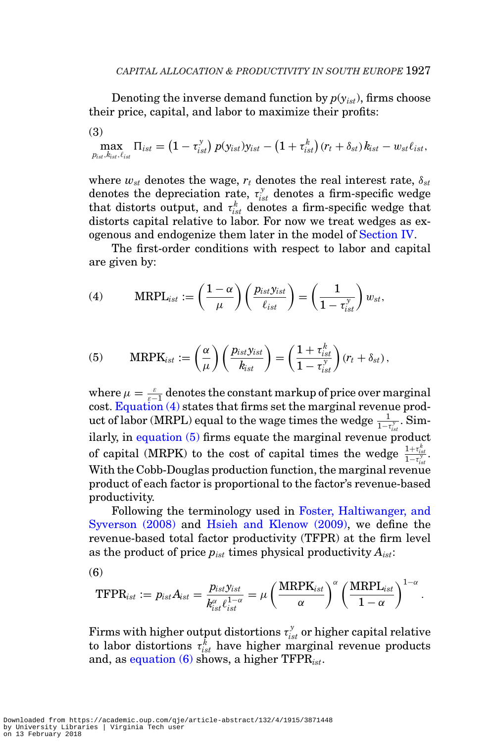Denoting the inverse demand function by $p(y_{ist})$, firms choose their price, capital, and labor to maximize their profits:

$$\max_{p_{ist},k_{ist},\ell_{ist}} \Pi_{ist} = \left(1-\tau^{y}_{ist}\right) p(y_{ist})y_{ist} - \left(1+\tau^{k}_{ist}\right)(r_t+\delta_{st})k_{ist} - w_{st}\ell_{ist}, \tag{3}$$

where $w_{st}$ denotes the wage, $r_t$ denotes the real interest rate, $\delta_{st}$ denotes the depreciation rate, $\tau^{y}_{ist}$ denotes a firm-specific wedge that distorts output, and $\tau^{k}_{ist}$ denotes a firm-specific wedge that distorts capital relative to labor. For now we treat wedges as exogenous and endogenize them later in the model of Section IV.

The first-order conditions with respect to labor and capital are given by:

$$\text{MRPL}_{ist} := \left(\frac{1-\alpha}{\mu}\right)\left(\frac{p_{ist}y_{ist}}{\ell_{ist}}\right) = \left(\frac{1}{1-\tau^{y}_{ist}}\right) w_{st}, \tag{4}$$

$$\text{MRPK}_{ist} := \left(\frac{\alpha}{\mu}\right)\left(\frac{p_{ist}y_{ist}}{k_{ist}}\right) = \left(\frac{1+\tau^{k}_{ist}}{1-\tau^{y}_{ist}}\right)(r_t+\delta_{st}), \tag{5}$$

where $\mu = \frac{\varepsilon}{\varepsilon-1}$ denotes the constant markup of price over marginal cost. Equation (4) states that firms set the marginal revenue product of labor (MRPL) equal to the wage times the wedge $\frac{1}{1-\tau^{y}_{ist}}$. Similarly, in equation (5) firms equate the marginal revenue product of capital (MRPK) to the cost of capital times the wedge $\frac{1+\tau^{k}_{ist}}{1-\tau^{y}_{ist}}$. With the Cobb-Douglas production function, the marginal revenue product of each factor is proportional to the factor's revenue-based productivity.

Following the terminology used in Foster, Haltiwanger, and Syverson (2008) and Hsieh and Klenow (2009), we define the revenue-based total factor productivity (TFPR) at the firm level as the product of price $p_{ist}$ times physical productivity $A_{ist}$:

$$\text{TFPR}_{ist} := p_{ist}A_{ist} = \frac{p_{ist}y_{ist}}{k^{\alpha}_{ist}\ell^{1-\alpha}_{ist}} = \mu\left(\frac{\text{MRPK}_{ist}}{\alpha}\right)^{\alpha}\left(\frac{\text{MRPL}_{ist}}{1-\alpha}\right)^{1-\alpha}. \tag{6}$$

Firms with higher output distortions $\tau^{y}_{ist}$ or higher capital relative to labor distortions $\tau^{k}_{ist}$ have higher marginal revenue products and, as equation (6) shows, a higher $\text{TFPR}_{ist}$.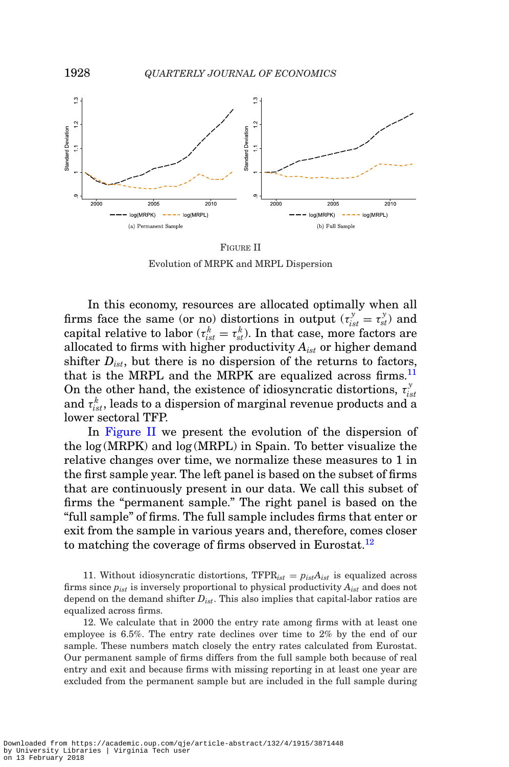FIGURE II

Evolution of MRPK and MRPL Dispersion

In this economy, resources are allocated optimally when all firms face the same (or no) distortions in output ($\tau^{y}_{ist} = \tau^{y}_{st}$) and capital relative to labor ($\tau^{k}_{ist} = \tau^{k}_{st}$). In that case, more factors are allocated to firms with higher productivity $A_{ist}$ or higher demand shifter $D_{ist}$, but there is no dispersion of the returns to factors, that is the MRPL and the MRPK are equalized across firms.[11] On the other hand, the existence of idiosyncratic distortions, $\tau^{y}_{ist}$ and $\tau^{k}_{ist}$, leads to a dispersion of marginal revenue products and a lower sectoral TFP.

In Figure II we present the evolution of the dispersion of the $\log(\text{MRPK})$ and $\log(\text{MRPL})$ in Spain. To better visualize the relative changes over time, we normalize these measures to 1 in the first sample year. The left panel is based on the subset of firms that are continuously present in our data. We call this subset of firms the "permanent sample." The right panel is based on the "full sample" of firms. The full sample includes firms that enter or exit from the sample in various years and, therefore, comes closer to matching the coverage of firms observed in Eurostat.[12]

11. Without idiosyncratic distortions, $\text{TFPR}_{ist} = p_{ist}A_{ist}$ is equalized across firms since $p_{ist}$ is inversely proportional to physical productivity $A_{ist}$ and does not depend on the demand shifter $D_{ist}$. This also implies that capital-labor ratios are equalized across firms.

12. We calculate that in 2000 the entry rate among firms with at least one employee is 6.5%. The entry rate declines over time to 2% by the end of our sample. These numbers match closely the entry rates calculated from Eurostat. Our permanent sample of firms differs from the full sample both because of real entry and exit and because firms with missing reporting in at least one year are excluded from the permanent sample but are included in the full sample during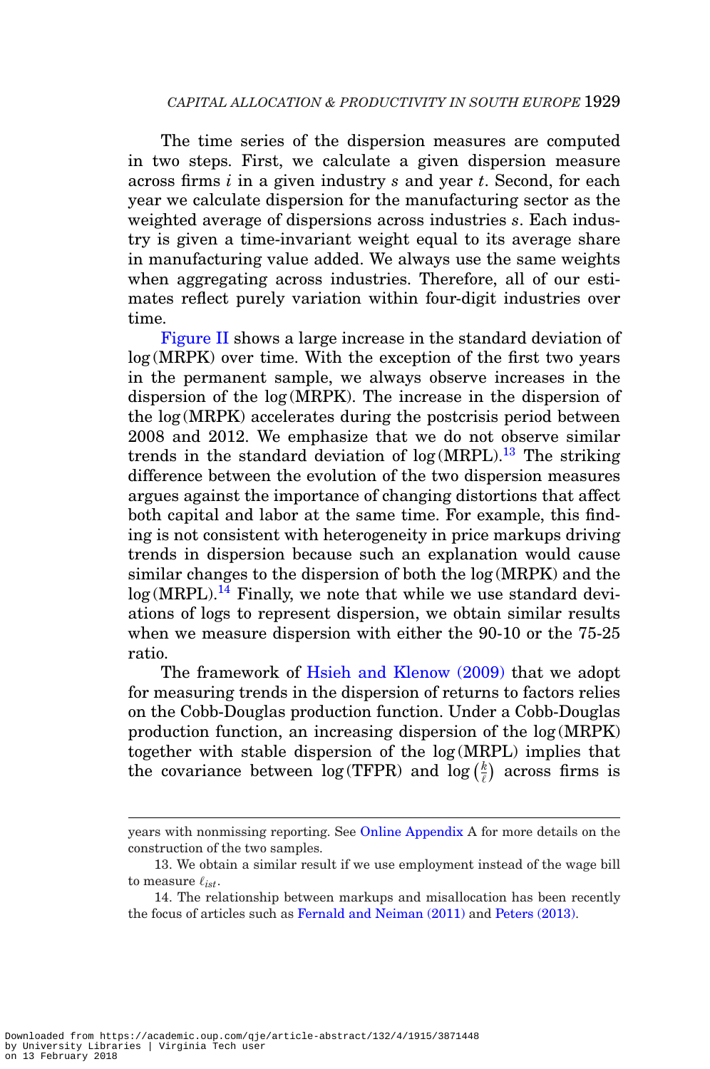The time series of the dispersion measures are computed in two steps. First, we calculate a given dispersion measure across firms $i$ in a given industry $s$ and year $t$. Second, for each year we calculate dispersion for the manufacturing sector as the weighted average of dispersions across industries $s$. Each industry is given a time-invariant weight equal to its average share in manufacturing value added. We always use the same weights when aggregating across industries. Therefore, all of our estimates reflect purely variation within four-digit industries over time.

Figure II shows a large increase in the standard deviation of $\log(\text{MRPK})$ over time. With the exception of the first two years in the permanent sample, we always observe increases in the dispersion of the $\log(\text{MRPK})$. The increase in the dispersion of the $\log(\text{MRPK})$ accelerates during the postcrisis period between 2008 and 2012. We emphasize that we do not observe similar trends in the standard deviation of $\log(\text{MRPL})$.[13] The striking difference between the evolution of the two dispersion measures argues against the importance of changing distortions that affect both capital and labor at the same time. For example, this finding is not consistent with heterogeneity in price markups driving trends in dispersion because such an explanation would cause similar changes to the dispersion of both the $\log(\text{MRPK})$ and the $\log(\text{MRPL})$.[14] Finally, we note that while we use standard deviations of logs to represent dispersion, we obtain similar results when we measure dispersion with either the 90-10 or the 75-25 ratio.

The framework of Hsieh and Klenow (2009) that we adopt for measuring trends in the dispersion of returns to factors relies on the Cobb-Douglas production function. Under a Cobb-Douglas production function, an increasing dispersion of the $\log(\text{MRPK})$ together with stable dispersion of the $\log(\text{MRPL})$ implies that the covariance between $\log(\text{TFPR})$ and $\log\left(\frac{k}{\ell}\right)$ across firms is

years with nonmissing reporting. See Online Appendix A for more details on the construction of the two samples.

13. We obtain a similar result if we use employment instead of the wage bill to measure $\ell_{ist}$.

14. The relationship between markups and misallocation has been recently the focus of articles such as Fernald and Neiman (2011) and Peters (2013).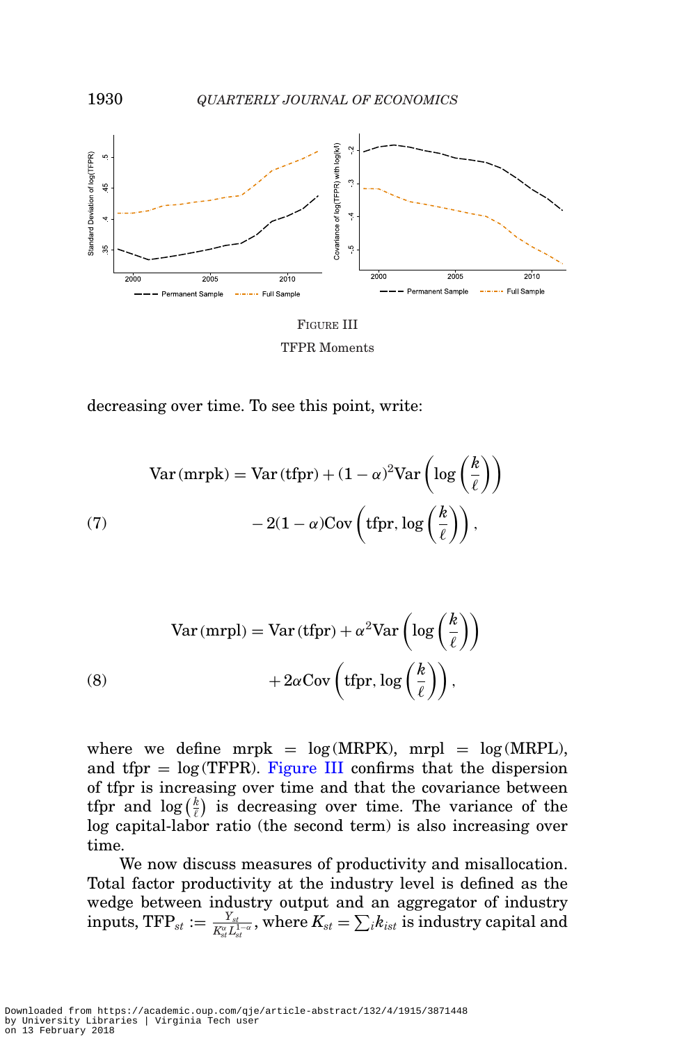FIGURE III

TFPR Moments

decreasing over time. To see this point, write:

$$\text{Var}(\text{mrpk}) = \text{Var}(\text{tfpr}) + (1-\alpha)^2 \text{Var}\left(\log\left(\frac{k}{\ell}\right)\right) - 2(1-\alpha)\text{Cov}\left(\text{tfpr}, \log\left(\frac{k}{\ell}\right)\right), \tag{7}$$

$$\text{Var}(\text{mrpl}) = \text{Var}(\text{tfpr}) + \alpha^2 \text{Var}\left(\log\left(\frac{k}{\ell}\right)\right) + 2\alpha\text{Cov}\left(\text{tfpr}, \log\left(\frac{k}{\ell}\right)\right), \tag{8}$$

where we define mrpk $= \log(\text{MRPK})$, mrpl $= \log(\text{MRPL})$, and tfpr $= \log(\text{TFPR})$. Figure III confirms that the dispersion of tfpr is increasing over time and that the covariance between tfpr and $\log\left(\frac{k}{\ell}\right)$ is decreasing over time. The variance of the log capital-labor ratio (the second term) is also increasing over time.

We now discuss measures of productivity and misallocation. Total factor productivity at the industry level is defined as the wedge between industry output and an aggregator of industry inputs, $\text{TFP}_{st} := \frac{Y_{st}}{K_{st}^{\alpha} L_{st}^{1-\alpha}}$, where $K_{st} = \sum_i k_{ist}$ is industry capital and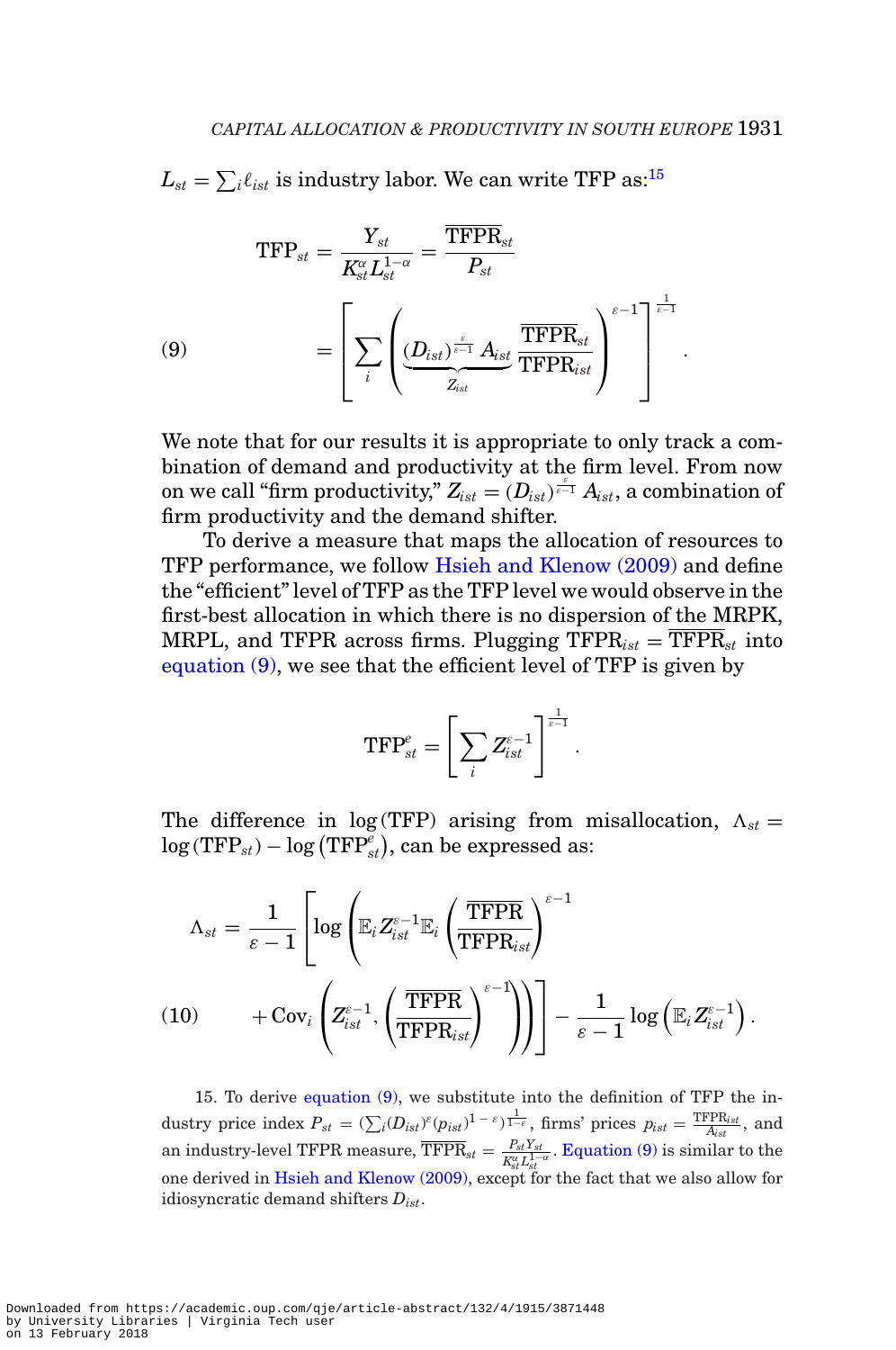$L_{st} = \sum_i \ell_{ist}$ is industry labor. We can write TFP as:[15]

$$\text{TFP}_{st} = \frac{Y_{st}}{K_{st}^{\alpha} L_{st}^{1-\alpha}} = \frac{\overline{\text{TFPR}}_{st}}{P_{st}}$$

$$(9) \qquad = \left[ \sum_i \left( \underbrace{(D_{ist})^{\frac{\varepsilon}{\varepsilon-1}} A_{ist}}_{Z_{ist}} \frac{\overline{\text{TFPR}}_{st}}{\text{TFPR}_{ist}} \right)^{\varepsilon-1} \right]^{\frac{1}{\varepsilon-1}}.$$

We note that for our results it is appropriate to only track a combination of demand and productivity at the firm level. From now on we call "firm productivity," $Z_{ist} = (D_{ist})^{\frac{\varepsilon}{\varepsilon-1}} A_{ist}$, a combination of firm productivity and the demand shifter.

To derive a measure that maps the allocation of resources to TFP performance, we follow Hsieh and Klenow (2009) and define the "efficient" level of TFP as the TFP level we would observe in the first-best allocation in which there is no dispersion of the MRPK, MRPL, and TFPR across firms. Plugging $\text{TFPR}_{ist} = \overline{\text{TFPR}}_{st}$ into equation (9), we see that the efficient level of TFP is given by

$$\text{TFP}_{st}^{e} = \left[ \sum_i Z_{ist}^{\varepsilon-1} \right]^{\frac{1}{\varepsilon-1}}.$$

The difference in $\log(\text{TFP})$ arising from misallocation, $\Lambda_{st} = \log(\text{TFP}_{st}) - \log(\text{TFP}_{st}^{e})$, can be expressed as:

$$\Lambda_{st} = \frac{1}{\varepsilon-1} \left[ \log \left( \mathbb{E}_i Z_{ist}^{\varepsilon-1} \mathbb{E}_i \left( \frac{\overline{\text{TFPR}}}{\text{TFPR}_{ist}} \right)^{\varepsilon-1} \right.\right.$$

$$(10) \qquad \left.\left. + \text{Cov}_i \left( Z_{ist}^{\varepsilon-1}, \left( \frac{\overline{\text{TFPR}}}{\text{TFPR}_{ist}} \right)^{\varepsilon-1} \right) \right) \right] - \frac{1}{\varepsilon-1} \log \left( \mathbb{E}_i Z_{ist}^{\varepsilon-1} \right).$$

15. To derive equation (9), we substitute into the definition of TFP the industry price index $P_{st} = \left(\sum_i (D_{ist})^{\varepsilon} (p_{ist})^{1-\varepsilon}\right)^{\frac{1}{1-\varepsilon}}$, firms' prices $p_{ist} = \frac{\text{TFPR}_{ist}}{A_{ist}}$, and an industry-level TFPR measure, $\overline{\text{TFPR}}_{st} = \frac{P_{st} Y_{st}}{K_{st}^{\alpha} L_{st}^{1-\alpha}}$. Equation (9) is similar to the one derived in Hsieh and Klenow (2009), except for the fact that we also allow for idiosyncratic demand shifters $D_{ist}$.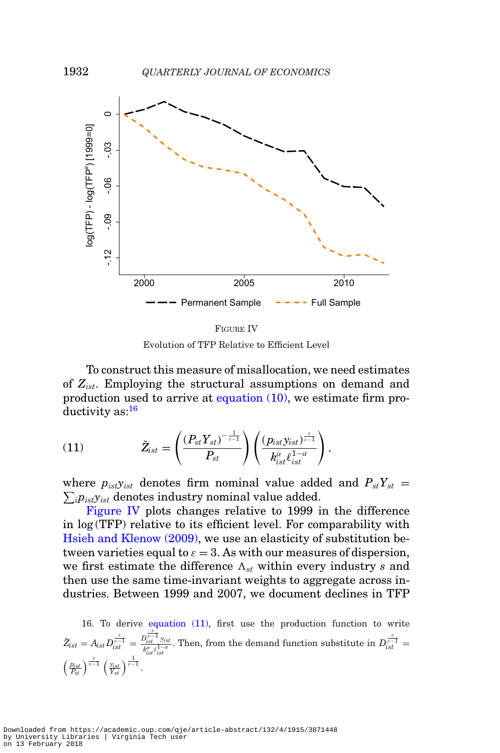FIGURE IV

Evolution of TFP Relative to Efficient Level

To construct this measure of misallocation, we need estimates of $Z_{ist}$. Employing the structural assumptions on demand and production used to arrive at equation (10), we estimate firm productivity as:[16]

$$\tilde{Z}_{ist} = \left( \frac{(P_{st} Y_{st})^{-\frac{1}{\varepsilon-1}}}{P_{st}} \right) \left( \frac{(p_{ist} y_{ist})^{\frac{\varepsilon}{\varepsilon-1}}}{k_{ist}^{\alpha} \ell_{ist}^{1-\alpha}} \right), \tag{11}$$

where $p_{ist}y_{ist}$ denotes firm nominal value added and $P_{st}Y_{st} = \sum_i p_{ist}y_{ist}$ denotes industry nominal value added.

Figure IV plots changes relative to 1999 in the difference in $\log(\text{TFP})$ relative to its efficient level. For comparability with Hsieh and Klenow (2009), we use an elasticity of substitution between varieties equal to $\varepsilon = 3$. As with our measures of dispersion, we first estimate the difference $\Lambda_{st}$ within every industry $s$ and then use the same time-invariant weights to aggregate across industries. Between 1999 and 2007, we document declines in TFP

16. To derive equation (11), first use the production function to write $\tilde{Z}_{ist} = A_{ist} D_{ist}^{\frac{\varepsilon}{\varepsilon-1}} = \frac{D_{ist}^{\frac{\varepsilon}{\varepsilon-1}} y_{ist}}{k_{ist}^{\alpha} \ell_{ist}^{1-\alpha}}$. Then, from the demand function substitute in $D_{ist}^{\frac{\varepsilon}{\varepsilon-1}} = \left(\frac{p_{ist}}{P_{st}}\right)^{\frac{\varepsilon}{\varepsilon-1}} \left(\frac{y_{ist}}{Y_{st}}\right)^{\frac{1}{\varepsilon-1}}$.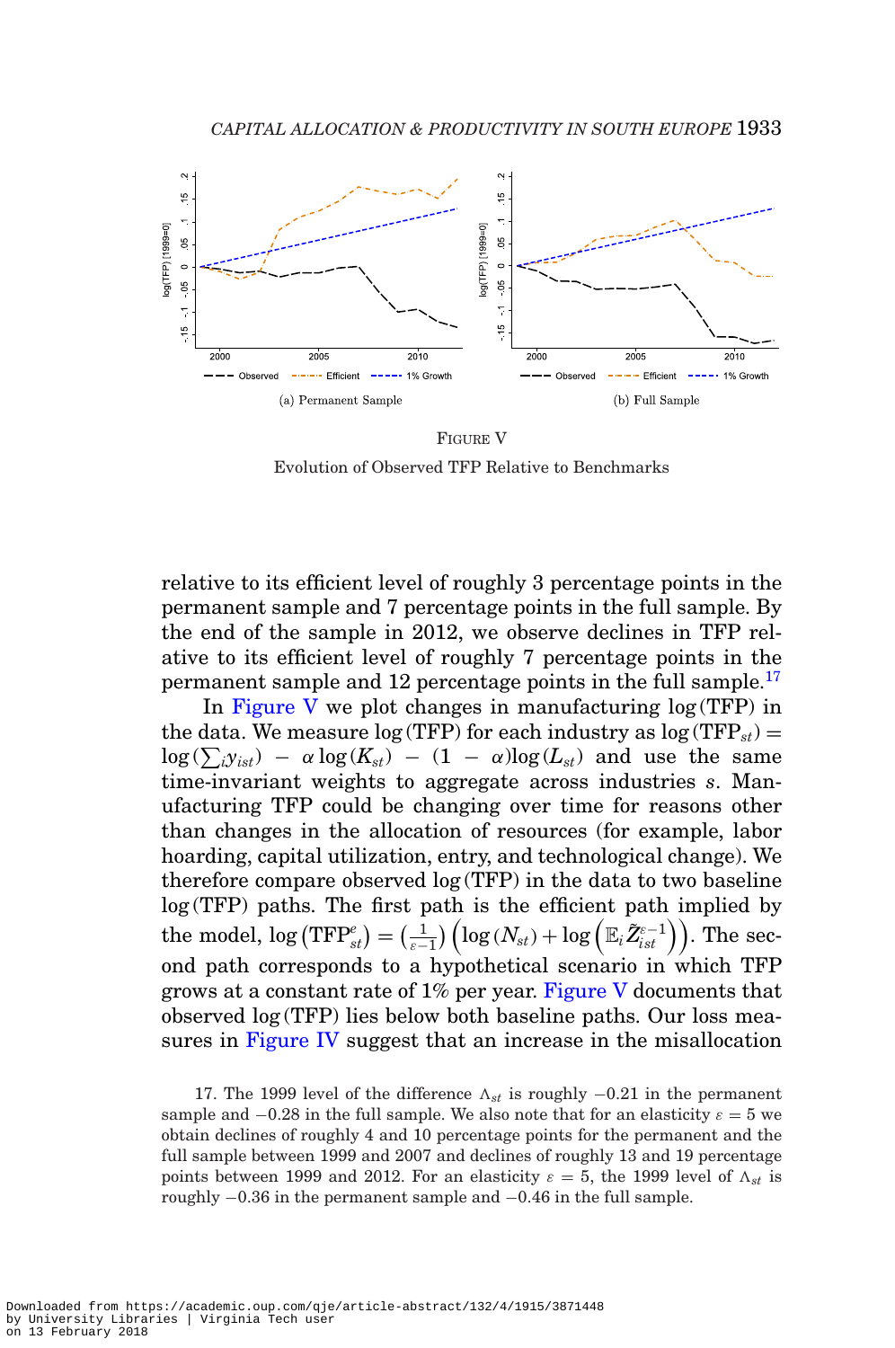(a) Permanent Sample

(b) Full Sample

FIGURE V

Evolution of Observed TFP Relative to Benchmarks

relative to its efficient level of roughly 3 percentage points in the permanent sample and 7 percentage points in the full sample. By the end of the sample in 2012, we observe declines in TFP relative to its efficient level of roughly 7 percentage points in the permanent sample and 12 percentage points in the full sample.[17]

In Figure V we plot changes in manufacturing $\log(\text{TFP})$ in the data. We measure $\log(\text{TFP})$ for each industry as $\log(\text{TFP}_{st}) = \log(\sum_i y_{ist}) - \alpha \log(K_{st}) - (1 - \alpha)\log(L_{st})$ and use the same time-invariant weights to aggregate across industries $s$. Manufacturing TFP could be changing over time for reasons other than changes in the allocation of resources (for example, labor hoarding, capital utilization, entry, and technological change). We therefore compare observed $\log(\text{TFP})$ in the data to two baseline $\log(\text{TFP})$ paths. The first path is the efficient path implied by the model, $\log\left(\text{TFP}^e_{st}\right) = \left(\frac{1}{\varepsilon - 1}\right)\left(\log(N_{st}) + \log\left(\mathbb{E}_i \tilde{Z}^{\varepsilon-1}_{ist}\right)\right)$. The second path corresponds to a hypothetical scenario in which TFP grows at a constant rate of 1% per year. Figure V documents that observed $\log(\text{TFP})$ lies below both baseline paths. Our loss measures in Figure IV suggest that an increase in the misallocation

17. The 1999 level of the difference $\Lambda_{st}$ is roughly $-0.21$ in the permanent sample and $-0.28$ in the full sample. We also note that for an elasticity $\varepsilon = 5$ we obtain declines of roughly 4 and 10 percentage points for the permanent and the full sample between 1999 and 2007 and declines of roughly 13 and 19 percentage points between 1999 and 2012. For an elasticity $\varepsilon = 5$, the 1999 level of $\Lambda_{st}$ is roughly $-0.36$ in the permanent sample and $-0.46$ in the full sample.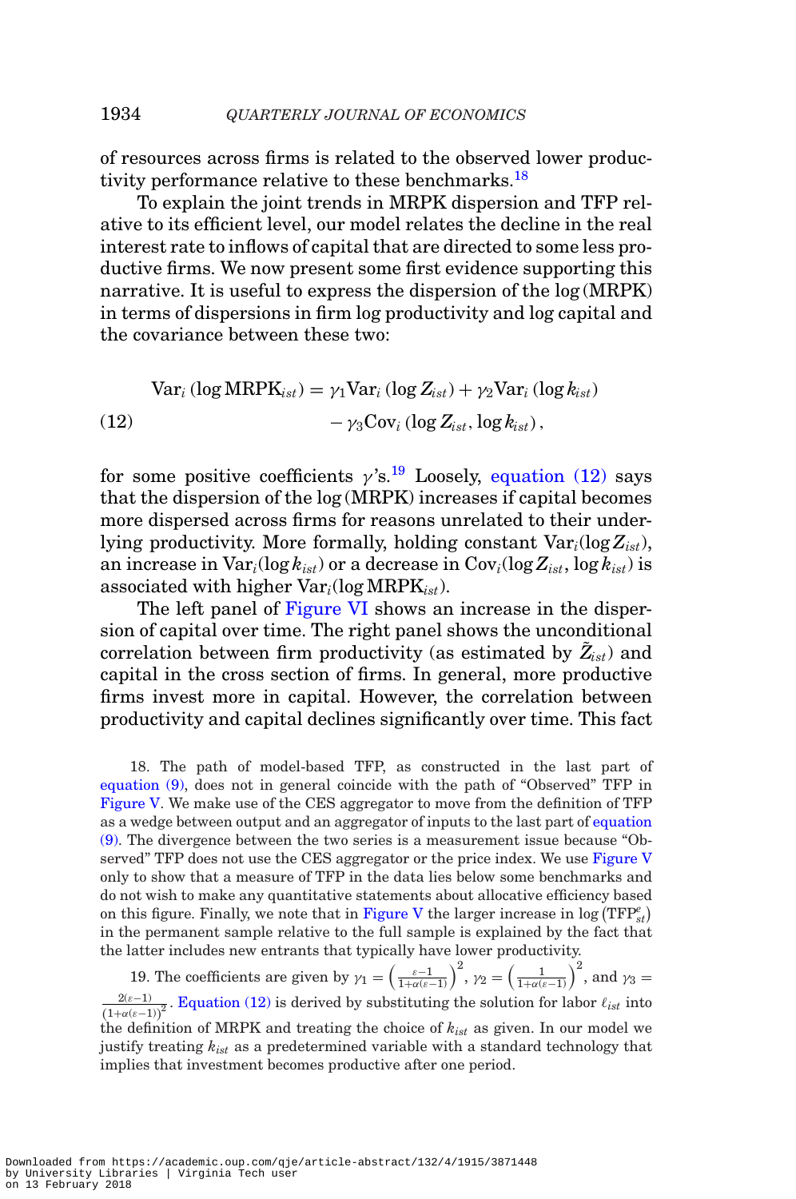of resources across firms is related to the observed lower productivity performance relative to these benchmarks.[18]

To explain the joint trends in MRPK dispersion and TFP relative to its efficient level, our model relates the decline in the real interest rate to inflows of capital that are directed to some less productive firms. We now present some first evidence supporting this narrative. It is useful to express the dispersion of the log (MRPK) in terms of dispersions in firm log productivity and log capital and the covariance between these two:

$$
\begin{aligned}
\mathrm{Var}_i\left(\log \mathrm{MRPK}_{ist}\right) = {} & \gamma_1 \mathrm{Var}_i\left(\log Z_{ist}\right) + \gamma_2 \mathrm{Var}_i\left(\log k_{ist}\right) \\
& - \gamma_3 \mathrm{Cov}_i\left(\log Z_{ist}, \log k_{ist}\right),
\end{aligned} \tag{12}
$$

for some positive coefficients $\gamma$'s.[19] Loosely, equation (12) says that the dispersion of the log (MRPK) increases if capital becomes more dispersed across firms for reasons unrelated to their underlying productivity. More formally, holding constant $\mathrm{Var}_i(\log Z_{ist})$, an increase in $\mathrm{Var}_i(\log k_{ist})$ or a decrease in $\mathrm{Cov}_i(\log Z_{ist}, \log k_{ist})$ is associated with higher $\mathrm{Var}_i(\log \mathrm{MRPK}_{ist})$.

The left panel of Figure VI shows an increase in the dispersion of capital over time. The right panel shows the unconditional correlation between firm productivity (as estimated by $\tilde{Z}_{ist}$) and capital in the cross section of firms. In general, more productive firms invest more in capital. However, the correlation between productivity and capital declines significantly over time. This fact

18. The path of model-based TFP, as constructed in the last part of equation (9), does not in general coincide with the path of "Observed" TFP in Figure V. We make use of the CES aggregator to move from the definition of TFP as a wedge between output and an aggregator of inputs to the last part of equation (9). The divergence between the two series is a measurement issue because "Observed" TFP does not use the CES aggregator or the price index. We use Figure V only to show that a measure of TFP in the data lies below some benchmarks and do not wish to make any quantitative statements about allocative efficiency based on this figure. Finally, we note that in Figure V the larger increase in $\log\left(\mathrm{TFP}^{e}_{st}\right)$ in the permanent sample relative to the full sample is explained by the fact that the latter includes new entrants that typically have lower productivity.

19. The coefficients are given by $\gamma_1 = \left(\frac{\varepsilon-1}{1+\alpha(\varepsilon-1)}\right)^2$, $\gamma_2 = \left(\frac{1}{1+\alpha(\varepsilon-1)}\right)^2$, and $\gamma_3 = \frac{2(\varepsilon-1)}{\left(1+\alpha(\varepsilon-1)\right)^2}$. Equation (12) is derived by substituting the solution for labor $\ell_{ist}$ into the definition of MRPK and treating the choice of $k_{ist}$ as given. In our model we justify treating $k_{ist}$ as a predetermined variable with a standard technology that implies that investment becomes productive after one period.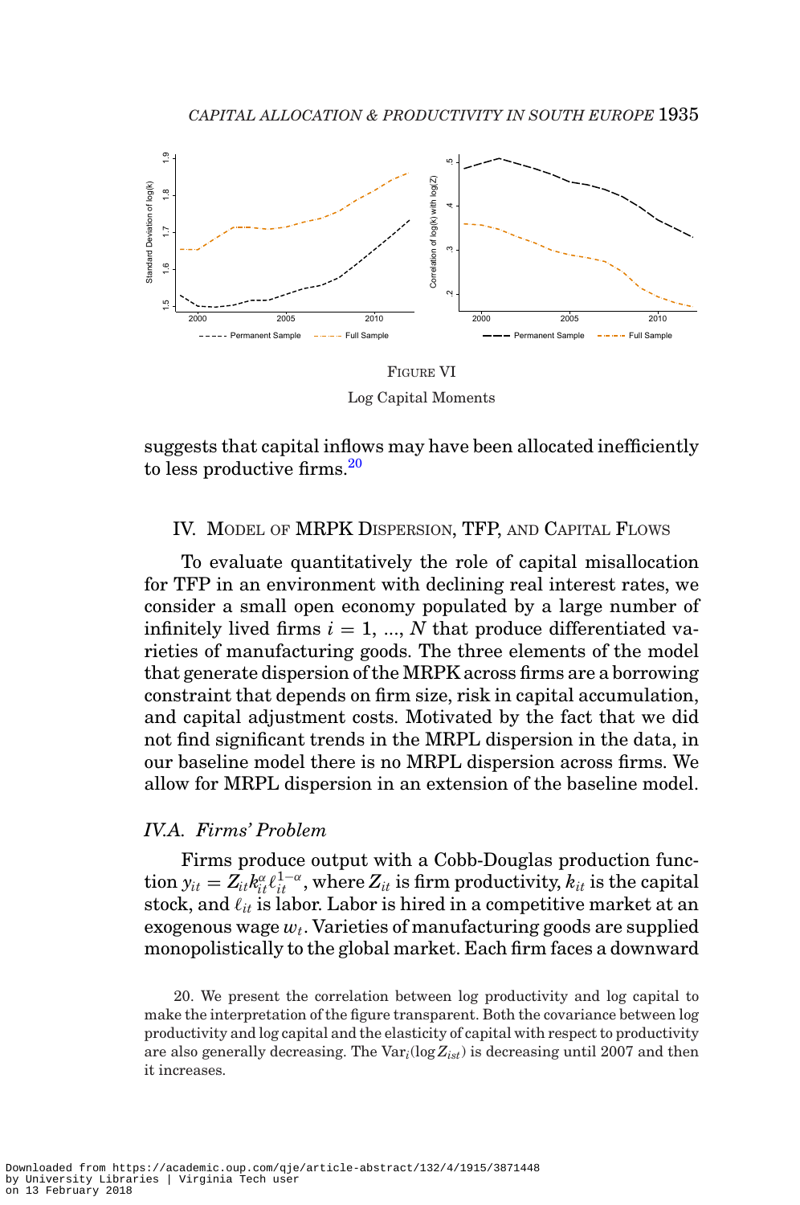FIGURE VI

Log Capital Moments

suggests that capital inflows may have been allocated inefficiently to less productive firms.[20]

## IV. Model of MRPK Dispersion, TFP, and Capital Flows

To evaluate quantitatively the role of capital misallocation for TFP in an environment with declining real interest rates, we consider a small open economy populated by a large number of infinitely lived firms $i = 1, ..., N$ that produce differentiated varieties of manufacturing goods. The three elements of the model that generate dispersion of the MRPK across firms are a borrowing constraint that depends on firm size, risk in capital accumulation, and capital adjustment costs. Motivated by the fact that we did not find significant trends in the MRPL dispersion in the data, in our baseline model there is no MRPL dispersion across firms. We allow for MRPL dispersion in an extension of the baseline model.

### IV.A. Firms' Problem

Firms produce output with a Cobb-Douglas production function $y_{it} = Z_{it}k_{it}^{\alpha}\ell_{it}^{1-\alpha}$, where $Z_{it}$ is firm productivity, $k_{it}$ is the capital stock, and $\ell_{it}$ is labor. Labor is hired in a competitive market at an exogenous wage $w_t$. Varieties of manufacturing goods are supplied monopolistically to the global market. Each firm faces a downward

20. We present the correlation between log productivity and log capital to make the interpretation of the figure transparent. Both the covariance between log productivity and log capital and the elasticity of capital with respect to productivity are also generally decreasing. The $\mathrm{Var}_i(\log Z_{ist})$ is decreasing until 2007 and then it increases.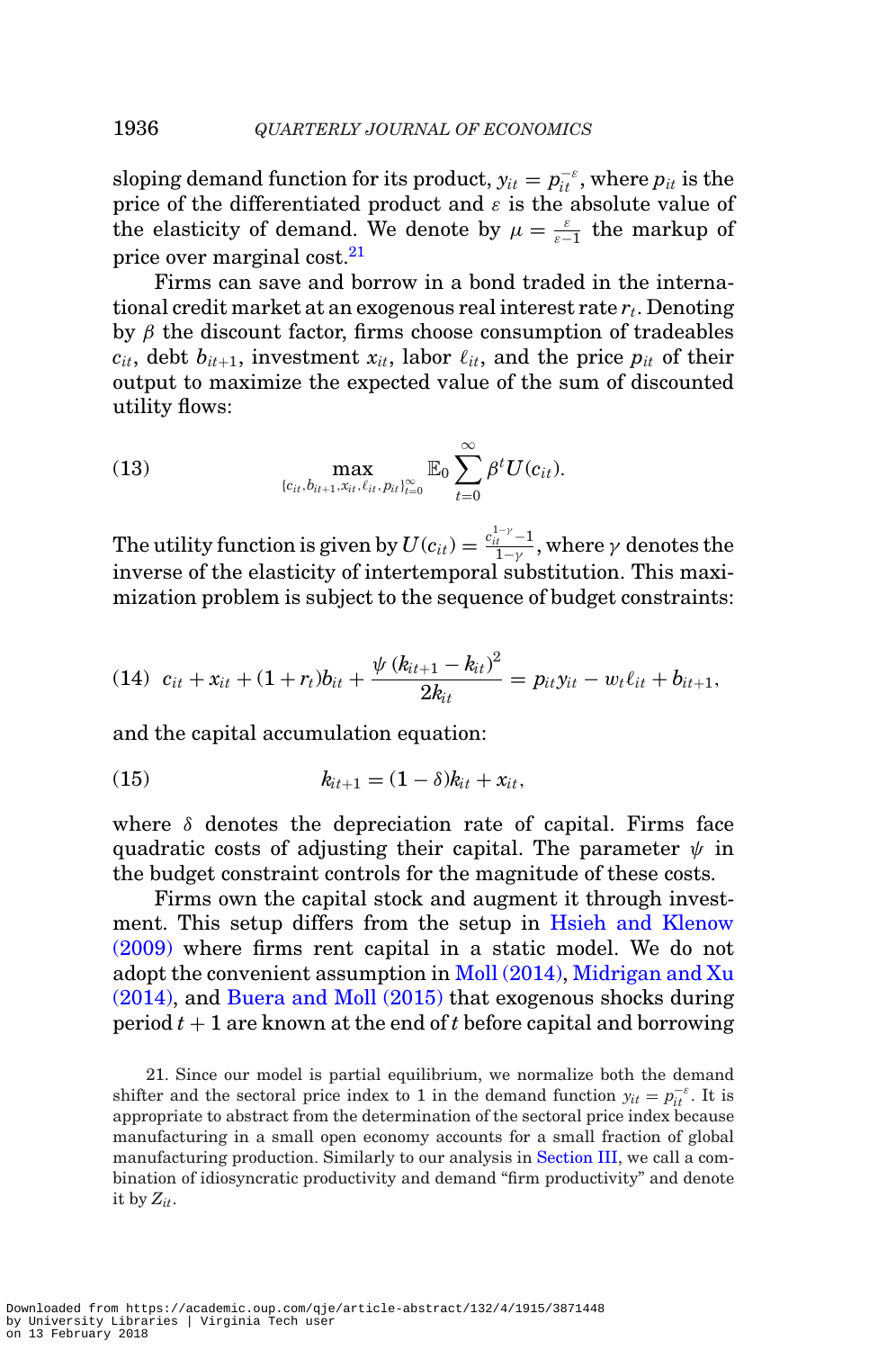sloping demand function for its product, $y_{it} = p_{it}^{-\varepsilon}$, where $p_{it}$ is the price of the differentiated product and $\varepsilon$ is the absolute value of the elasticity of demand. We denote by $\mu = \frac{\varepsilon}{\varepsilon - 1}$ the markup of price over marginal cost.[21]

Firms can save and borrow in a bond traded in the international credit market at an exogenous real interest rate $r_t$. Denoting by $\beta$ the discount factor, firms choose consumption of tradeables $c_{it}$, debt $b_{it+1}$, investment $x_{it}$, labor $\ell_{it}$, and the price $p_{it}$ of their output to maximize the expected value of the sum of discounted utility flows:

$$\max_{\{c_{it}, b_{it+1}, x_{it}, \ell_{it}, p_{it}\}_{t=0}^{\infty}} \mathbb{E}_0 \sum_{t=0}^{\infty} \beta^t U(c_{it}). \tag{13}$$

The utility function is given by $U(c_{it}) = \frac{c_{it}^{1-\gamma} - 1}{1-\gamma}$, where $\gamma$ denotes the inverse of the elasticity of intertemporal substitution. This maximization problem is subject to the sequence of budget constraints:

$$c_{it} + x_{it} + (1 + r_t) b_{it} + \frac{\psi \left(k_{it+1} - k_{it}\right)^2}{2 k_{it}} = p_{it} y_{it} - w_t \ell_{it} + b_{it+1}, \tag{14}$$

and the capital accumulation equation:

$$k_{it+1} = (1 - \delta) k_{it} + x_{it}, \tag{15}$$

where $\delta$ denotes the depreciation rate of capital. Firms face quadratic costs of adjusting their capital. The parameter $\psi$ in the budget constraint controls for the magnitude of these costs.

Firms own the capital stock and augment it through investment. This setup differs from the setup in Hsieh and Klenow (2009) where firms rent capital in a static model. We do not adopt the convenient assumption in Moll (2014), Midrigan and Xu (2014), and Buera and Moll (2015) that exogenous shocks during period $t + 1$ are known at the end of $t$ before capital and borrowing

21. Since our model is partial equilibrium, we normalize both the demand shifter and the sectoral price index to 1 in the demand function $y_{it} = p_{it}^{-\varepsilon}$. It is appropriate to abstract from the determination of the sectoral price index because manufacturing in a small open economy accounts for a small fraction of global manufacturing production. Similarly to our analysis in Section III, we call a combination of idiosyncratic productivity and demand "firm productivity" and denote it by $Z_{it}$.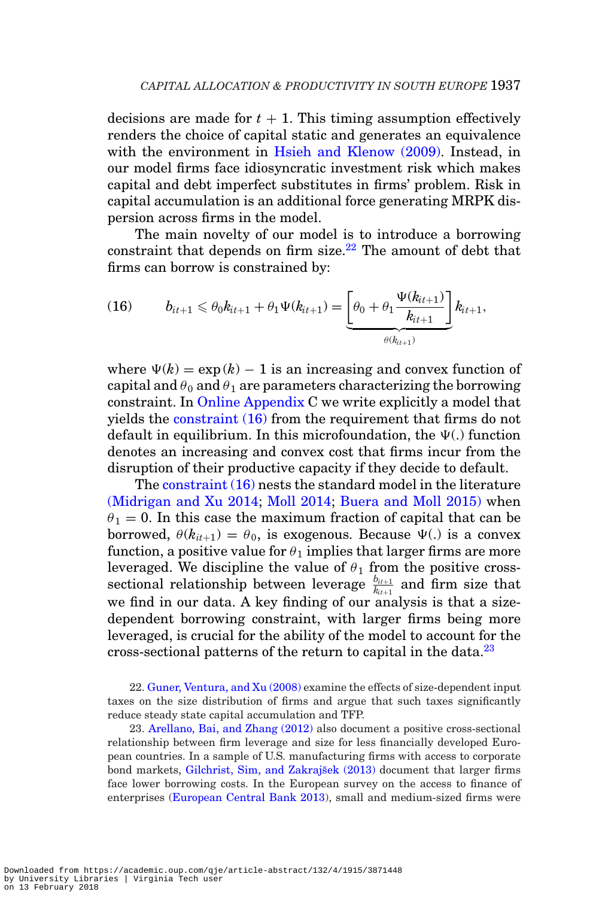decisions are made for $t + 1$. This timing assumption effectively renders the choice of capital static and generates an equivalence with the environment in Hsieh and Klenow (2009). Instead, in our model firms face idiosyncratic investment risk which makes capital and debt imperfect substitutes in firms' problem. Risk in capital accumulation is an additional force generating MRPK dispersion across firms in the model.

The main novelty of our model is to introduce a borrowing constraint that depends on firm size.[22] The amount of debt that firms can borrow is constrained by:

$$b_{it+1} \leqslant \theta_0 k_{it+1} + \theta_1 \Psi(k_{it+1}) = \underbrace{\left[\theta_0 + \theta_1 \frac{\Psi(k_{it+1})}{k_{it+1}}\right]}_{\theta(k_{it+1})} k_{it+1}, \tag{16}$$

where $\Psi(k) = \exp(k) - 1$ is an increasing and convex function of capital and $\theta_0$ and $\theta_1$ are parameters characterizing the borrowing constraint. In Online Appendix C we write explicitly a model that yields the constraint (16) from the requirement that firms do not default in equilibrium. In this microfoundation, the $\Psi(.)$ function denotes an increasing and convex cost that firms incur from the disruption of their productive capacity if they decide to default.

The constraint (16) nests the standard model in the literature (Midrigan and Xu 2014; Moll 2014; Buera and Moll 2015) when $\theta_1 = 0$. In this case the maximum fraction of capital that can be borrowed, $\theta(k_{it+1}) = \theta_0$, is exogenous. Because $\Psi(.)$ is a convex function, a positive value for $\theta_1$ implies that larger firms are more leveraged. We discipline the value of $\theta_1$ from the positive cross-sectional relationship between leverage $\frac{b_{it+1}}{k_{it+1}}$ and firm size that we find in our data. A key finding of our analysis is that a size-dependent borrowing constraint, with larger firms being more leveraged, is crucial for the ability of the model to account for the cross-sectional patterns of the return to capital in the data.[23]

22. Guner, Ventura, and Xu (2008) examine the effects of size-dependent input taxes on the size distribution of firms and argue that such taxes significantly reduce steady state capital accumulation and TFP.

23. Arellano, Bai, and Zhang (2012) also document a positive cross-sectional relationship between firm leverage and size for less financially developed European countries. In a sample of U.S. manufacturing firms with access to corporate bond markets, Gilchrist, Sim, and Zakrajšek (2013) document that larger firms face lower borrowing costs. In the European survey on the access to finance of enterprises (European Central Bank 2013), small and medium-sized firms were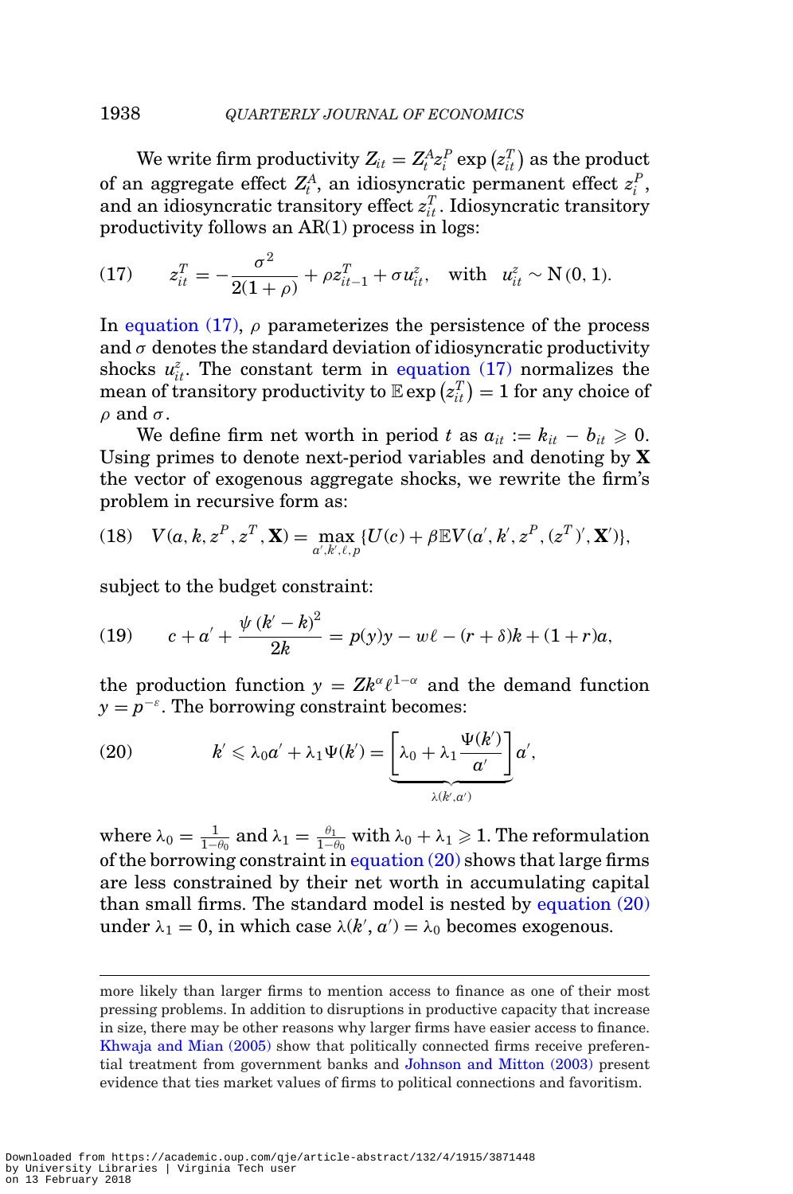We write firm productivity $Z_{it} = Z_t^A z_i^P \exp\left(z_{it}^T\right)$ as the product of an aggregate effect $Z_t^A$, an idiosyncratic permanent effect $z_i^P$, and an idiosyncratic transitory effect $z_{it}^T$. Idiosyncratic transitory productivity follows an AR(1) process in logs:

$$z_{it}^T = -\frac{\sigma^2}{2(1+\rho)} + \rho z_{it-1}^T + \sigma u_{it}^z, \quad \text{with} \quad u_{it}^z \sim \mathrm{N}(0, 1). \tag{17}$$

In equation (17), $\rho$ parameterizes the persistence of the process and $\sigma$ denotes the standard deviation of idiosyncratic productivity shocks $u_{it}^z$. The constant term in equation (17) normalizes the mean of transitory productivity to $\mathbb{E}\exp\left(z_{it}^T\right) = 1$ for any choice of $\rho$ and $\sigma$.

We define firm net worth in period $t$ as $a_{it} := k_{it} - b_{it} \geqslant 0$. Using primes to denote next-period variables and denoting by $\mathbf{X}$ the vector of exogenous aggregate shocks, we rewrite the firm's problem in recursive form as:

$$V(a, k, z^P, z^T, \mathbf{X}) = \max_{a', k', \ell, p} \{U(c) + \beta \mathbb{E} V(a', k', z^P, (z^T)', \mathbf{X}')\}, \tag{18}$$

subject to the budget constraint:

$$c + a' + \frac{\psi\,(k' - k)^2}{2k} = p(y)y - w\ell - (r + \delta)k + (1 + r)a, \tag{19}$$

the production function $y = Zk^\alpha \ell^{1-\alpha}$ and the demand function $y = p^{-\varepsilon}$. The borrowing constraint becomes:

$$k' \leqslant \lambda_0 a' + \lambda_1 \Psi(k') = \underbrace{\left[\lambda_0 + \lambda_1 \frac{\Psi(k')}{a'}\right]}_{\lambda(k', a')} a', \tag{20}$$

where $\lambda_0 = \frac{1}{1-\theta_0}$ and $\lambda_1 = \frac{\theta_1}{1-\theta_0}$ with $\lambda_0 + \lambda_1 \geqslant 1$. The reformulation of the borrowing constraint in equation (20) shows that large firms are less constrained by their net worth in accumulating capital than small firms. The standard model is nested by equation (20) under $\lambda_1 = 0$, in which case $\lambda(k', a') = \lambda_0$ becomes exogenous.

---

more likely than larger firms to mention access to finance as one of their most pressing problems. In addition to disruptions in productive capacity that increase in size, there may be other reasons why larger firms have easier access to finance. Khwaja and Mian (2005) show that politically connected firms receive preferential treatment from government banks and Johnson and Mitton (2003) present evidence that ties market values of firms to political connections and favoritism.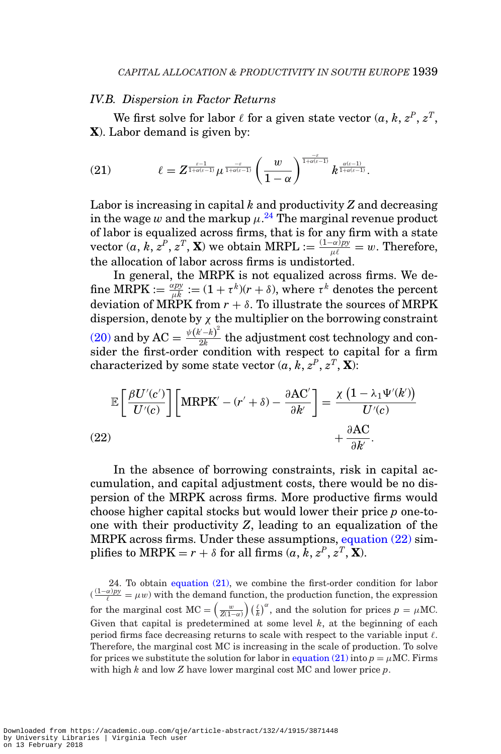### IV.B. Dispersion in Factor Returns

We first solve for labor $\ell$ for a given state vector $(a, k, z^P, z^T, \mathbf{X})$. Labor demand is given by:

$$\ell = Z^{\frac{\varepsilon-1}{1+\alpha(\varepsilon-1)}} \mu^{\frac{-\varepsilon}{1+\alpha(\varepsilon-1)}} \left(\frac{w}{1-\alpha}\right)^{\frac{-\varepsilon}{1+\alpha(\varepsilon-1)}} k^{\frac{\alpha(\varepsilon-1)}{1+\alpha(\varepsilon-1)}}. \tag{21}$$

Labor is increasing in capital $k$ and productivity $Z$ and decreasing in the wage $w$ and the markup $\mu$.[24] The marginal revenue product of labor is equalized across firms, that is for any firm with a state vector $(a, k, z^P, z^T, \mathbf{X})$ we obtain $\text{MRPL} := \frac{(1-\alpha)py}{\mu\ell} = w$. Therefore, the allocation of labor across firms is undistorted.

In general, the MRPK is not equalized across firms. We define $\text{MRPK} := \frac{\alpha py}{\mu k} := (1+\tau^k)(r+\delta)$, where $\tau^k$ denotes the percent deviation of MRPK from $r+\delta$. To illustrate the sources of MRPK dispersion, denote by $\chi$ the multiplier on the borrowing constraint (20) and by $\text{AC} = \frac{\psi(k'-k)^2}{2k}$ the adjustment cost technology and consider the first-order condition with respect to capital for a firm characterized by some state vector $(a, k, z^P, z^T, \mathbf{X})$:

$$\mathbb{E}\left[\frac{\beta U'(c')}{U'(c)}\right]\left[\text{MRPK}' - (r'+\delta) - \frac{\partial \text{AC}'}{\partial k'}\right] = \frac{\chi\left(1-\lambda_1 \Psi'(k')\right)}{U'(c)} + \frac{\partial \text{AC}}{\partial k'}. \tag{22}$$

In the absence of borrowing constraints, risk in capital accumulation, and capital adjustment costs, there would be no dispersion of the MRPK across firms. More productive firms would choose higher capital stocks but would lower their price $p$ one-to-one with their productivity $Z$, leading to an equalization of the MRPK across firms. Under these assumptions, equation (22) simplifies to $\text{MRPK} = r+\delta$ for all firms $(a, k, z^P, z^T, \mathbf{X})$.

24. To obtain equation (21), we combine the first-order condition for labor $\left(\frac{(1-\alpha)py}{\ell} = \mu w\right)$ with the demand function, the production function, the expression for the marginal cost $\text{MC} = \left(\frac{w}{Z(1-\alpha)}\right)\left(\frac{\ell}{k}\right)^{\alpha}$, and the solution for prices $p = \mu\text{MC}$. Given that capital is predetermined at some level $k$, at the beginning of each period firms face decreasing returns to scale with respect to the variable input $\ell$. Therefore, the marginal cost MC is increasing in the scale of production. To solve for prices we substitute the solution for labor in equation (21) into $p = \mu\text{MC}$. Firms with high $k$ and low $Z$ have lower marginal cost MC and lower price $p$.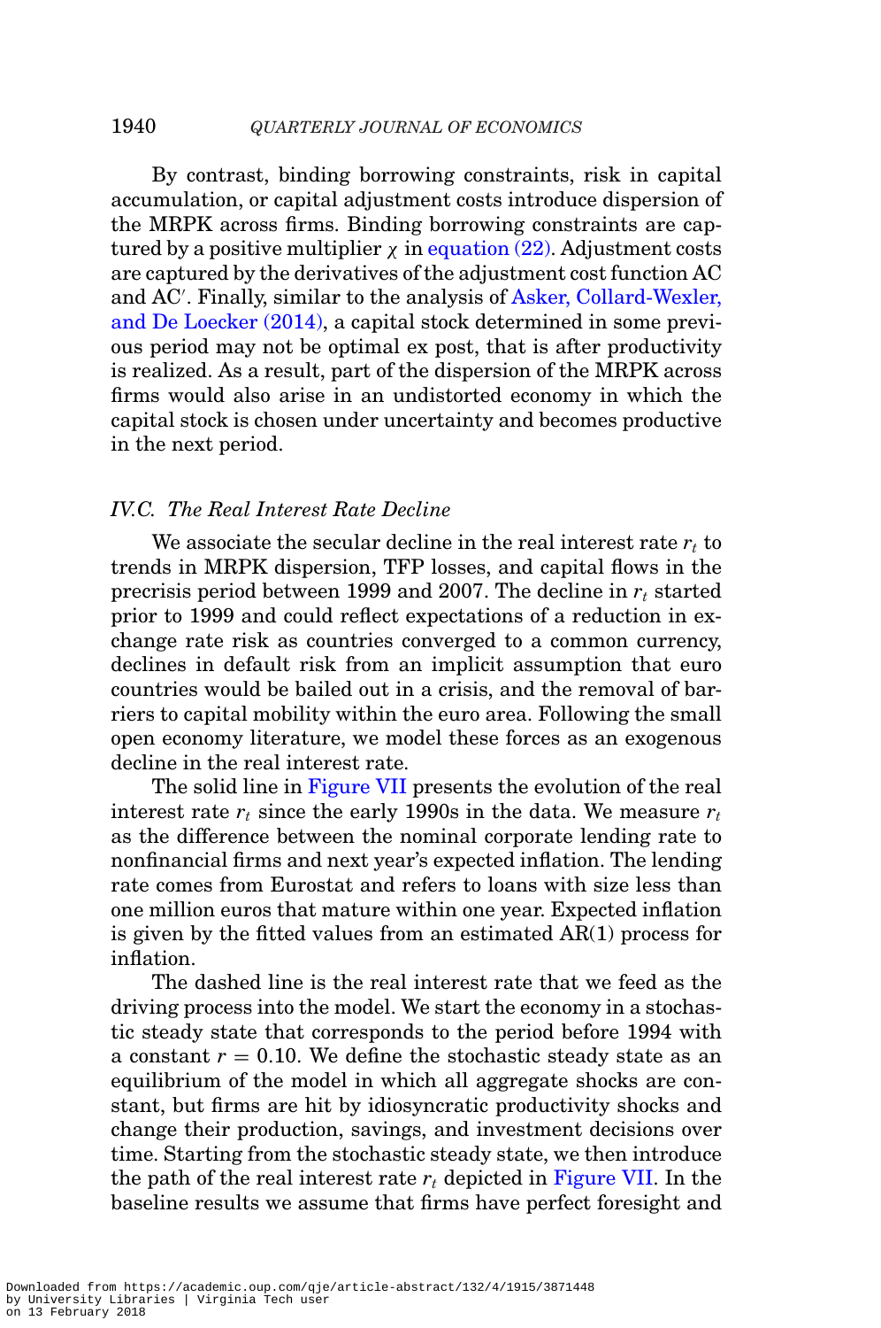By contrast, binding borrowing constraints, risk in capital accumulation, or capital adjustment costs introduce dispersion of the MRPK across firms. Binding borrowing constraints are captured by a positive multiplier $\chi$ in equation (22). Adjustment costs are captured by the derivatives of the adjustment cost function AC and AC$'$. Finally, similar to the analysis of Asker, Collard-Wexler, and De Loecker (2014), a capital stock determined in some previous period may not be optimal ex post, that is after productivity is realized. As a result, part of the dispersion of the MRPK across firms would also arise in an undistorted economy in which the capital stock is chosen under uncertainty and becomes productive in the next period.

### *IV.C. The Real Interest Rate Decline*

We associate the secular decline in the real interest rate $r_t$ to trends in MRPK dispersion, TFP losses, and capital flows in the precrisis period between 1999 and 2007. The decline in $r_t$ started prior to 1999 and could reflect expectations of a reduction in exchange rate risk as countries converged to a common currency, declines in default risk from an implicit assumption that euro countries would be bailed out in a crisis, and the removal of barriers to capital mobility within the euro area. Following the small open economy literature, we model these forces as an exogenous decline in the real interest rate.

The solid line in Figure VII presents the evolution of the real interest rate $r_t$ since the early 1990s in the data. We measure $r_t$ as the difference between the nominal corporate lending rate to nonfinancial firms and next year's expected inflation. The lending rate comes from Eurostat and refers to loans with size less than one million euros that mature within one year. Expected inflation is given by the fitted values from an estimated AR(1) process for inflation.

The dashed line is the real interest rate that we feed as the driving process into the model. We start the economy in a stochastic steady state that corresponds to the period before 1994 with a constant $r = 0.10$. We define the stochastic steady state as an equilibrium of the model in which all aggregate shocks are constant, but firms are hit by idiosyncratic productivity shocks and change their production, savings, and investment decisions over time. Starting from the stochastic steady state, we then introduce the path of the real interest rate $r_t$ depicted in Figure VII. In the baseline results we assume that firms have perfect foresight and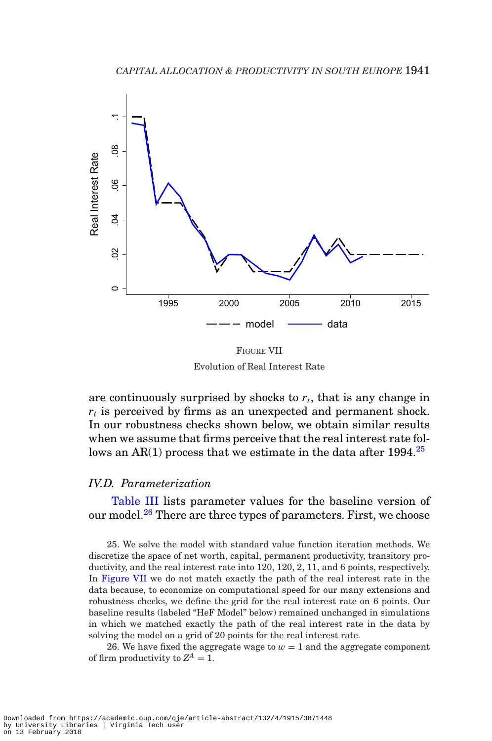FIGURE VII

Evolution of Real Interest Rate

are continuously surprised by shocks to $r_t$, that is any change in $r_t$ is perceived by firms as an unexpected and permanent shock. In our robustness checks shown below, we obtain similar results when we assume that firms perceive that the real interest rate follows an AR(1) process that we estimate in the data after 1994.[25]

### IV.D. Parameterization

Table III lists parameter values for the baseline version of our model.[26] There are three types of parameters. First, we choose

25. We solve the model with standard value function iteration methods. We discretize the space of net worth, capital, permanent productivity, transitory productivity, and the real interest rate into 120, 120, 2, 11, and 6 points, respectively. In Figure VII we do not match exactly the path of the real interest rate in the data because, to economize on computational speed for our many extensions and robustness checks, we define the grid for the real interest rate on 6 points. Our baseline results (labeled "HeF Model" below) remained unchanged in simulations in which we matched exactly the path of the real interest rate in the data by solving the model on a grid of 20 points for the real interest rate.

26. We have fixed the aggregate wage to $w = 1$ and the aggregate component of firm productivity to $Z^A = 1$.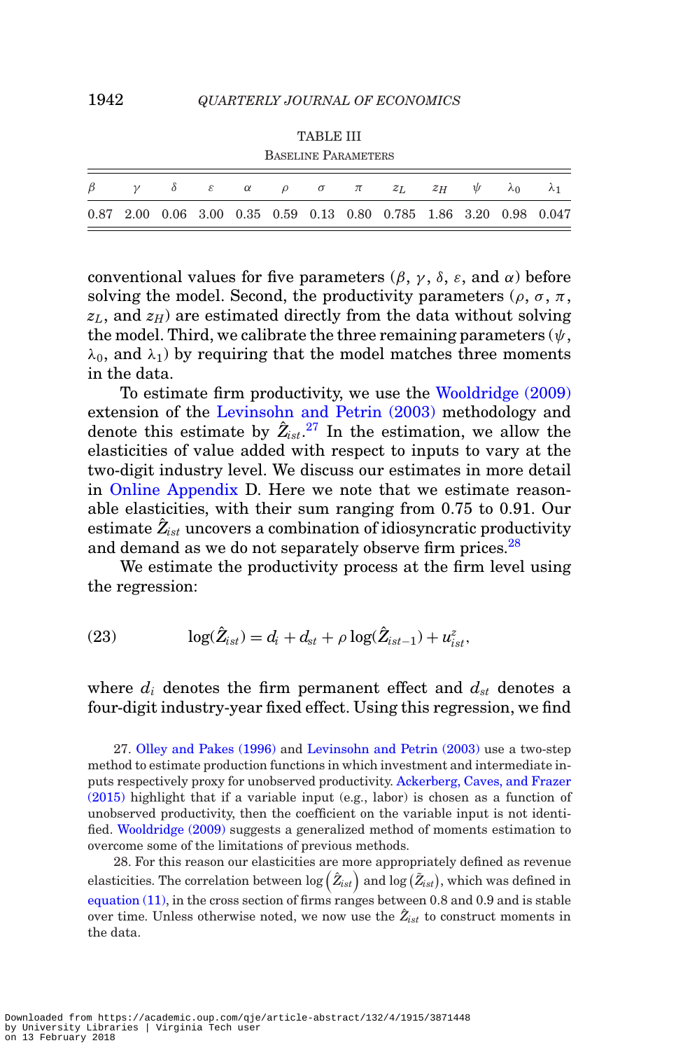TABLE III
BASELINE PARAMETERS

| $\beta$ | $\gamma$ | $\delta$ | $\varepsilon$ | $\alpha$ | $\rho$ | $\sigma$ | $\pi$ | $z_L$ | $z_H$ | $\psi$ | $\lambda_0$ | $\lambda_1$ |
|---|---|---|---|---|---|---|---|---|---|---|---|---|
| 0.87 | 2.00 | 0.06 | 3.00 | 0.35 | 0.59 | 0.13 | 0.80 | 0.785 | 1.86 | 3.20 | 0.98 | 0.047 |

conventional values for five parameters ($\beta$, $\gamma$, $\delta$, $\varepsilon$, and $\alpha$) before solving the model. Second, the productivity parameters ($\rho$, $\sigma$, $\pi$, $z_L$, and $z_H$) are estimated directly from the data without solving the model. Third, we calibrate the three remaining parameters ($\psi$, $\lambda_0$, and $\lambda_1$) by requiring that the model matches three moments in the data.

To estimate firm productivity, we use the Wooldridge (2009) extension of the Levinsohn and Petrin (2003) methodology and denote this estimate by $\hat{Z}_{ist}$.[27] In the estimation, we allow the elasticities of value added with respect to inputs to vary at the two-digit industry level. We discuss our estimates in more detail in Online Appendix D. Here we note that we estimate reasonable elasticities, with their sum ranging from 0.75 to 0.91. Our estimate $\hat{Z}_{ist}$ uncovers a combination of idiosyncratic productivity and demand as we do not separately observe firm prices.[28]

We estimate the productivity process at the firm level using the regression:

$$\log(\hat{Z}_{ist}) = d_i + d_{st} + \rho \log(\hat{Z}_{ist-1}) + u^z_{ist}, \tag{23}$$

where $d_i$ denotes the firm permanent effect and $d_{st}$ denotes a four-digit industry-year fixed effect. Using this regression, we find

27. Olley and Pakes (1996) and Levinsohn and Petrin (2003) use a two-step method to estimate production functions in which investment and intermediate inputs respectively proxy for unobserved productivity. Ackerberg, Caves, and Frazer (2015) highlight that if a variable input (e.g., labor) is chosen as a function of unobserved productivity, then the coefficient on the variable input is not identified. Wooldridge (2009) suggests a generalized method of moments estimation to overcome some of the limitations of previous methods.

28. For this reason our elasticities are more appropriately defined as revenue elasticities. The correlation between $\log\left(\hat{Z}_{ist}\right)$ and $\log\left(\tilde{Z}_{ist}\right)$, which was defined in equation (11), in the cross section of firms ranges between 0.8 and 0.9 and is stable over time. Unless otherwise noted, we now use the $\hat{Z}_{ist}$ to construct moments in the data.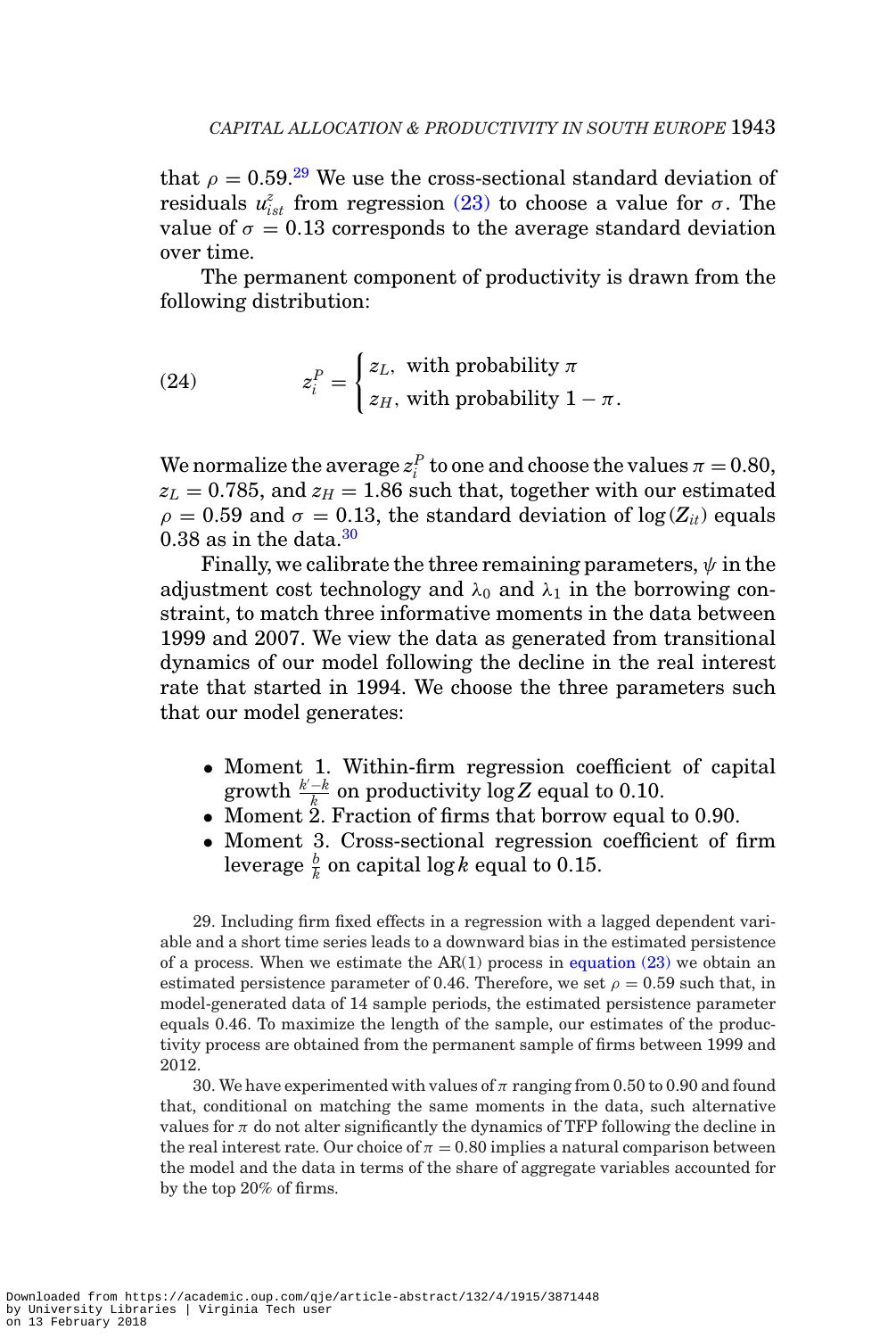that $\rho = 0.59$.[29] We use the cross-sectional standard deviation of residuals $u^z_{ist}$ from regression (23) to choose a value for $\sigma$. The value of $\sigma = 0.13$ corresponds to the average standard deviation over time.

The permanent component of productivity is drawn from the following distribution:

$$z_i^P = \begin{cases} z_L, & \text{with probability } \pi \\ z_H, & \text{with probability } 1-\pi. \end{cases} \tag{24}$$

We normalize the average $z_i^P$ to one and choose the values $\pi = 0.80$, $z_L = 0.785$, and $z_H = 1.86$ such that, together with our estimated $\rho = 0.59$ and $\sigma = 0.13$, the standard deviation of $\log(Z_{it})$ equals 0.38 as in the data.[30]

Finally, we calibrate the three remaining parameters, $\psi$ in the adjustment cost technology and $\lambda_0$ and $\lambda_1$ in the borrowing constraint, to match three informative moments in the data between 1999 and 2007. We view the data as generated from transitional dynamics of our model following the decline in the real interest rate that started in 1994. We choose the three parameters such that our model generates:

- Moment 1. Within-firm regression coefficient of capital growth $\frac{k'-k}{k}$ on productivity $\log Z$ equal to 0.10.
- Moment 2. Fraction of firms that borrow equal to 0.90.
- Moment 3. Cross-sectional regression coefficient of firm leverage $\frac{b}{k}$ on capital $\log k$ equal to 0.15.

29. Including firm fixed effects in a regression with a lagged dependent variable and a short time series leads to a downward bias in the estimated persistence of a process. When we estimate the AR(1) process in equation (23) we obtain an estimated persistence parameter of 0.46. Therefore, we set $\rho = 0.59$ such that, in model-generated data of 14 sample periods, the estimated persistence parameter equals 0.46. To maximize the length of the sample, our estimates of the productivity process are obtained from the permanent sample of firms between 1999 and 2012.

30. We have experimented with values of $\pi$ ranging from 0.50 to 0.90 and found that, conditional on matching the same moments in the data, such alternative values for $\pi$ do not alter significantly the dynamics of TFP following the decline in the real interest rate. Our choice of $\pi = 0.80$ implies a natural comparison between the model and the data in terms of the share of aggregate variables accounted for by the top 20% of firms.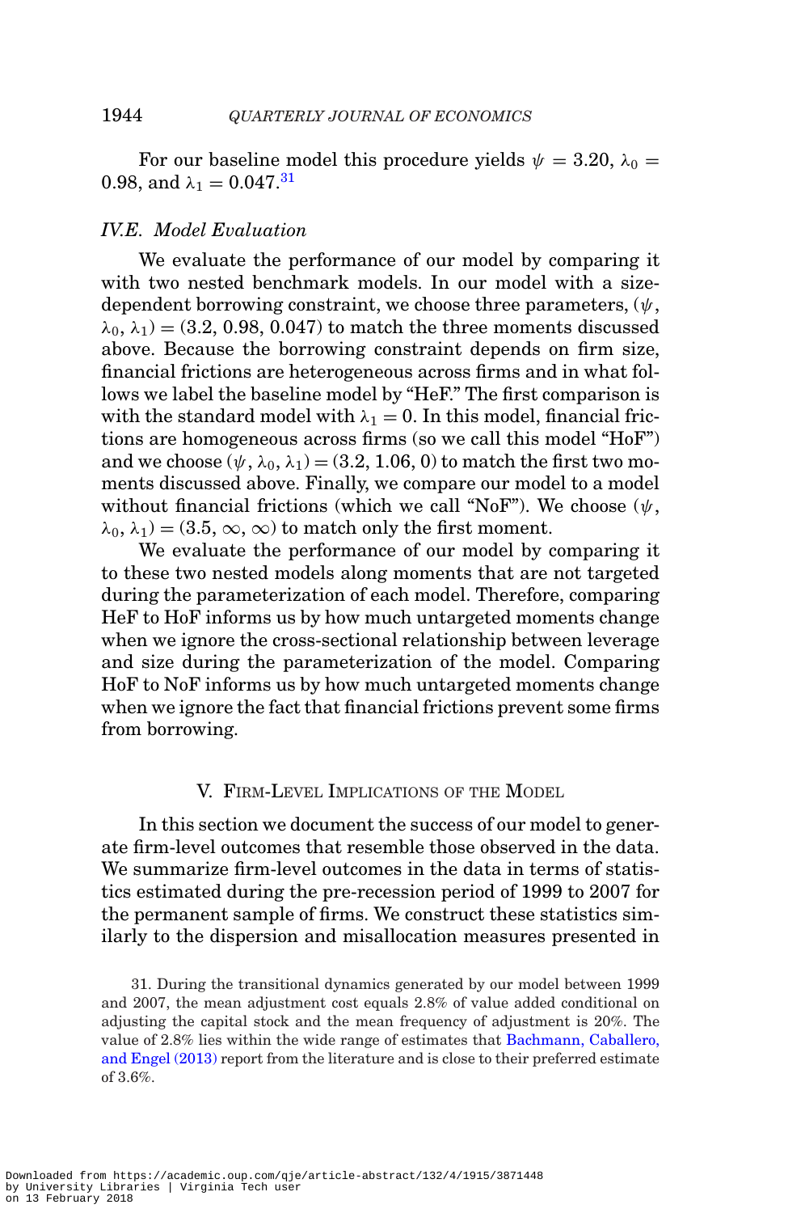For our baseline model this procedure yields $\psi = 3.20$, $\lambda_0 = 0.98$, and $\lambda_1 = 0.047$.[31]

### IV.E. Model Evaluation

We evaluate the performance of our model by comparing it with two nested benchmark models. In our model with a size-dependent borrowing constraint, we choose three parameters, $(\psi, \lambda_0, \lambda_1) = (3.2, 0.98, 0.047)$ to match the three moments discussed above. Because the borrowing constraint depends on firm size, financial frictions are heterogeneous across firms and in what follows we label the baseline model by "HeF." The first comparison is with the standard model with $\lambda_1 = 0$. In this model, financial frictions are homogeneous across firms (so we call this model "HoF") and we choose $(\psi, \lambda_0, \lambda_1) = (3.2, 1.06, 0)$ to match the first two moments discussed above. Finally, we compare our model to a model without financial frictions (which we call "NoF"). We choose $(\psi, \lambda_0, \lambda_1) = (3.5, \infty, \infty)$ to match only the first moment.

We evaluate the performance of our model by comparing it to these two nested models along moments that are not targeted during the parameterization of each model. Therefore, comparing HeF to HoF informs us by how much untargeted moments change when we ignore the cross-sectional relationship between leverage and size during the parameterization of the model. Comparing HoF to NoF informs us by how much untargeted moments change when we ignore the fact that financial frictions prevent some firms from borrowing.

## V. Firm-Level Implications of the Model

In this section we document the success of our model to generate firm-level outcomes that resemble those observed in the data. We summarize firm-level outcomes in the data in terms of statistics estimated during the pre-recession period of 1999 to 2007 for the permanent sample of firms. We construct these statistics similarly to the dispersion and misallocation measures presented in

31. During the transitional dynamics generated by our model between 1999 and 2007, the mean adjustment cost equals 2.8% of value added conditional on adjusting the capital stock and the mean frequency of adjustment is 20%. The value of 2.8% lies within the wide range of estimates that Bachmann, Caballero, and Engel (2013) report from the literature and is close to their preferred estimate of 3.6%.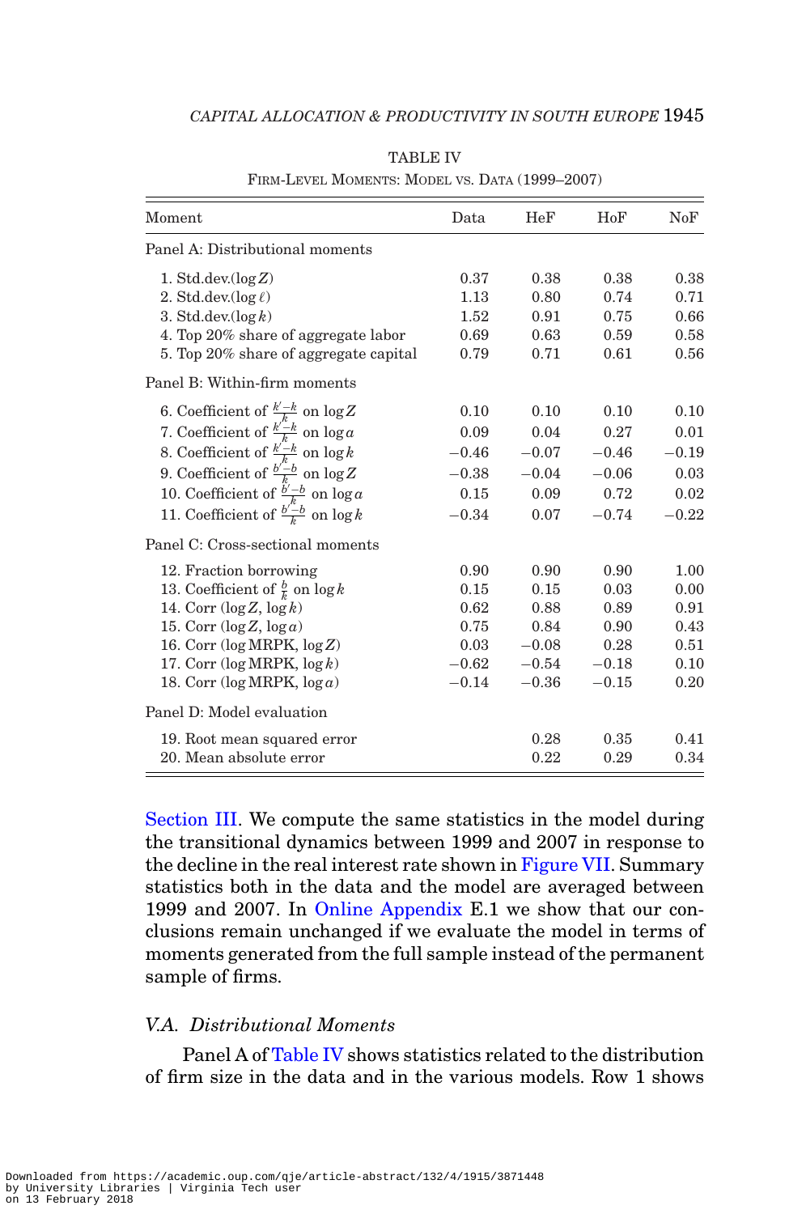TABLE IV

Firm-Level Moments: Model vs. Data (1999–2007)

| Moment | Data | HeF | HoF | NoF |
|---|---|---|---|---|
| Panel A: Distributional moments | | | | |
| 1. Std.dev.($\log Z$) | 0.37 | 0.38 | 0.38 | 0.38 |
| 2. Std.dev.($\log \ell$) | 1.13 | 0.80 | 0.74 | 0.71 |
| 3. Std.dev.($\log k$) | 1.52 | 0.91 | 0.75 | 0.66 |
| 4. Top 20% share of aggregate labor | 0.69 | 0.63 | 0.59 | 0.58 |
| 5. Top 20% share of aggregate capital | 0.79 | 0.71 | 0.61 | 0.56 |
| Panel B: Within-firm moments | | | | |
| 6. Coefficient of $\frac{k'-k}{k}$ on $\log Z$ | 0.10 | 0.10 | 0.10 | 0.10 |
| 7. Coefficient of $\frac{k'-k}{k}$ on $\log a$ | 0.09 | 0.04 | 0.27 | 0.01 |
| 8. Coefficient of $\frac{k'-k}{k}$ on $\log k$ | −0.46 | −0.07 | −0.46 | −0.19 |
| 9. Coefficient of $\frac{b'-b}{k}$ on $\log Z$ | −0.38 | −0.04 | −0.06 | 0.03 |
| 10. Coefficient of $\frac{b'-b}{k}$ on $\log a$ | 0.15 | 0.09 | 0.72 | 0.02 |
| 11. Coefficient of $\frac{b'-b}{k}$ on $\log k$ | −0.34 | 0.07 | −0.74 | −0.22 |
| Panel C: Cross-sectional moments | | | | |
| 12. Fraction borrowing | 0.90 | 0.90 | 0.90 | 1.00 |
| 13. Coefficient of $\frac{b}{k}$ on $\log k$ | 0.15 | 0.15 | 0.03 | 0.00 |
| 14. Corr ($\log Z$, $\log k$) | 0.62 | 0.88 | 0.89 | 0.91 |
| 15. Corr ($\log Z$, $\log a$) | 0.75 | 0.84 | 0.90 | 0.43 |
| 16. Corr ($\log$ MRPK, $\log Z$) | 0.03 | −0.08 | 0.28 | 0.51 |
| 17. Corr ($\log$ MRPK, $\log k$) | −0.62 | −0.54 | −0.18 | 0.10 |
| 18. Corr ($\log$ MRPK, $\log a$) | −0.14 | −0.36 | −0.15 | 0.20 |
| Panel D: Model evaluation | | | | |
| 19. Root mean squared error | | 0.28 | 0.35 | 0.41 |
| 20. Mean absolute error | | 0.22 | 0.29 | 0.34 |

Section III. We compute the same statistics in the model during the transitional dynamics between 1999 and 2007 in response to the decline in the real interest rate shown in Figure VII. Summary statistics both in the data and the model are averaged between 1999 and 2007. In Online Appendix E.1 we show that our conclusions remain unchanged if we evaluate the model in terms of moments generated from the full sample instead of the permanent sample of firms.

### V.A. *Distributional Moments*

Panel A of Table IV shows statistics related to the distribution of firm size in the data and in the various models. Row 1 shows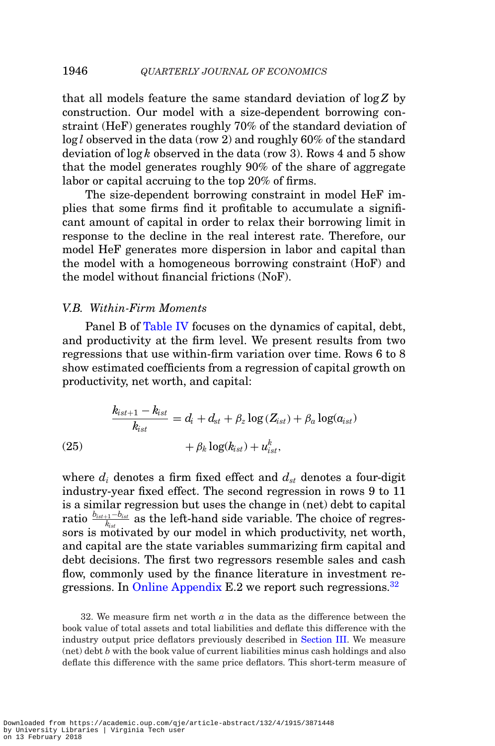that all models feature the same standard deviation of $\log Z$ by construction. Our model with a size-dependent borrowing constraint (HeF) generates roughly 70% of the standard deviation of $\log l$ observed in the data (row 2) and roughly 60% of the standard deviation of $\log k$ observed in the data (row 3). Rows 4 and 5 show that the model generates roughly 90% of the share of aggregate labor or capital accruing to the top 20% of firms.

The size-dependent borrowing constraint in model HeF implies that some firms find it profitable to accumulate a significant amount of capital in order to relax their borrowing limit in response to the decline in the real interest rate. Therefore, our model HeF generates more dispersion in labor and capital than the model with a homogeneous borrowing constraint (HoF) and the model without financial frictions (NoF).

### V.B. Within-Firm Moments

Panel B of Table IV focuses on the dynamics of capital, debt, and productivity at the firm level. We present results from two regressions that use within-firm variation over time. Rows 6 to 8 show estimated coefficients from a regression of capital growth on productivity, net worth, and capital:

$$\frac{k_{ist+1} - k_{ist}}{k_{ist}} = d_i + d_{st} + \beta_z \log(Z_{ist}) + \beta_a \log(a_{ist}) + \beta_k \log(k_{ist}) + u^k_{ist}, \tag{25}$$

where $d_i$ denotes a firm fixed effect and $d_{st}$ denotes a four-digit industry-year fixed effect. The second regression in rows 9 to 11 is a similar regression but uses the change in (net) debt to capital ratio $\frac{b_{ist+1} - b_{ist}}{k_{ist}}$ as the left-hand side variable. The choice of regressors is motivated by our model in which productivity, net worth, and capital are the state variables summarizing firm capital and debt decisions. The first two regressors resemble sales and cash flow, commonly used by the finance literature in investment regressions. In Online Appendix E.2 we report such regressions.[32]

32. We measure firm net worth $a$ in the data as the difference between the book value of total assets and total liabilities and deflate this difference with the industry output price deflators previously described in Section III. We measure (net) debt $b$ with the book value of current liabilities minus cash holdings and also deflate this difference with the same price deflators. This short-term measure of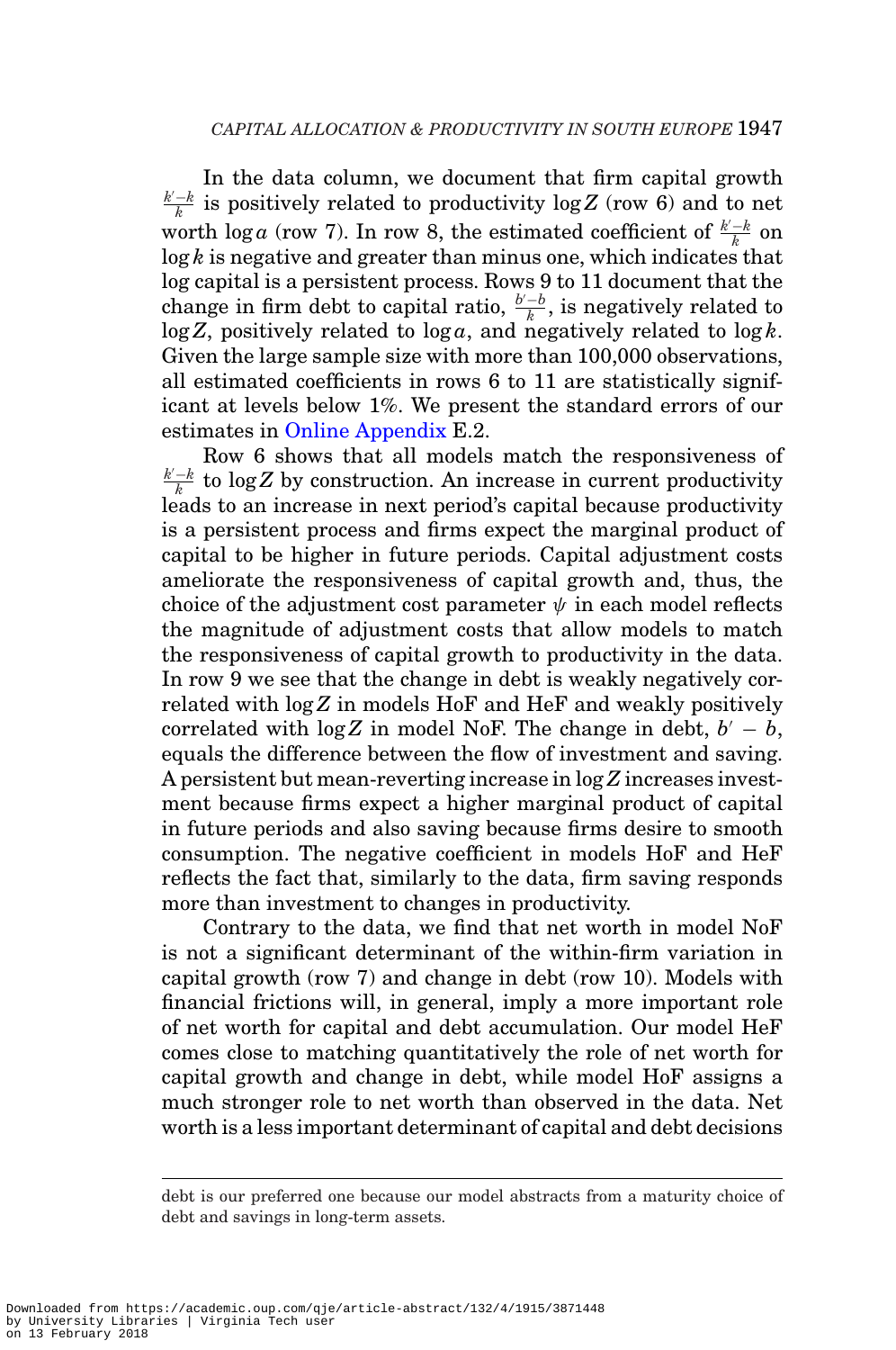In the data column, we document that firm capital growth $\frac{k'-k}{k}$ is positively related to productivity $\log Z$ (row 6) and to net worth $\log a$ (row 7). In row 8, the estimated coefficient of $\frac{k'-k}{k}$ on $\log k$ is negative and greater than minus one, which indicates that log capital is a persistent process. Rows 9 to 11 document that the change in firm debt to capital ratio, $\frac{b'-b}{k}$, is negatively related to $\log Z$, positively related to $\log a$, and negatively related to $\log k$. Given the large sample size with more than 100,000 observations, all estimated coefficients in rows 6 to 11 are statistically significant at levels below 1%. We present the standard errors of our estimates in Online Appendix E.2.

Row 6 shows that all models match the responsiveness of $\frac{k'-k}{k}$ to $\log Z$ by construction. An increase in current productivity leads to an increase in next period's capital because productivity is a persistent process and firms expect the marginal product of capital to be higher in future periods. Capital adjustment costs ameliorate the responsiveness of capital growth and, thus, the choice of the adjustment cost parameter $\psi$ in each model reflects the magnitude of adjustment costs that allow models to match the responsiveness of capital growth to productivity in the data. In row 9 we see that the change in debt is weakly negatively correlated with $\log Z$ in models HoF and HeF and weakly positively correlated with $\log Z$ in model NoF. The change in debt, $b' - b$, equals the difference between the flow of investment and saving. A persistent but mean-reverting increase in $\log Z$ increases investment because firms expect a higher marginal product of capital in future periods and also saving because firms desire to smooth consumption. The negative coefficient in models HoF and HeF reflects the fact that, similarly to the data, firm saving responds more than investment to changes in productivity.

Contrary to the data, we find that net worth in model NoF is not a significant determinant of the within-firm variation in capital growth (row 7) and change in debt (row 10). Models with financial frictions will, in general, imply a more important role of net worth for capital and debt accumulation. Our model HeF comes close to matching quantitatively the role of net worth for capital growth and change in debt, while model HoF assigns a much stronger role to net worth than observed in the data. Net worth is a less important determinant of capital and debt decisions

---

debt is our preferred one because our model abstracts from a maturity choice of debt and savings in long-term assets.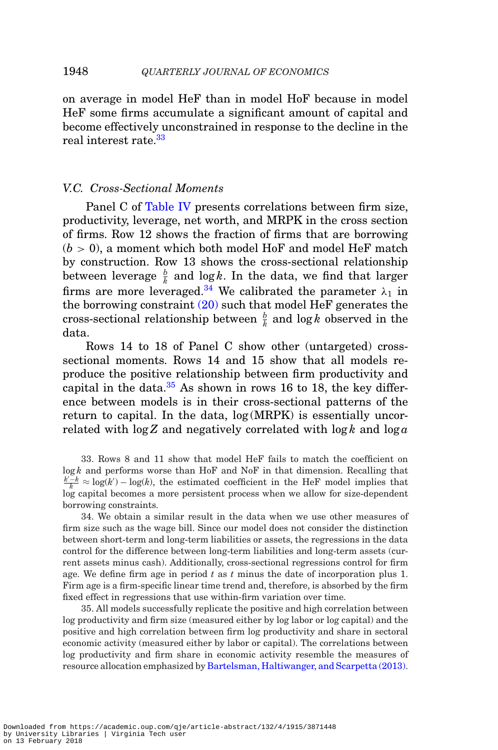on average in model HeF than in model HoF because in model HeF some firms accumulate a significant amount of capital and become effectively unconstrained in response to the decline in the real interest rate.[33]

### V.C. Cross-Sectional Moments

Panel C of Table IV presents correlations between firm size, productivity, leverage, net worth, and MRPK in the cross section of firms. Row 12 shows the fraction of firms that are borrowing ($b > 0$), a moment which both model HoF and model HeF match by construction. Row 13 shows the cross-sectional relationship between leverage $\frac{b}{k}$ and $\log k$. In the data, we find that larger firms are more leveraged.[34] We calibrated the parameter $\lambda_1$ in the borrowing constraint (20) such that model HeF generates the cross-sectional relationship between $\frac{b}{k}$ and $\log k$ observed in the data.

Rows 14 to 18 of Panel C show other (untargeted) cross-sectional moments. Rows 14 and 15 show that all models reproduce the positive relationship between firm productivity and capital in the data.[35] As shown in rows 16 to 18, the key difference between models is in their cross-sectional patterns of the return to capital. In the data, $\log(\text{MRPK})$ is essentially uncorrelated with $\log Z$ and negatively correlated with $\log k$ and $\log a$

33. Rows 8 and 11 show that model HeF fails to match the coefficient on $\log k$ and performs worse than HoF and NoF in that dimension. Recalling that $\frac{k'-k}{k} \approx \log(k') - \log(k)$, the estimated coefficient in the HeF model implies that log capital becomes a more persistent process when we allow for size-dependent borrowing constraints.

34. We obtain a similar result in the data when we use other measures of firm size such as the wage bill. Since our model does not consider the distinction between short-term and long-term liabilities or assets, the regressions in the data control for the difference between long-term liabilities and long-term assets (current assets minus cash). Additionally, cross-sectional regressions control for firm age. We define firm age in period $t$ as $t$ minus the date of incorporation plus 1. Firm age is a firm-specific linear time trend and, therefore, is absorbed by the firm fixed effect in regressions that use within-firm variation over time.

35. All models successfully replicate the positive and high correlation between log productivity and firm size (measured either by log labor or log capital) and the positive and high correlation between firm log productivity and share in sectoral economic activity (measured either by labor or capital). The correlations between log productivity and firm share in economic activity resemble the measures of resource allocation emphasized by Bartelsman, Haltiwanger, and Scarpetta (2013).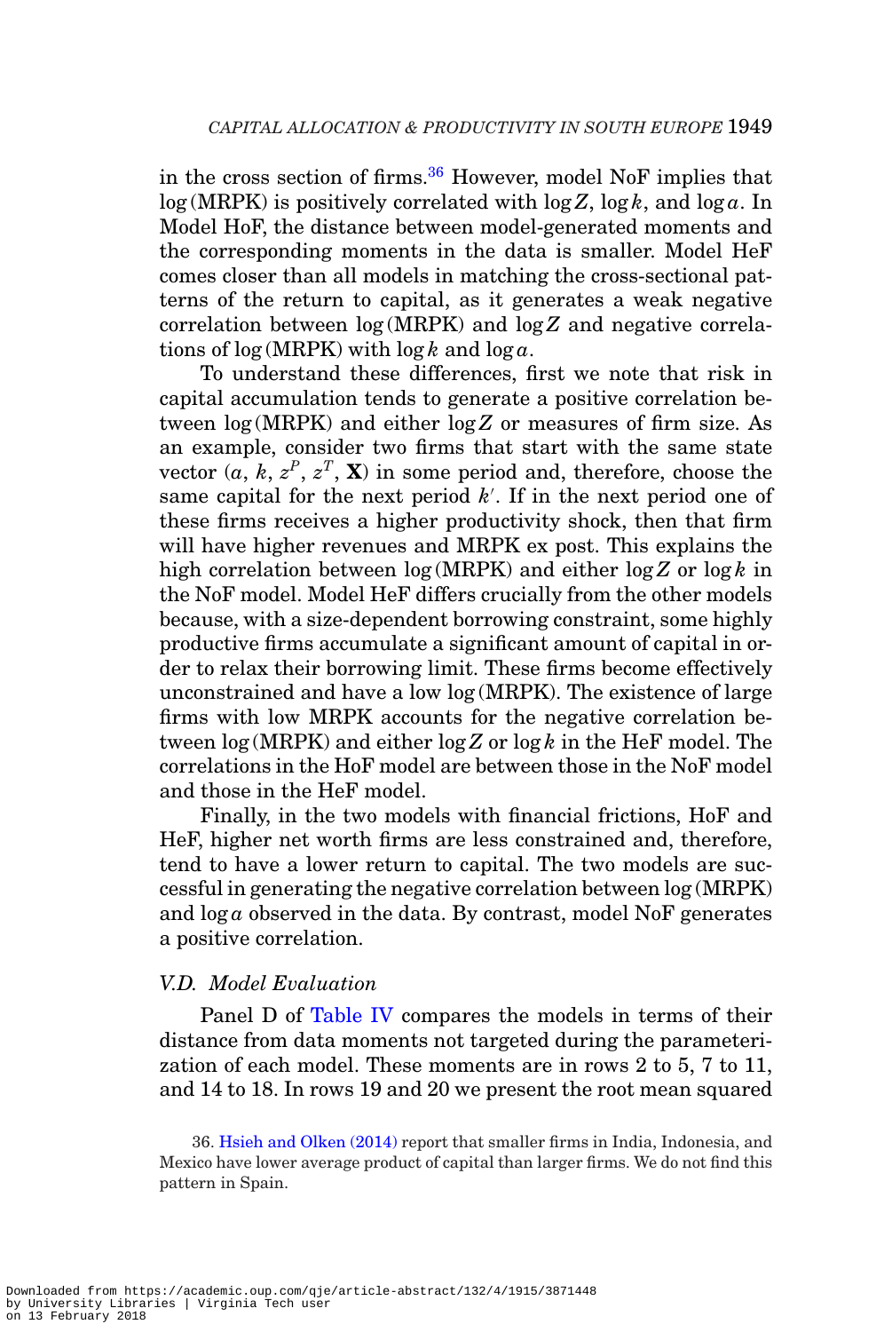in the cross section of firms.[36] However, model NoF implies that $\log(\text{MRPK})$ is positively correlated with $\log Z$, $\log k$, and $\log a$. In Model HoF, the distance between model-generated moments and the corresponding moments in the data is smaller. Model HeF comes closer than all models in matching the cross-sectional patterns of the return to capital, as it generates a weak negative correlation between $\log(\text{MRPK})$ and $\log Z$ and negative correlations of $\log(\text{MRPK})$ with $\log k$ and $\log a$.

To understand these differences, first we note that risk in capital accumulation tends to generate a positive correlation between $\log(\text{MRPK})$ and either $\log Z$ or measures of firm size. As an example, consider two firms that start with the same state vector $(a, k, z^P, z^T, \mathbf{X})$ in some period and, therefore, choose the same capital for the next period $k'$. If in the next period one of these firms receives a higher productivity shock, then that firm will have higher revenues and MRPK ex post. This explains the high correlation between $\log(\text{MRPK})$ and either $\log Z$ or $\log k$ in the NoF model. Model HeF differs crucially from the other models because, with a size-dependent borrowing constraint, some highly productive firms accumulate a significant amount of capital in order to relax their borrowing limit. These firms become effectively unconstrained and have a low $\log(\text{MRPK})$. The existence of large firms with low MRPK accounts for the negative correlation between $\log(\text{MRPK})$ and either $\log Z$ or $\log k$ in the HeF model. The correlations in the HoF model are between those in the NoF model and those in the HeF model.

Finally, in the two models with financial frictions, HoF and HeF, higher net worth firms are less constrained and, therefore, tend to have a lower return to capital. The two models are successful in generating the negative correlation between $\log(\text{MRPK})$ and $\log a$ observed in the data. By contrast, model NoF generates a positive correlation.

### *V.D. Model Evaluation*

Panel D of Table IV compares the models in terms of their distance from data moments not targeted during the parameterization of each model. These moments are in rows 2 to 5, 7 to 11, and 14 to 18. In rows 19 and 20 we present the root mean squared

36. Hsieh and Olken (2014) report that smaller firms in India, Indonesia, and Mexico have lower average product of capital than larger firms. We do not find this pattern in Spain.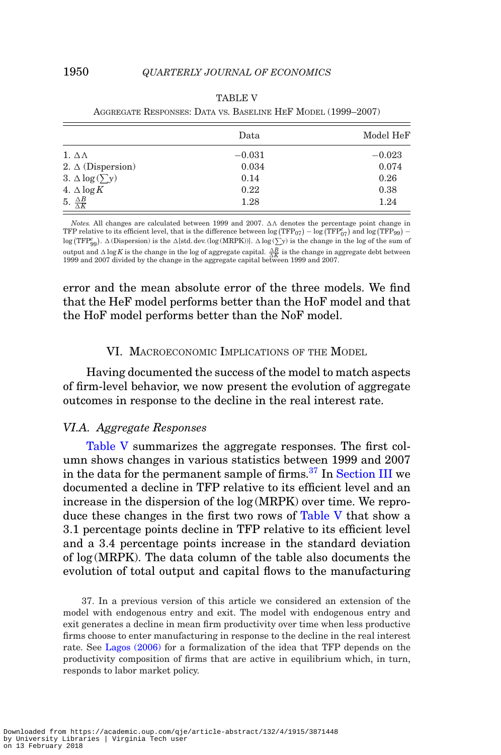TABLE V

Aggregate Responses: Data vs. Baseline HeF Model (1999–2007)

| | Data | Model HeF |
|---|---|---|
| 1. $\Delta\Lambda$ | −0.031 | −0.023 |
| 2. $\Delta$ (Dispersion) | 0.034 | 0.074 |
| 3. $\Delta \log(\sum y)$ | 0.14 | 0.26 |
| 4. $\Delta \log K$ | 0.22 | 0.38 |
| 5. $\frac{\Delta B}{\Delta K}$ | 1.28 | 1.24 |

*Notes.* All changes are calculated between 1999 and 2007. $\Delta\Lambda$ denotes the percentage point change in TFP relative to its efficient level, that is the difference between $\log(\text{TFP}_{07}) - \log(\text{TFP}^{e}_{07})$ and $\log(\text{TFP}_{99}) - \log(\text{TFP}^{e}_{99})$. $\Delta$(Dispersion) is the $\Delta$[std. dev. (log (MRPK))]. $\Delta \log(\sum y)$ is the change in the log of the sum of output and $\Delta \log K$ is the change in the log of aggregate capital. $\frac{\Delta B}{\Delta K}$ is the change in aggregate debt between 1999 and 2007 divided by the change in the aggregate capital between 1999 and 2007.

error and the mean absolute error of the three models. We find that the HeF model performs better than the HoF model and that the HoF model performs better than the NoF model.

## VI. Macroeconomic Implications of the Model

Having documented the success of the model to match aspects of firm-level behavior, we now present the evolution of aggregate outcomes in response to the decline in the real interest rate.

### *VI.A. Aggregate Responses*

Table V summarizes the aggregate responses. The first column shows changes in various statistics between 1999 and 2007 in the data for the permanent sample of firms.[37] In Section III we documented a decline in TFP relative to its efficient level and an increase in the dispersion of the log (MRPK) over time. We reproduce these changes in the first two rows of Table V that show a 3.1 percentage points decline in TFP relative to its efficient level and a 3.4 percentage points increase in the standard deviation of log (MRPK). The data column of the table also documents the evolution of total output and capital flows to the manufacturing

37. In a previous version of this article we considered an extension of the model with endogenous entry and exit. The model with endogenous entry and exit generates a decline in mean firm productivity over time when less productive firms choose to enter manufacturing in response to the decline in the real interest rate. See Lagos (2006) for a formalization of the idea that TFP depends on the productivity composition of firms that are active in equilibrium which, in turn, responds to labor market policy.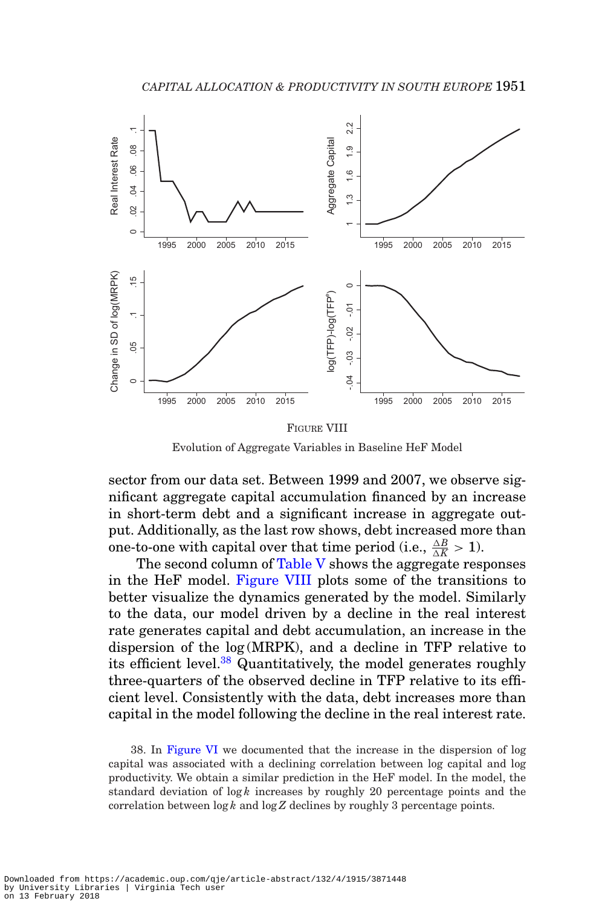FIGURE VIII

Evolution of Aggregate Variables in Baseline HeF Model

sector from our data set. Between 1999 and 2007, we observe significant aggregate capital accumulation financed by an increase in short-term debt and a significant increase in aggregate output. Additionally, as the last row shows, debt increased more than one-to-one with capital over that time period (i.e., $\frac{\Delta B}{\Delta K} > 1$).

The second column of Table V shows the aggregate responses in the HeF model. Figure VIII plots some of the transitions to better visualize the dynamics generated by the model. Similarly to the data, our model driven by a decline in the real interest rate generates capital and debt accumulation, an increase in the dispersion of the $\log(\text{MRPK})$, and a decline in TFP relative to its efficient level.[38] Quantitatively, the model generates roughly three-quarters of the observed decline in TFP relative to its efficient level. Consistently with the data, debt increases more than capital in the model following the decline in the real interest rate.

38. In Figure VI we documented that the increase in the dispersion of log capital was associated with a declining correlation between log capital and log productivity. We obtain a similar prediction in the HeF model. In the model, the standard deviation of $\log k$ increases by roughly 20 percentage points and the correlation between $\log k$ and $\log Z$ declines by roughly 3 percentage points.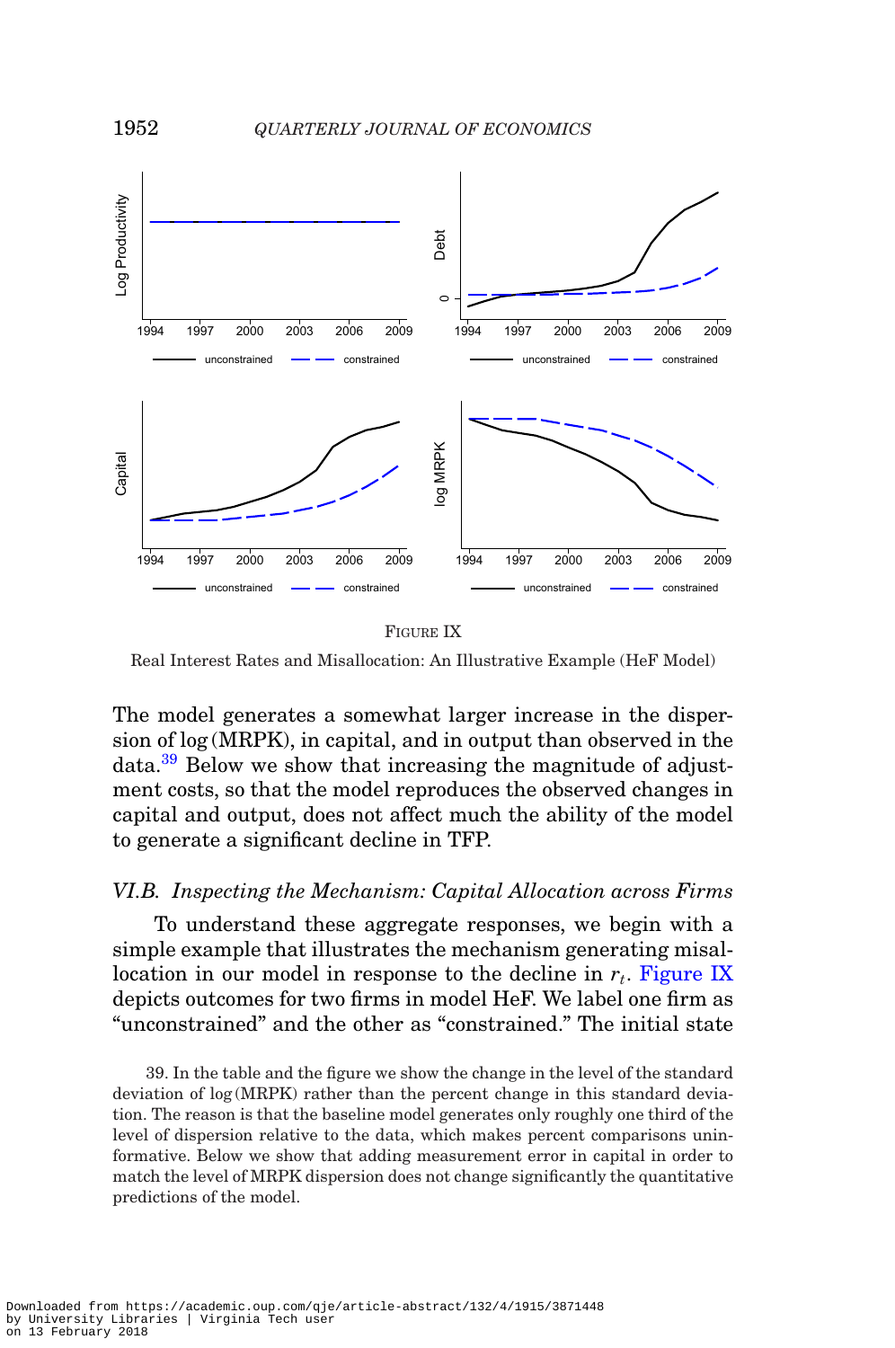FIGURE IX

Real Interest Rates and Misallocation: An Illustrative Example (HeF Model)

The model generates a somewhat larger increase in the dispersion of log (MRPK), in capital, and in output than observed in the data.[39] Below we show that increasing the magnitude of adjustment costs, so that the model reproduces the observed changes in capital and output, does not affect much the ability of the model to generate a significant decline in TFP.

### VI.B. *Inspecting the Mechanism: Capital Allocation across Firms*

To understand these aggregate responses, we begin with a simple example that illustrates the mechanism generating misallocation in our model in response to the decline in $r_t$. Figure IX depicts outcomes for two firms in model HeF. We label one firm as "unconstrained" and the other as "constrained." The initial state

39. In the table and the figure we show the change in the level of the standard deviation of log (MRPK) rather than the percent change in this standard deviation. The reason is that the baseline model generates only roughly one third of the level of dispersion relative to the data, which makes percent comparisons uninformative. Below we show that adding measurement error in capital in order to match the level of MRPK dispersion does not change significantly the quantitative predictions of the model.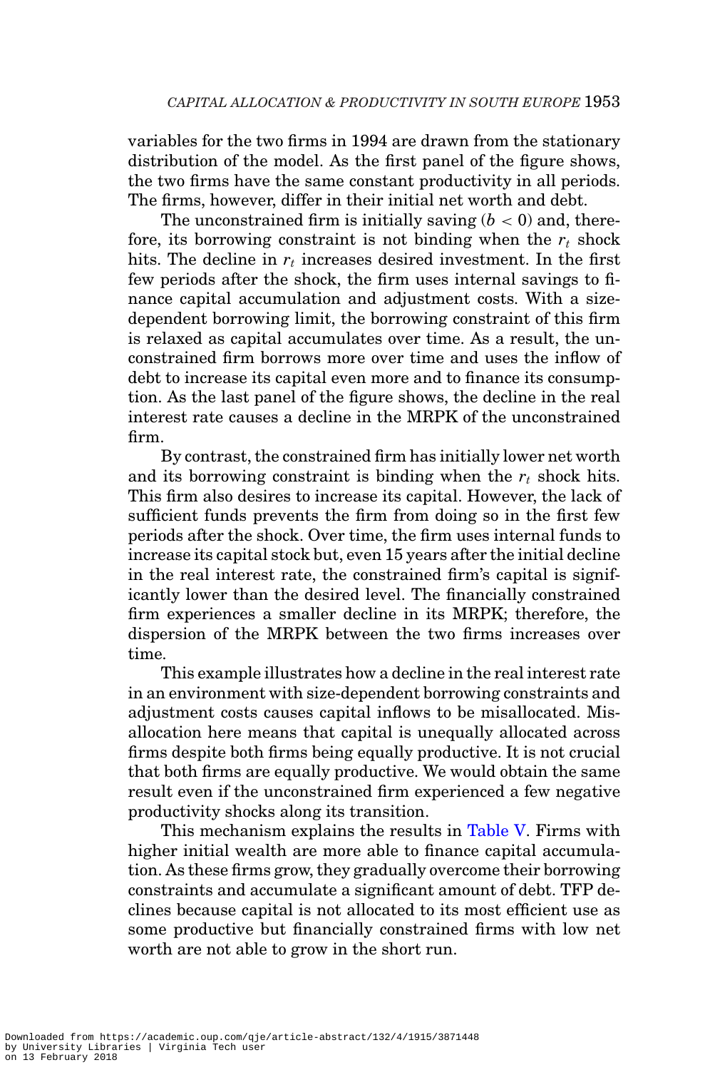variables for the two firms in 1994 are drawn from the stationary distribution of the model. As the first panel of the figure shows, the two firms have the same constant productivity in all periods. The firms, however, differ in their initial net worth and debt.

The unconstrained firm is initially saving ($b < 0$) and, therefore, its borrowing constraint is not binding when the $r_t$ shock hits. The decline in $r_t$ increases desired investment. In the first few periods after the shock, the firm uses internal savings to finance capital accumulation and adjustment costs. With a size-dependent borrowing limit, the borrowing constraint of this firm is relaxed as capital accumulates over time. As a result, the unconstrained firm borrows more over time and uses the inflow of debt to increase its capital even more and to finance its consumption. As the last panel of the figure shows, the decline in the real interest rate causes a decline in the MRPK of the unconstrained firm.

By contrast, the constrained firm has initially lower net worth and its borrowing constraint is binding when the $r_t$ shock hits. This firm also desires to increase its capital. However, the lack of sufficient funds prevents the firm from doing so in the first few periods after the shock. Over time, the firm uses internal funds to increase its capital stock but, even 15 years after the initial decline in the real interest rate, the constrained firm's capital is significantly lower than the desired level. The financially constrained firm experiences a smaller decline in its MRPK; therefore, the dispersion of the MRPK between the two firms increases over time.

This example illustrates how a decline in the real interest rate in an environment with size-dependent borrowing constraints and adjustment costs causes capital inflows to be misallocated. Misallocation here means that capital is unequally allocated across firms despite both firms being equally productive. It is not crucial that both firms are equally productive. We would obtain the same result even if the unconstrained firm experienced a few negative productivity shocks along its transition.

This mechanism explains the results in Table V. Firms with higher initial wealth are more able to finance capital accumulation. As these firms grow, they gradually overcome their borrowing constraints and accumulate a significant amount of debt. TFP declines because capital is not allocated to its most efficient use as some productive but financially constrained firms with low net worth are not able to grow in the short run.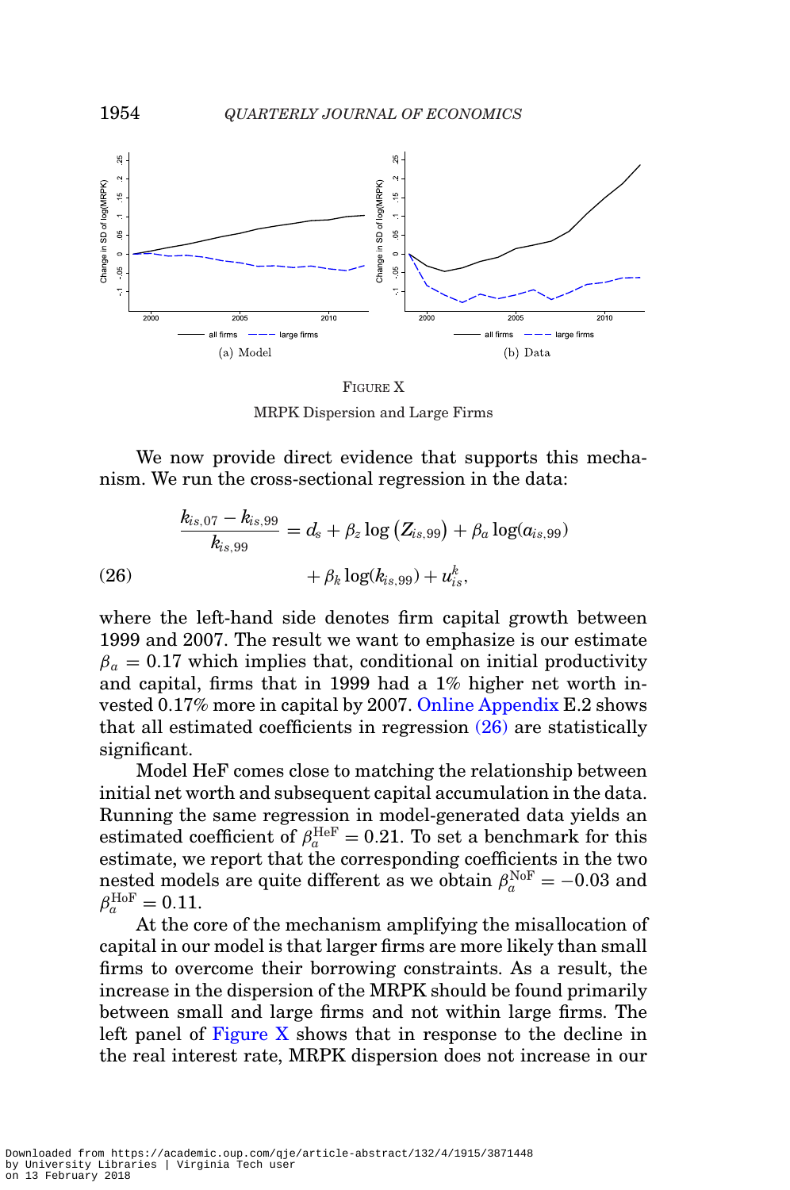FIGURE X

MRPK Dispersion and Large Firms

We now provide direct evidence that supports this mechanism. We run the cross-sectional regression in the data:

$$\frac{k_{is,07} - k_{is,99}}{k_{is,99}} = d_s + \beta_z \log\left(Z_{is,99}\right) + \beta_a \log(a_{is,99})$$
$$+ \beta_k \log(k_{is,99}) + u^k_{is}, \tag{26}$$

where the left-hand side denotes firm capital growth between 1999 and 2007. The result we want to emphasize is our estimate $\beta_a = 0.17$ which implies that, conditional on initial productivity and capital, firms that in 1999 had a 1% higher net worth invested 0.17% more in capital by 2007. Online Appendix E.2 shows that all estimated coefficients in regression (26) are statistically significant.

Model HeF comes close to matching the relationship between initial net worth and subsequent capital accumulation in the data. Running the same regression in model-generated data yields an estimated coefficient of $\beta_a^{\mathrm{HeF}} = 0.21$. To set a benchmark for this estimate, we report that the corresponding coefficients in the two nested models are quite different as we obtain $\beta_a^{\mathrm{NoF}} = -0.03$ and $\beta_a^{\mathrm{HoF}} = 0.11$.

At the core of the mechanism amplifying the misallocation of capital in our model is that larger firms are more likely than small firms to overcome their borrowing constraints. As a result, the increase in the dispersion of the MRPK should be found primarily between small and large firms and not within large firms. The left panel of Figure X shows that in response to the decline in the real interest rate, MRPK dispersion does not increase in our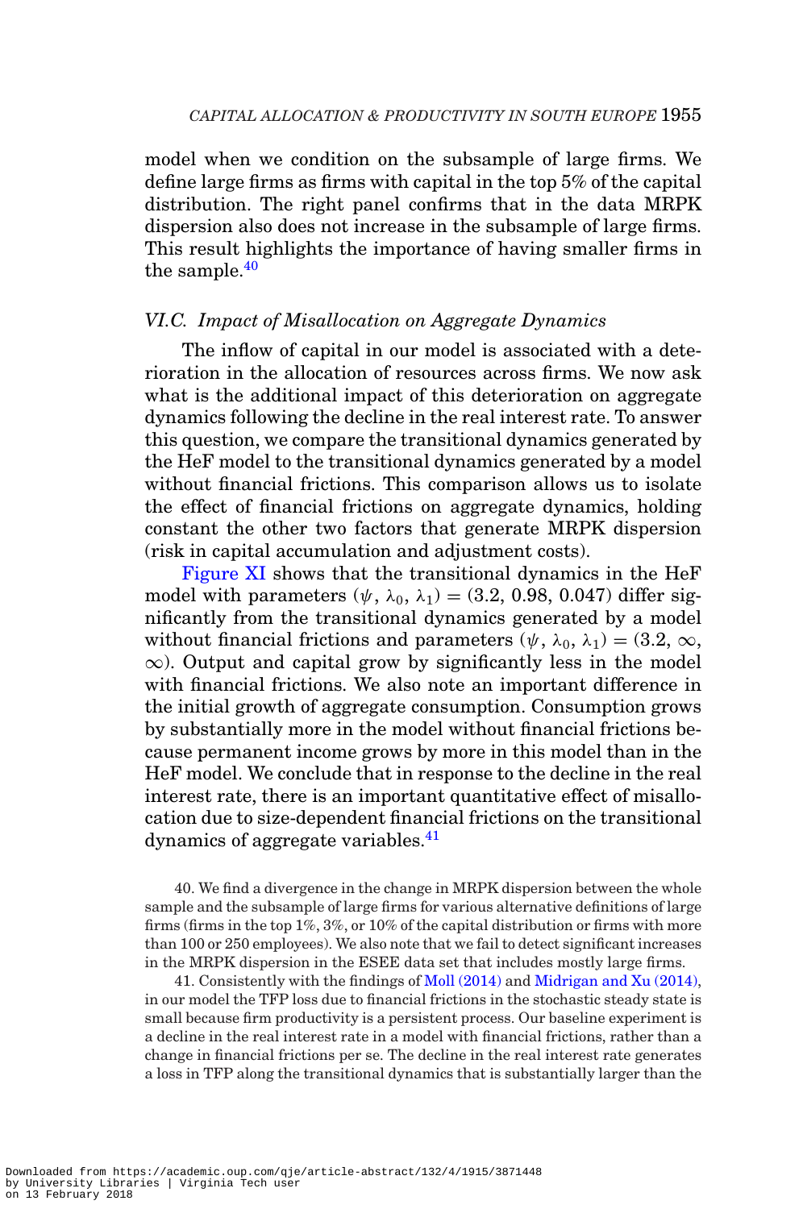model when we condition on the subsample of large firms. We define large firms as firms with capital in the top 5% of the capital distribution. The right panel confirms that in the data MRPK dispersion also does not increase in the subsample of large firms. This result highlights the importance of having smaller firms in the sample.[40]

### VI.C. *Impact of Misallocation on Aggregate Dynamics*

The inflow of capital in our model is associated with a deterioration in the allocation of resources across firms. We now ask what is the additional impact of this deterioration on aggregate dynamics following the decline in the real interest rate. To answer this question, we compare the transitional dynamics generated by the HeF model to the transitional dynamics generated by a model without financial frictions. This comparison allows us to isolate the effect of financial frictions on aggregate dynamics, holding constant the other two factors that generate MRPK dispersion (risk in capital accumulation and adjustment costs).

Figure XI shows that the transitional dynamics in the HeF model with parameters $(\psi, \lambda_0, \lambda_1) = (3.2, 0.98, 0.047)$ differ significantly from the transitional dynamics generated by a model without financial frictions and parameters $(\psi, \lambda_0, \lambda_1) = (3.2, \infty, \infty)$. Output and capital grow by significantly less in the model with financial frictions. We also note an important difference in the initial growth of aggregate consumption. Consumption grows by substantially more in the model without financial frictions because permanent income grows by more in this model than in the HeF model. We conclude that in response to the decline in the real interest rate, there is an important quantitative effect of misallocation due to size-dependent financial frictions on the transitional dynamics of aggregate variables.[41]

40. We find a divergence in the change in MRPK dispersion between the whole sample and the subsample of large firms for various alternative definitions of large firms (firms in the top 1%, 3%, or 10% of the capital distribution or firms with more than 100 or 250 employees). We also note that we fail to detect significant increases in the MRPK dispersion in the ESEE data set that includes mostly large firms.

41. Consistently with the findings of Moll (2014) and Midrigan and Xu (2014), in our model the TFP loss due to financial frictions in the stochastic steady state is small because firm productivity is a persistent process. Our baseline experiment is a decline in the real interest rate in a model with financial frictions, rather than a change in financial frictions per se. The decline in the real interest rate generates a loss in TFP along the transitional dynamics that is substantially larger than the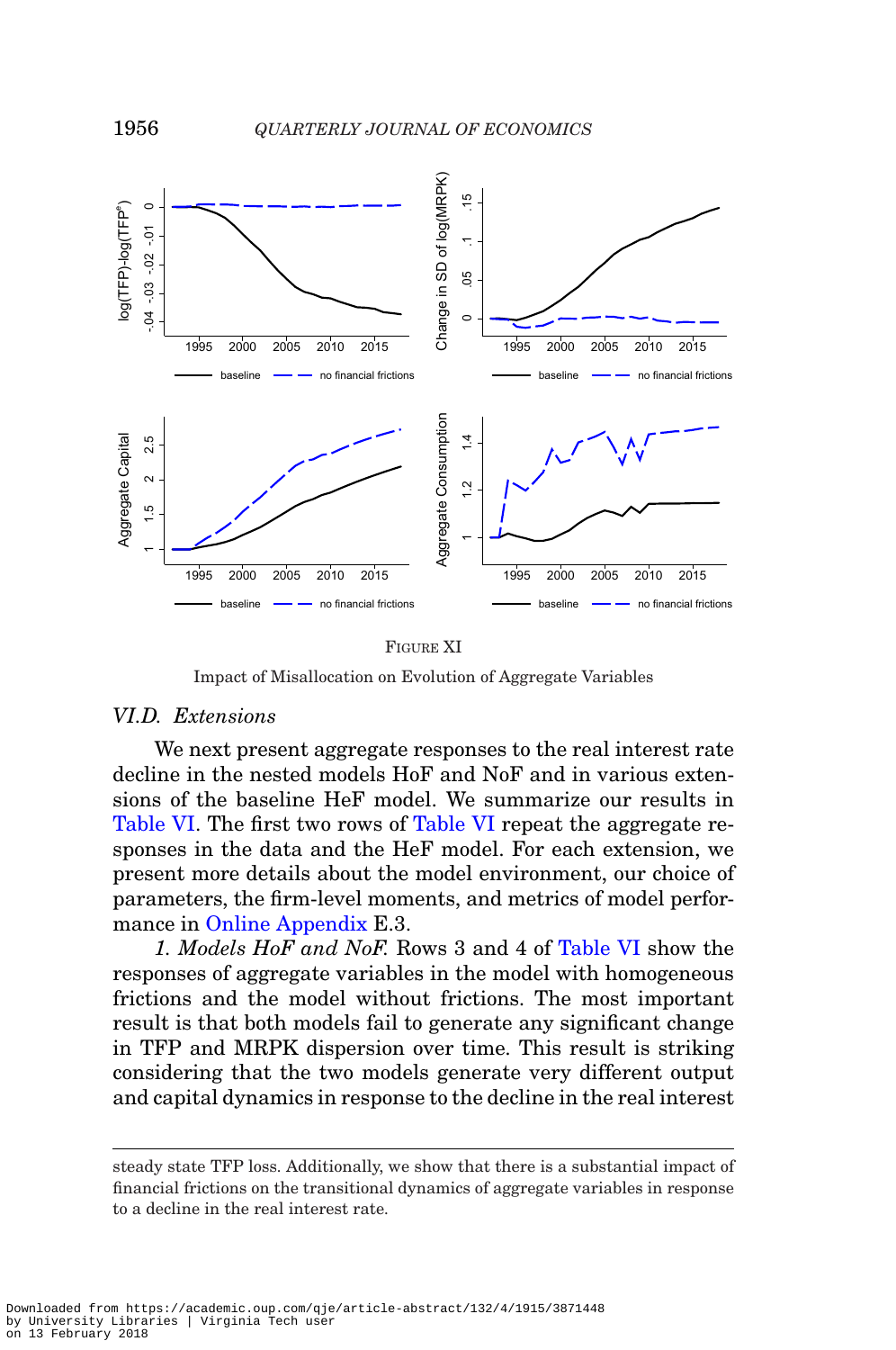FIGURE XI

Impact of Misallocation on Evolution of Aggregate Variables

### *VI.D. Extensions*

We next present aggregate responses to the real interest rate decline in the nested models HoF and NoF and in various extensions of the baseline HeF model. We summarize our results in Table VI. The first two rows of Table VI repeat the aggregate responses in the data and the HeF model. For each extension, we present more details about the model environment, our choice of parameters, the firm-level moments, and metrics of model performance in Online Appendix E.3.

*1. Models HoF and NoF.* Rows 3 and 4 of Table VI show the responses of aggregate variables in the model with homogeneous frictions and the model without frictions. The most important result is that both models fail to generate any significant change in TFP and MRPK dispersion over time. This result is striking considering that the two models generate very different output and capital dynamics in response to the decline in the real interest

steady state TFP loss. Additionally, we show that there is a substantial impact of financial frictions on the transitional dynamics of aggregate variables in response to a decline in the real interest rate.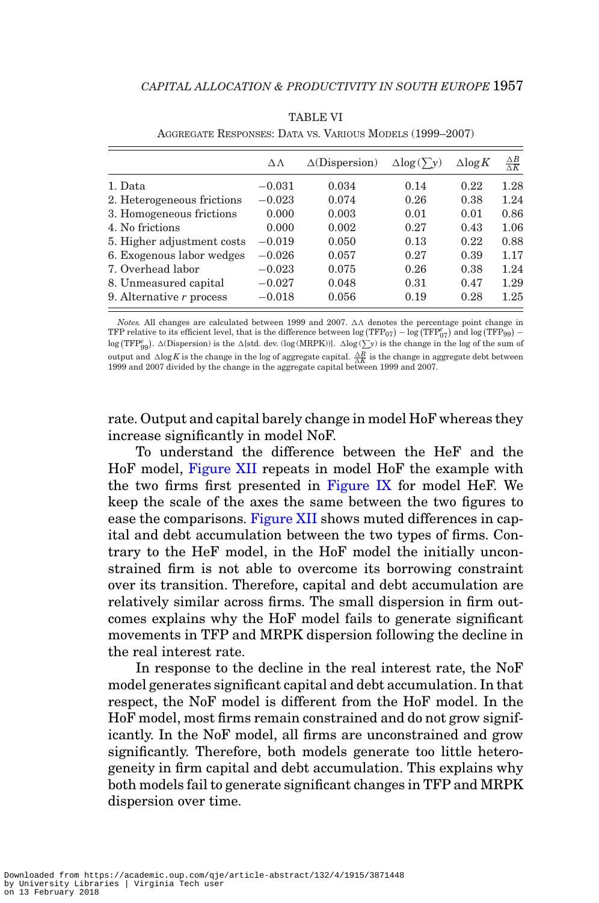TABLE VI

Aggregate Responses: Data vs. Various Models (1999–2007)

| | $\Delta\Lambda$ | $\Delta$(Dispersion) | $\Delta\log(\sum y)$ | $\Delta\log K$ | $\frac{\Delta B}{\Delta K}$ |
|---|---|---|---|---|---|
| 1. Data | −0.031 | 0.034 | 0.14 | 0.22 | 1.28 |
| 2. Heterogeneous frictions | −0.023 | 0.074 | 0.26 | 0.38 | 1.24 |
| 3. Homogeneous frictions | 0.000 | 0.003 | 0.01 | 0.01 | 0.86 |
| 4. No frictions | 0.000 | 0.002 | 0.27 | 0.43 | 1.06 |
| 5. Higher adjustment costs | −0.019 | 0.050 | 0.13 | 0.22 | 0.88 |
| 6. Exogenous labor wedges | −0.026 | 0.057 | 0.27 | 0.39 | 1.17 |
| 7. Overhead labor | −0.023 | 0.075 | 0.26 | 0.38 | 1.24 |
| 8. Unmeasured capital | −0.027 | 0.048 | 0.31 | 0.47 | 1.29 |
| 9. Alternative $r$ process | −0.018 | 0.056 | 0.19 | 0.28 | 1.25 |

*Notes.* All changes are calculated between 1999 and 2007. $\Delta\Lambda$ denotes the percentage point change in TFP relative to its efficient level, that is the difference between $\log(\text{TFP}_{07}) - \log(\text{TFP}^e_{07})$ and $\log(\text{TFP}_{99}) - \log(\text{TFP}^e_{99})$. $\Delta$(Dispersion) is the $\Delta$[std. dev. (log(MRPK))]. $\Delta\log(\sum y)$ is the change in the log of the sum of output and $\Delta\log K$ is the change in the log of aggregate capital. $\frac{\Delta B}{\Delta K}$ is the change in aggregate debt between 1999 and 2007 divided by the change in the aggregate capital between 1999 and 2007.

rate. Output and capital barely change in model HoF whereas they increase significantly in model NoF.

To understand the difference between the HeF and the HoF model, Figure XII repeats in model HoF the example with the two firms first presented in Figure IX for model HeF. We keep the scale of the axes the same between the two figures to ease the comparisons. Figure XII shows muted differences in capital and debt accumulation between the two types of firms. Contrary to the HeF model, in the HoF model the initially unconstrained firm is not able to overcome its borrowing constraint over its transition. Therefore, capital and debt accumulation are relatively similar across firms. The small dispersion in firm outcomes explains why the HoF model fails to generate significant movements in TFP and MRPK dispersion following the decline in the real interest rate.

In response to the decline in the real interest rate, the NoF model generates significant capital and debt accumulation. In that respect, the NoF model is different from the HoF model. In the HoF model, most firms remain constrained and do not grow significantly. In the NoF model, all firms are unconstrained and grow significantly. Therefore, both models generate too little heterogeneity in firm capital and debt accumulation. This explains why both models fail to generate significant changes in TFP and MRPK dispersion over time.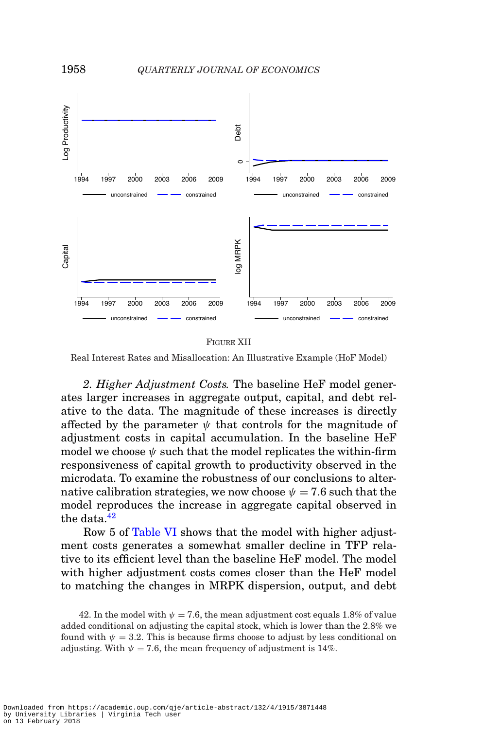FIGURE XII

Real Interest Rates and Misallocation: An Illustrative Example (HoF Model)

*2. Higher Adjustment Costs.* The baseline HeF model generates larger increases in aggregate output, capital, and debt relative to the data. The magnitude of these increases is directly affected by the parameter $\psi$ that controls for the magnitude of adjustment costs in capital accumulation. In the baseline HeF model we choose $\psi$ such that the model replicates the within-firm responsiveness of capital growth to productivity observed in the microdata. To examine the robustness of our conclusions to alternative calibration strategies, we now choose $\psi = 7.6$ such that the model reproduces the increase in aggregate capital observed in the data.[42]

Row 5 of Table VI shows that the model with higher adjustment costs generates a somewhat smaller decline in TFP relative to its efficient level than the baseline HeF model. The model with higher adjustment costs comes closer than the HeF model to matching the changes in MRPK dispersion, output, and debt

42. In the model with $\psi = 7.6$, the mean adjustment cost equals 1.8% of value added conditional on adjusting the capital stock, which is lower than the 2.8% we found with $\psi = 3.2$. This is because firms choose to adjust by less conditional on adjusting. With $\psi = 7.6$, the mean frequency of adjustment is 14%.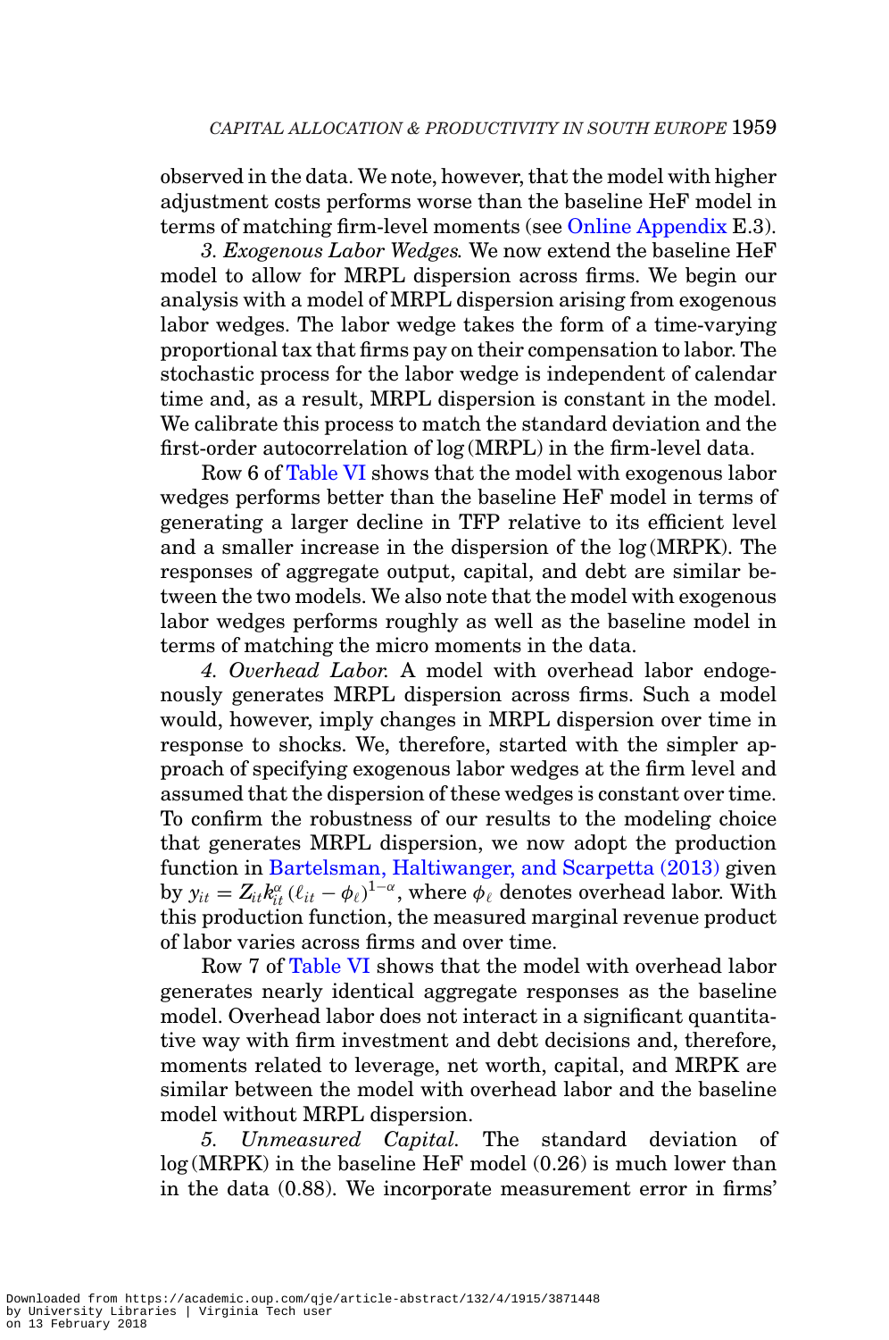observed in the data. We note, however, that the model with higher adjustment costs performs worse than the baseline HeF model in terms of matching firm-level moments (see Online Appendix E.3).

*3. Exogenous Labor Wedges.* We now extend the baseline HeF model to allow for MRPL dispersion across firms. We begin our analysis with a model of MRPL dispersion arising from exogenous labor wedges. The labor wedge takes the form of a time-varying proportional tax that firms pay on their compensation to labor. The stochastic process for the labor wedge is independent of calendar time and, as a result, MRPL dispersion is constant in the model. We calibrate this process to match the standard deviation and the first-order autocorrelation of log (MRPL) in the firm-level data.

Row 6 of Table VI shows that the model with exogenous labor wedges performs better than the baseline HeF model in terms of generating a larger decline in TFP relative to its efficient level and a smaller increase in the dispersion of the log (MRPK). The responses of aggregate output, capital, and debt are similar between the two models. We also note that the model with exogenous labor wedges performs roughly as well as the baseline model in terms of matching the micro moments in the data.

*4. Overhead Labor.* A model with overhead labor endogenously generates MRPL dispersion across firms. Such a model would, however, imply changes in MRPL dispersion over time in response to shocks. We, therefore, started with the simpler approach of specifying exogenous labor wedges at the firm level and assumed that the dispersion of these wedges is constant over time. To confirm the robustness of our results to the modeling choice that generates MRPL dispersion, we now adopt the production function in Bartelsman, Haltiwanger, and Scarpetta (2013) given by $y_{it} = Z_{it}k_{it}^{\alpha}(\ell_{it} - \phi_{\ell})^{1-\alpha}$, where $\phi_{\ell}$ denotes overhead labor. With this production function, the measured marginal revenue product of labor varies across firms and over time.

Row 7 of Table VI shows that the model with overhead labor generates nearly identical aggregate responses as the baseline model. Overhead labor does not interact in a significant quantitative way with firm investment and debt decisions and, therefore, moments related to leverage, net worth, capital, and MRPK are similar between the model with overhead labor and the baseline model without MRPL dispersion.

*5. Unmeasured Capital.* The standard deviation of log (MRPK) in the baseline HeF model (0.26) is much lower than in the data (0.88). We incorporate measurement error in firms'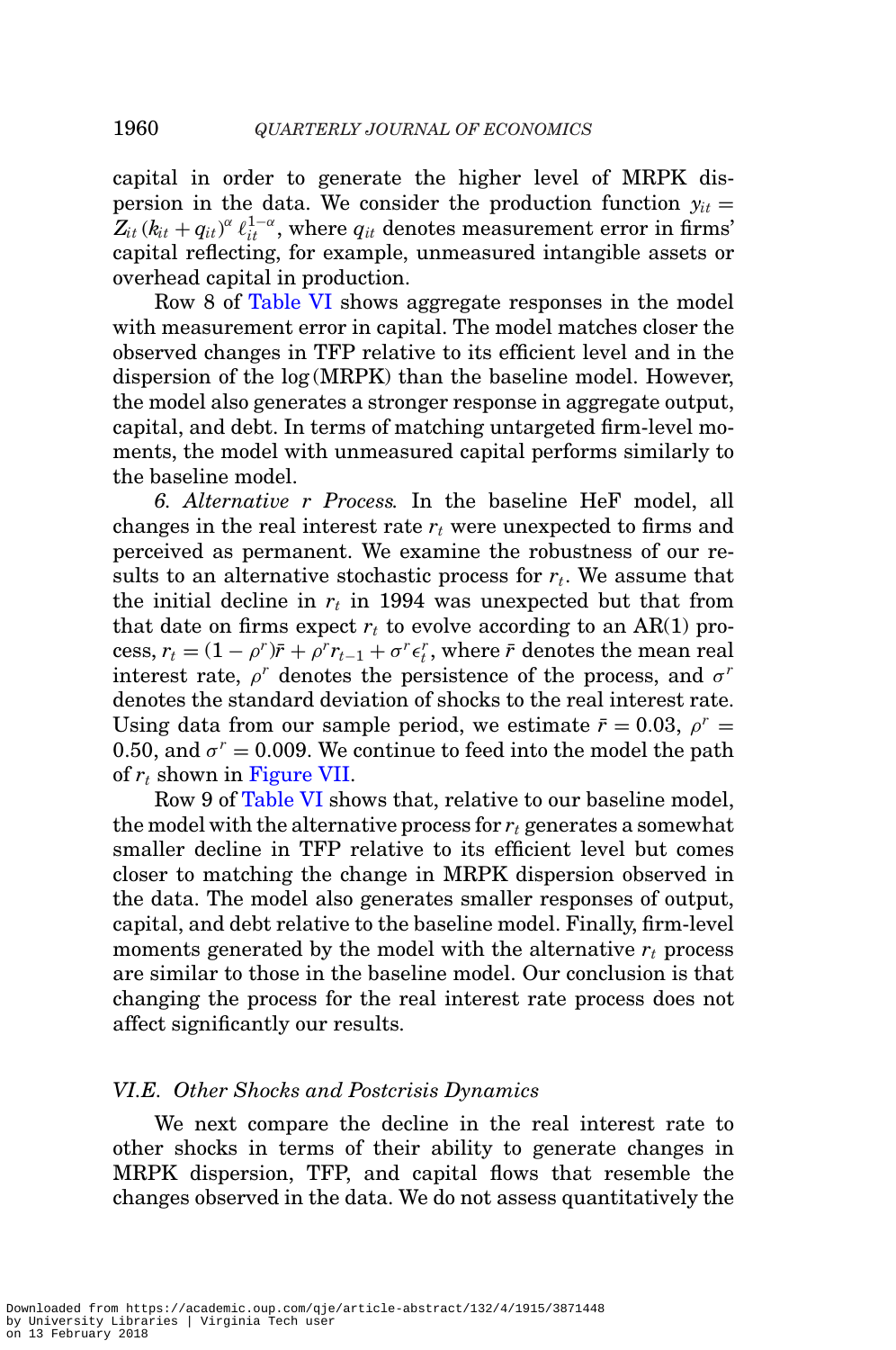capital in order to generate the higher level of MRPK dispersion in the data. We consider the production function $y_{it} = Z_{it} (k_{it} + q_{it})^{\alpha} \ell_{it}^{1-\alpha}$, where $q_{it}$ denotes measurement error in firms' capital reflecting, for example, unmeasured intangible assets or overhead capital in production.

Row 8 of Table VI shows aggregate responses in the model with measurement error in capital. The model matches closer the observed changes in TFP relative to its efficient level and in the dispersion of the log (MRPK) than the baseline model. However, the model also generates a stronger response in aggregate output, capital, and debt. In terms of matching untargeted firm-level moments, the model with unmeasured capital performs similarly to the baseline model.

*6. Alternative r Process.* In the baseline HeF model, all changes in the real interest rate $r_t$ were unexpected to firms and perceived as permanent. We examine the robustness of our results to an alternative stochastic process for $r_t$. We assume that the initial decline in $r_t$ in 1994 was unexpected but that from that date on firms expect $r_t$ to evolve according to an AR(1) process, $r_t = (1 - \rho^r)\bar{r} + \rho^r r_{t-1} + \sigma^r \epsilon_t^r$, where $\bar{r}$ denotes the mean real interest rate, $\rho^r$ denotes the persistence of the process, and $\sigma^r$ denotes the standard deviation of shocks to the real interest rate. Using data from our sample period, we estimate $\bar{r} = 0.03$, $\rho^r = 0.50$, and $\sigma^r = 0.009$. We continue to feed into the model the path of $r_t$ shown in Figure VII.

Row 9 of Table VI shows that, relative to our baseline model, the model with the alternative process for $r_t$ generates a somewhat smaller decline in TFP relative to its efficient level but comes closer to matching the change in MRPK dispersion observed in the data. The model also generates smaller responses of output, capital, and debt relative to the baseline model. Finally, firm-level moments generated by the model with the alternative $r_t$ process are similar to those in the baseline model. Our conclusion is that changing the process for the real interest rate process does not affect significantly our results.

### VI.E. Other Shocks and Postcrisis Dynamics

We next compare the decline in the real interest rate to other shocks in terms of their ability to generate changes in MRPK dispersion, TFP, and capital flows that resemble the changes observed in the data. We do not assess quantitatively the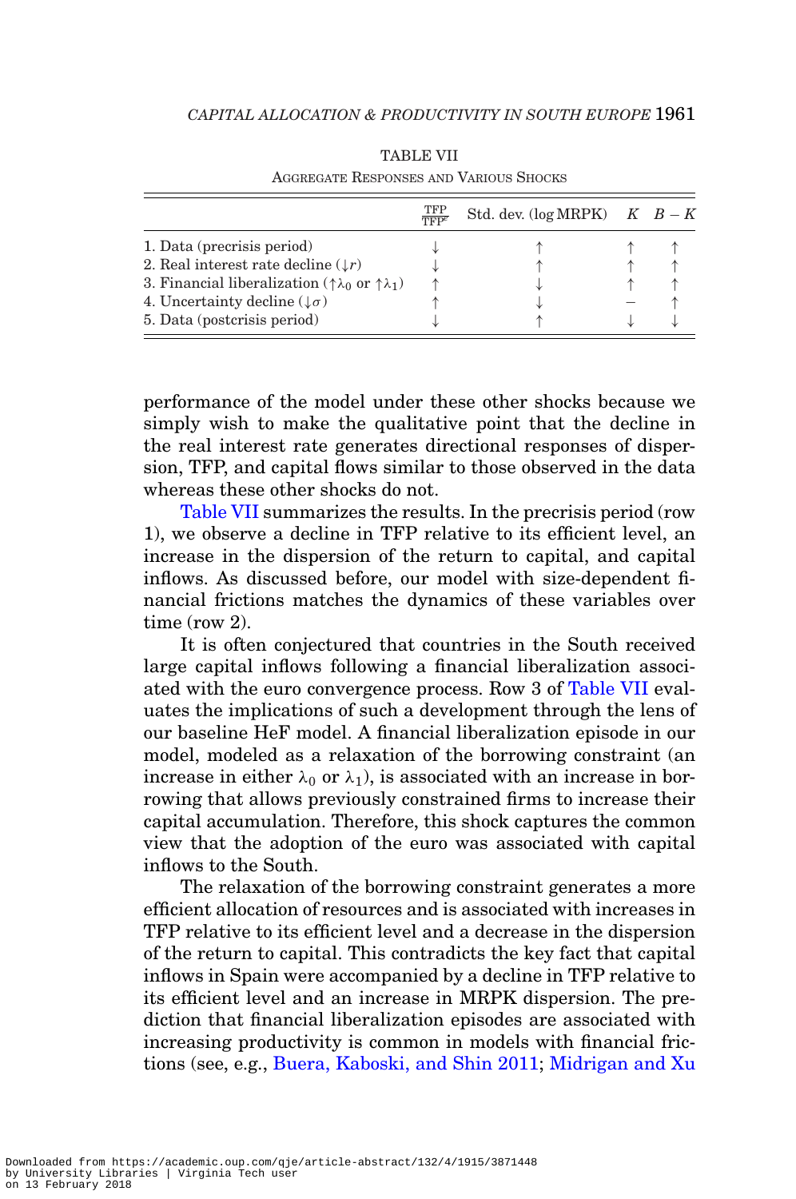TABLE VII

Aggregate Responses and Various Shocks

| | $\frac{\text{TFP}}{\text{TFP}^e}$ | Std. dev. (log MRPK) | $K$ | $B-K$ |
|---|---|---|---|---|
| 1. Data (precrisis period) | ↓ | ↑ | ↑ | ↑ |
| 2. Real interest rate decline (↓$r$) | ↓ | ↑ | ↑ | ↑ |
| 3. Financial liberalization (↑$\lambda_0$ or ↑$\lambda_1$) | ↑ | ↓ | ↑ | ↑ |
| 4. Uncertainty decline (↓$\sigma$) | ↑ | ↓ | – | ↑ |
| 5. Data (postcrisis period) | ↓ | ↑ | ↓ | ↓ |

performance of the model under these other shocks because we simply wish to make the qualitative point that the decline in the real interest rate generates directional responses of dispersion, TFP, and capital flows similar to those observed in the data whereas these other shocks do not.

Table VII summarizes the results. In the precrisis period (row 1), we observe a decline in TFP relative to its efficient level, an increase in the dispersion of the return to capital, and capital inflows. As discussed before, our model with size-dependent financial frictions matches the dynamics of these variables over time (row 2).

It is often conjectured that countries in the South received large capital inflows following a financial liberalization associated with the euro convergence process. Row 3 of Table VII evaluates the implications of such a development through the lens of our baseline HeF model. A financial liberalization episode in our model, modeled as a relaxation of the borrowing constraint (an increase in either $\lambda_0$ or $\lambda_1$), is associated with an increase in borrowing that allows previously constrained firms to increase their capital accumulation. Therefore, this shock captures the common view that the adoption of the euro was associated with capital inflows to the South.

The relaxation of the borrowing constraint generates a more efficient allocation of resources and is associated with increases in TFP relative to its efficient level and a decrease in the dispersion of the return to capital. This contradicts the key fact that capital inflows in Spain were accompanied by a decline in TFP relative to its efficient level and an increase in MRPK dispersion. The prediction that financial liberalization episodes are associated with increasing productivity is common in models with financial frictions (see, e.g., Buera, Kaboski, and Shin 2011; Midrigan and Xu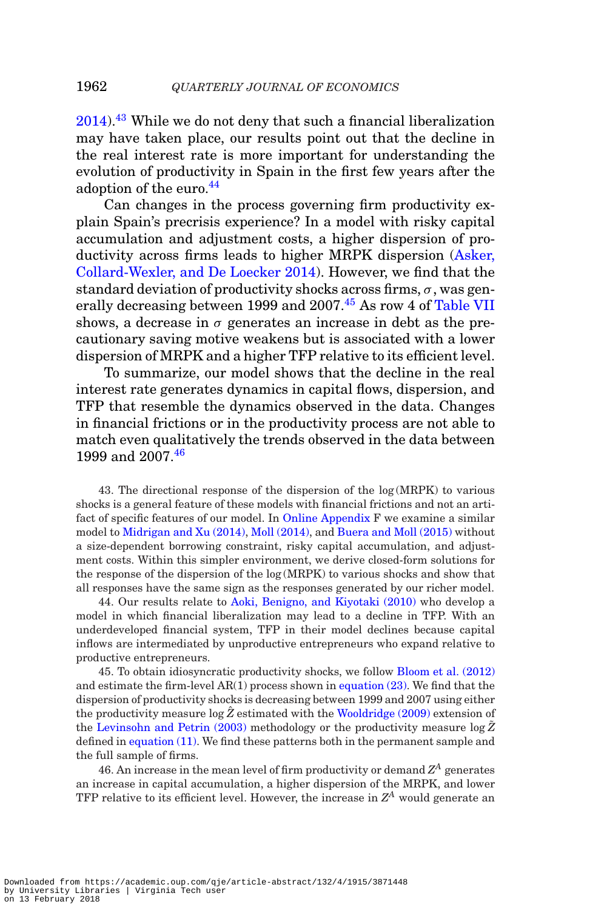2014).[43] While we do not deny that such a financial liberalization may have taken place, our results point out that the decline in the real interest rate is more important for understanding the evolution of productivity in Spain in the first few years after the adoption of the euro.[44]

Can changes in the process governing firm productivity explain Spain's precrisis experience? In a model with risky capital accumulation and adjustment costs, a higher dispersion of productivity across firms leads to higher MRPK dispersion (Asker, Collard-Wexler, and De Loecker 2014). However, we find that the standard deviation of productivity shocks across firms, $\sigma$, was generally decreasing between 1999 and 2007.[45] As row 4 of Table VII shows, a decrease in $\sigma$ generates an increase in debt as the precautionary saving motive weakens but is associated with a lower dispersion of MRPK and a higher TFP relative to its efficient level.

To summarize, our model shows that the decline in the real interest rate generates dynamics in capital flows, dispersion, and TFP that resemble the dynamics observed in the data. Changes in financial frictions or in the productivity process are not able to match even qualitatively the trends observed in the data between 1999 and 2007.[46]

43. The directional response of the dispersion of the log(MRPK) to various shocks is a general feature of these models with financial frictions and not an artifact of specific features of our model. In Online Appendix F we examine a similar model to Midrigan and Xu (2014), Moll (2014), and Buera and Moll (2015) without a size-dependent borrowing constraint, risky capital accumulation, and adjustment costs. Within this simpler environment, we derive closed-form solutions for the response of the dispersion of the log(MRPK) to various shocks and show that all responses have the same sign as the responses generated by our richer model.

44. Our results relate to Aoki, Benigno, and Kiyotaki (2010) who develop a model in which financial liberalization may lead to a decline in TFP. With an underdeveloped financial system, TFP in their model declines because capital inflows are intermediated by unproductive entrepreneurs who expand relative to productive entrepreneurs.

45. To obtain idiosyncratic productivity shocks, we follow Bloom et al. (2012) and estimate the firm-level AR(1) process shown in equation (23). We find that the dispersion of productivity shocks is decreasing between 1999 and 2007 using either the productivity measure $\log \hat{Z}$ estimated with the Wooldridge (2009) extension of the Levinsohn and Petrin (2003) methodology or the productivity measure $\log \tilde{Z}$ defined in equation (11). We find these patterns both in the permanent sample and the full sample of firms.

46. An increase in the mean level of firm productivity or demand $Z^A$ generates an increase in capital accumulation, a higher dispersion of the MRPK, and lower TFP relative to its efficient level. However, the increase in $Z^A$ would generate an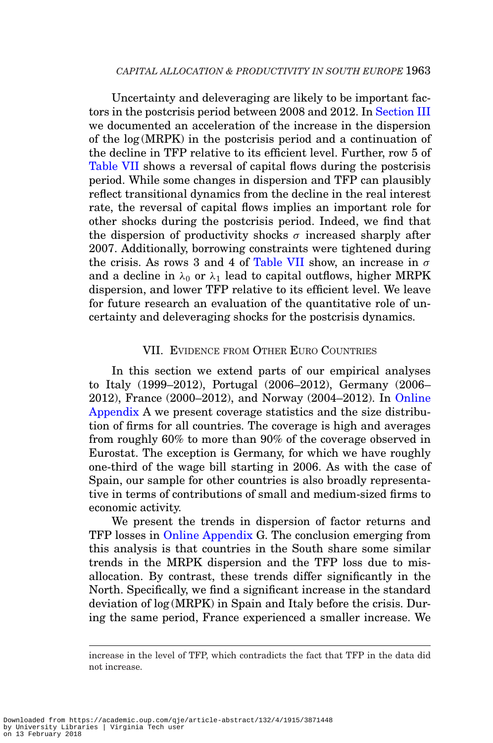Uncertainty and deleveraging are likely to be important factors in the postcrisis period between 2008 and 2012. In Section III we documented an acceleration of the increase in the dispersion of the log (MRPK) in the postcrisis period and a continuation of the decline in TFP relative to its efficient level. Further, row 5 of Table VII shows a reversal of capital flows during the postcrisis period. While some changes in dispersion and TFP can plausibly reflect transitional dynamics from the decline in the real interest rate, the reversal of capital flows implies an important role for other shocks during the postcrisis period. Indeed, we find that the dispersion of productivity shocks $\sigma$ increased sharply after 2007. Additionally, borrowing constraints were tightened during the crisis. As rows 3 and 4 of Table VII show, an increase in $\sigma$ and a decline in $\lambda_0$ or $\lambda_1$ lead to capital outflows, higher MRPK dispersion, and lower TFP relative to its efficient level. We leave for future research an evaluation of the quantitative role of uncertainty and deleveraging shocks for the postcrisis dynamics.

## VII. Evidence from Other Euro Countries

In this section we extend parts of our empirical analyses to Italy (1999–2012), Portugal (2006–2012), Germany (2006–2012), France (2000–2012), and Norway (2004–2012). In Online Appendix A we present coverage statistics and the size distribution of firms for all countries. The coverage is high and averages from roughly 60% to more than 90% of the coverage observed in Eurostat. The exception is Germany, for which we have roughly one-third of the wage bill starting in 2006. As with the case of Spain, our sample for other countries is also broadly representative in terms of contributions of small and medium-sized firms to economic activity.

We present the trends in dispersion of factor returns and TFP losses in Online Appendix G. The conclusion emerging from this analysis is that countries in the South share some similar trends in the MRPK dispersion and the TFP loss due to misallocation. By contrast, these trends differ significantly in the North. Specifically, we find a significant increase in the standard deviation of log (MRPK) in Spain and Italy before the crisis. During the same period, France experienced a smaller increase. We

---

increase in the level of TFP, which contradicts the fact that TFP in the data did not increase.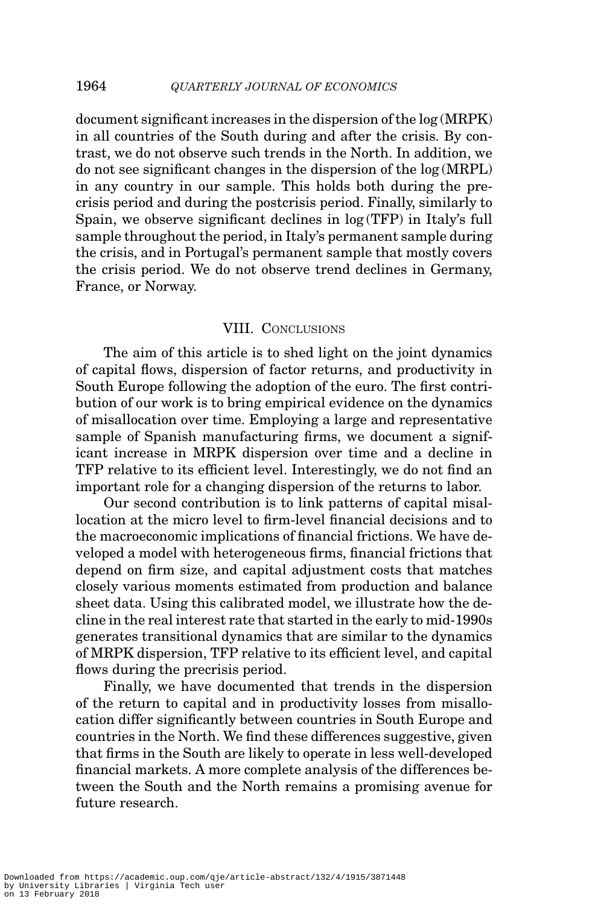document significant increases in the dispersion of the log (MRPK) in all countries of the South during and after the crisis. By contrast, we do not observe such trends in the North. In addition, we do not see significant changes in the dispersion of the log (MRPL) in any country in our sample. This holds both during the precrisis period and during the postcrisis period. Finally, similarly to Spain, we observe significant declines in log (TFP) in Italy's full sample throughout the period, in Italy's permanent sample during the crisis, and in Portugal's permanent sample that mostly covers the crisis period. We do not observe trend declines in Germany, France, or Norway.

## VIII. Conclusions

The aim of this article is to shed light on the joint dynamics of capital flows, dispersion of factor returns, and productivity in South Europe following the adoption of the euro. The first contribution of our work is to bring empirical evidence on the dynamics of misallocation over time. Employing a large and representative sample of Spanish manufacturing firms, we document a significant increase in MRPK dispersion over time and a decline in TFP relative to its efficient level. Interestingly, we do not find an important role for a changing dispersion of the returns to labor.

Our second contribution is to link patterns of capital misallocation at the micro level to firm-level financial decisions and to the macroeconomic implications of financial frictions. We have developed a model with heterogeneous firms, financial frictions that depend on firm size, and capital adjustment costs that matches closely various moments estimated from production and balance sheet data. Using this calibrated model, we illustrate how the decline in the real interest rate that started in the early to mid-1990s generates transitional dynamics that are similar to the dynamics of MRPK dispersion, TFP relative to its efficient level, and capital flows during the precrisis period.

Finally, we have documented that trends in the dispersion of the return to capital and in productivity losses from misallocation differ significantly between countries in South Europe and countries in the North. We find these differences suggestive, given that firms in the South are likely to operate in less well-developed financial markets. A more complete analysis of the differences between the South and the North remains a promising avenue for future research.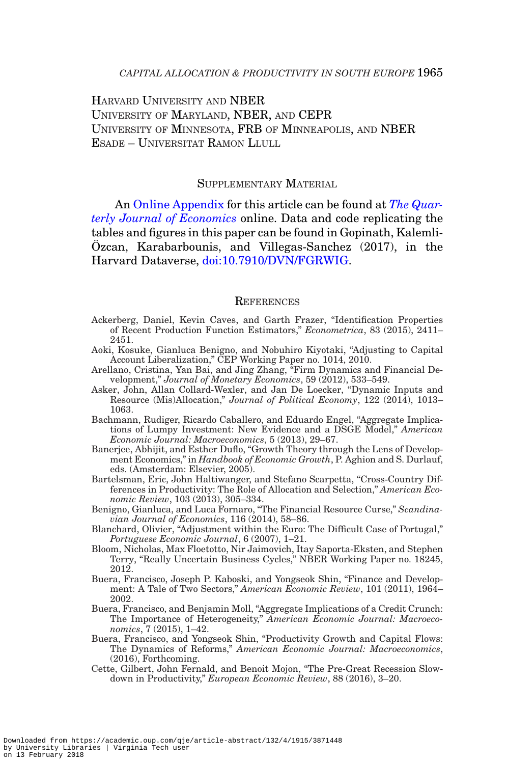Harvard University and NBER
University of Maryland, NBER, and CEPR
University of Minnesota, FRB of Minneapolis, and NBER
Esade – Universitat Ramon Llull

## Supplementary Material

An Online Appendix for this article can be found at *The Quarterly Journal of Economics* online. Data and code replicating the tables and figures in this paper can be found in Gopinath, Kalemli-Özcan, Karabarbounis, and Villegas-Sanchez (2017), in the Harvard Dataverse, doi:10.7910/DVN/FGRWIG.

## References

Ackerberg, Daniel, Kevin Caves, and Garth Frazer, "Identification Properties of Recent Production Function Estimators," *Econometrica*, 83 (2015), 2411–2451.

Aoki, Kosuke, Gianluca Benigno, and Nobuhiro Kiyotaki, "Adjusting to Capital Account Liberalization," CEP Working Paper no. 1014, 2010.

Arellano, Cristina, Yan Bai, and Jing Zhang, "Firm Dynamics and Financial Development," *Journal of Monetary Economics*, 59 (2012), 533–549.

Asker, John, Allan Collard-Wexler, and Jan De Loecker, "Dynamic Inputs and Resource (Mis)Allocation," *Journal of Political Economy*, 122 (2014), 1013–1063.

Bachmann, Rudiger, Ricardo Caballero, and Eduardo Engel, "Aggregate Implications of Lumpy Investment: New Evidence and a DSGE Model," *American Economic Journal: Macroeconomics*, 5 (2013), 29–67.

Banerjee, Abhijit, and Esther Duflo, "Growth Theory through the Lens of Development Economics," in *Handbook of Economic Growth*, P. Aghion and S. Durlauf, eds. (Amsterdam: Elsevier, 2005).

Bartelsman, Eric, John Haltiwanger, and Stefano Scarpetta, "Cross-Country Differences in Productivity: The Role of Allocation and Selection," *American Economic Review*, 103 (2013), 305–334.

Benigno, Gianluca, and Luca Fornaro, "The Financial Resource Curse," *Scandinavian Journal of Economics*, 116 (2014), 58–86.

Blanchard, Olivier, "Adjustment within the Euro: The Difficult Case of Portugal," *Portuguese Economic Journal*, 6 (2007), 1–21.

Bloom, Nicholas, Max Floetotto, Nir Jaimovich, Itay Saporta-Eksten, and Stephen Terry, "Really Uncertain Business Cycles," NBER Working Paper no. 18245, 2012.

Buera, Francisco, Joseph P. Kaboski, and Yongseok Shin, "Finance and Development: A Tale of Two Sectors," *American Economic Review*, 101 (2011), 1964–2002.

Buera, Francisco, and Benjamin Moll, "Aggregate Implications of a Credit Crunch: The Importance of Heterogeneity," *American Economic Journal: Macroeconomics*, 7 (2015), 1–42.

Buera, Francisco, and Yongseok Shin, "Productivity Growth and Capital Flows: The Dynamics of Reforms," *American Economic Journal: Macroeconomics*, (2016), Forthcoming.

Cette, Gilbert, John Fernald, and Benoit Mojon, "The Pre-Great Recession Slowdown in Productivity," *European Economic Review*, 88 (2016), 3–20.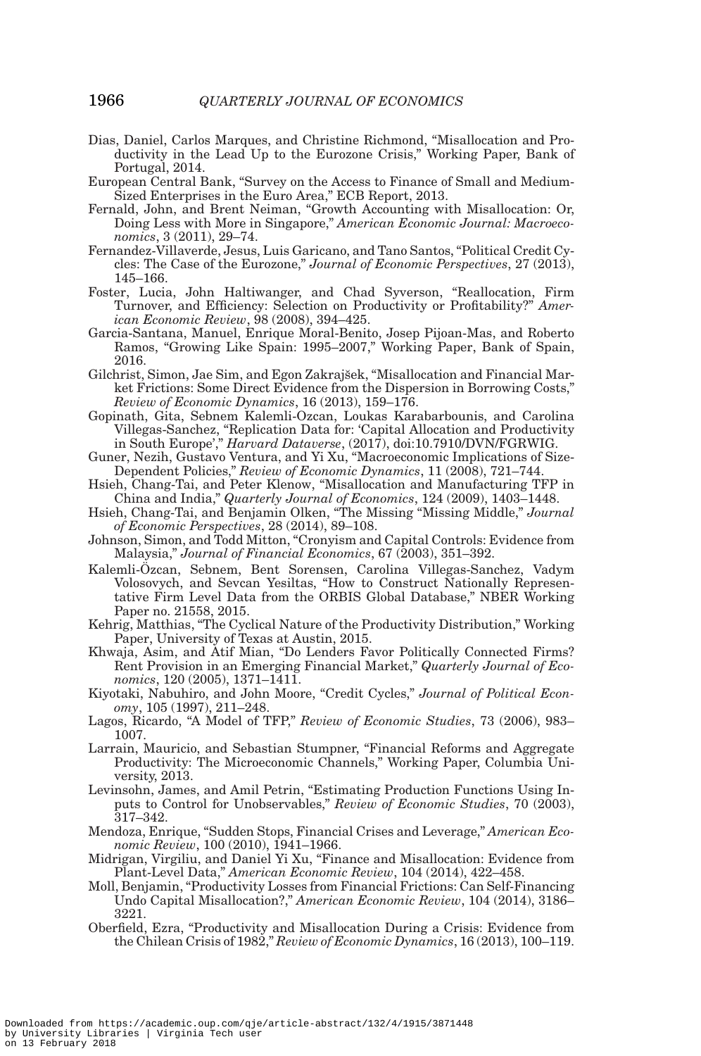Dias, Daniel, Carlos Marques, and Christine Richmond, "Misallocation and Productivity in the Lead Up to the Eurozone Crisis," Working Paper, Bank of Portugal, 2014.

European Central Bank, "Survey on the Access to Finance of Small and Medium-Sized Enterprises in the Euro Area," ECB Report, 2013.

Fernald, John, and Brent Neiman, "Growth Accounting with Misallocation: Or, Doing Less with More in Singapore," *American Economic Journal: Macroeconomics*, 3 (2011), 29–74.

Fernandez-Villaverde, Jesus, Luis Garicano, and Tano Santos, "Political Credit Cycles: The Case of the Eurozone," *Journal of Economic Perspectives*, 27 (2013), 145–166.

Foster, Lucia, John Haltiwanger, and Chad Syverson, "Reallocation, Firm Turnover, and Efficiency: Selection on Productivity or Profitability?" *American Economic Review*, 98 (2008), 394–425.

Garcia-Santana, Manuel, Enrique Moral-Benito, Josep Pijoan-Mas, and Roberto Ramos, "Growing Like Spain: 1995–2007," Working Paper, Bank of Spain, 2016.

Gilchrist, Simon, Jae Sim, and Egon Zakrajšek, "Misallocation and Financial Market Frictions: Some Direct Evidence from the Dispersion in Borrowing Costs," *Review of Economic Dynamics*, 16 (2013), 159–176.

Gopinath, Gita, Sebnem Kalemli-Ozcan, Loukas Karabarbounis, and Carolina Villegas-Sanchez, "Replication Data for: 'Capital Allocation and Productivity in South Europe'," *Harvard Dataverse*, (2017), doi:10.7910/DVN/FGRWIG.

Guner, Nezih, Gustavo Ventura, and Yi Xu, "Macroeconomic Implications of Size-Dependent Policies," *Review of Economic Dynamics*, 11 (2008), 721–744.

Hsieh, Chang-Tai, and Peter Klenow, "Misallocation and Manufacturing TFP in China and India," *Quarterly Journal of Economics*, 124 (2009), 1403–1448.

Hsieh, Chang-Tai, and Benjamin Olken, "The Missing "Missing Middle," *Journal of Economic Perspectives*, 28 (2014), 89–108.

Johnson, Simon, and Todd Mitton, "Cronyism and Capital Controls: Evidence from Malaysia," *Journal of Financial Economics*, 67 (2003), 351–392.

Kalemli-Özcan, Sebnem, Bent Sorensen, Carolina Villegas-Sanchez, Vadym Volosovych, and Sevcan Yesiltas, "How to Construct Nationally Representative Firm Level Data from the ORBIS Global Database," NBER Working Paper no. 21558, 2015.

Kehrig, Matthias, "The Cyclical Nature of the Productivity Distribution," Working Paper, University of Texas at Austin, 2015.

Khwaja, Asim, and Atif Mian, "Do Lenders Favor Politically Connected Firms? Rent Provision in an Emerging Financial Market," *Quarterly Journal of Economics*, 120 (2005), 1371–1411.

Kiyotaki, Nabuhiro, and John Moore, "Credit Cycles," *Journal of Political Economy*, 105 (1997), 211–248.

Lagos, Ricardo, "A Model of TFP," *Review of Economic Studies*, 73 (2006), 983–1007.

Larrain, Mauricio, and Sebastian Stumpner, "Financial Reforms and Aggregate Productivity: The Microeconomic Channels," Working Paper, Columbia University, 2013.

Levinsohn, James, and Amil Petrin, "Estimating Production Functions Using Inputs to Control for Unobservables," *Review of Economic Studies*, 70 (2003), 317–342.

Mendoza, Enrique, "Sudden Stops, Financial Crises and Leverage," *American Economic Review*, 100 (2010), 1941–1966.

Midrigan, Virgiliu, and Daniel Yi Xu, "Finance and Misallocation: Evidence from Plant-Level Data," *American Economic Review*, 104 (2014), 422–458.

Moll, Benjamin, "Productivity Losses from Financial Frictions: Can Self-Financing Undo Capital Misallocation?," *American Economic Review*, 104 (2014), 3186–3221.

Oberfield, Ezra, "Productivity and Misallocation During a Crisis: Evidence from the Chilean Crisis of 1982," *Review of Economic Dynamics*, 16 (2013), 100–119.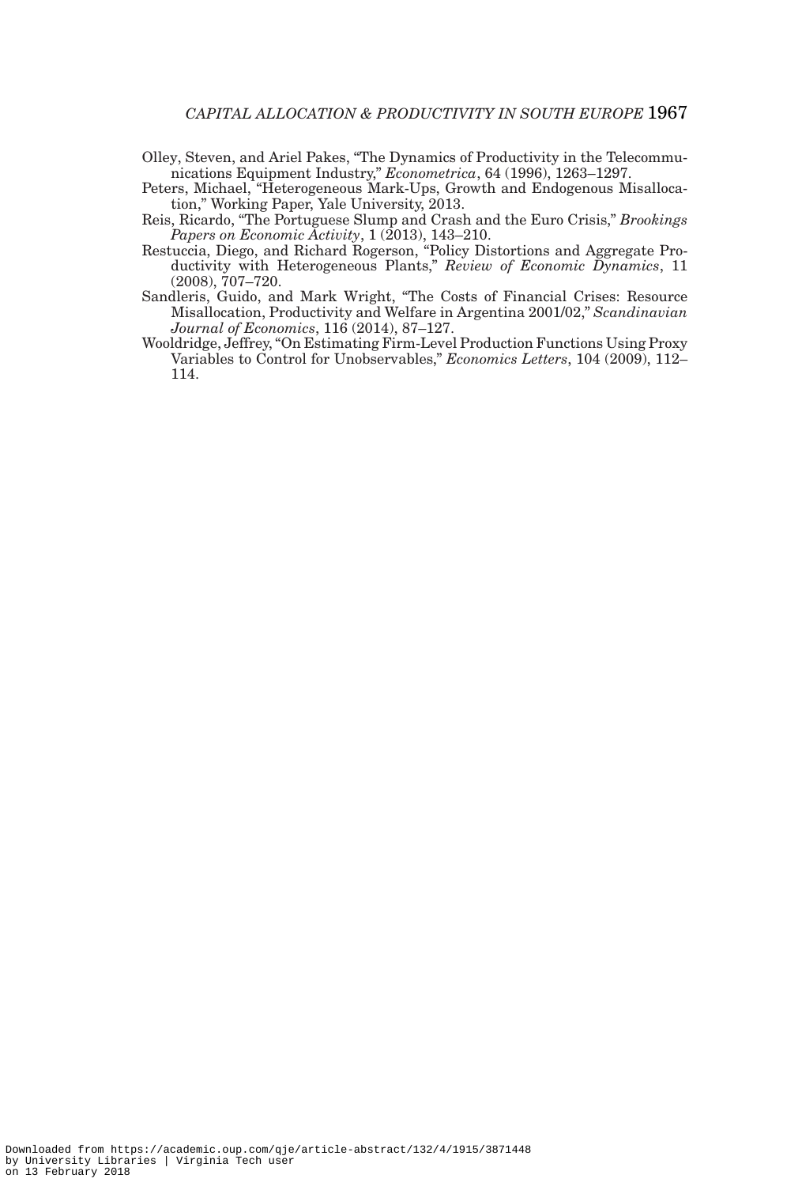Olley, Steven, and Ariel Pakes, "The Dynamics of Productivity in the Telecommunications Equipment Industry," *Econometrica*, 64 (1996), 1263–1297.

Peters, Michael, "Heterogeneous Mark-Ups, Growth and Endogenous Misallocation," Working Paper, Yale University, 2013.

Reis, Ricardo, "The Portuguese Slump and Crash and the Euro Crisis," *Brookings Papers on Economic Activity*, 1 (2013), 143–210.

Restuccia, Diego, and Richard Rogerson, "Policy Distortions and Aggregate Productivity with Heterogeneous Plants," *Review of Economic Dynamics*, 11 (2008), 707–720.

Sandleris, Guido, and Mark Wright, "The Costs of Financial Crises: Resource Misallocation, Productivity and Welfare in Argentina 2001/02," *Scandinavian Journal of Economics*, 116 (2014), 87–127.

Wooldridge, Jeffrey, "On Estimating Firm-Level Production Functions Using Proxy Variables to Control for Unobservables," *Economics Letters*, 104 (2009), 112–114.